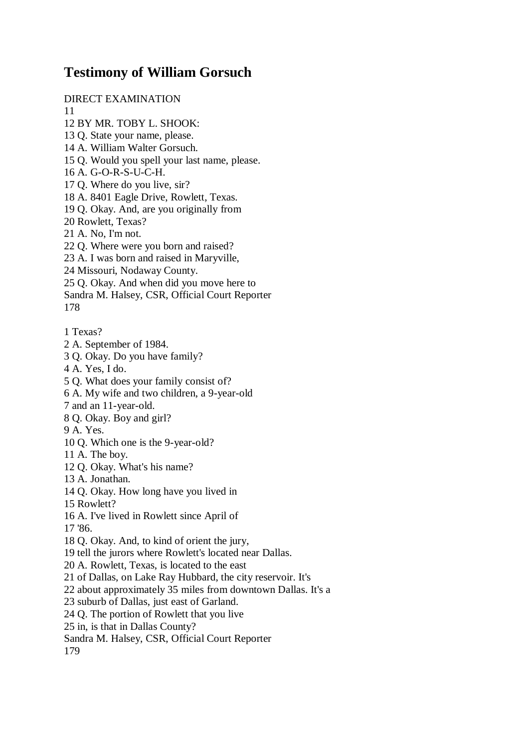# Testimony of William Gorsuch

DIRECT EXAMINATION

11

12 BY MR. TOBY L. SHOOK:

13 Q. State your name, please.

14 A. William Walter Gorsuch.

15 Q. Would you spell your last name, please.

16 A. G-O-R-S-U-C-H.

17 Q. Where do you live, sir?

18 A. 8401 Eagle Drive, Rowlett, Texas.

19 Q. Okay. And, are you originally from

20 Rowlett, Texas?

21 A. No, I'm not.

22 Q. Where were you born and raised?

23 A. I was born and raised in Maryville,

24 Missouri, Nodaway County.

25 Q. Okay. And when did you move here to

Sandra M. Halsey, CSR, Official Court Reporter

178

1 Texas?

2 A. September of 1984.

3 Q. Okay. Do you have family?

4 A. Yes, I do.

5 Q. What does your family consist of?

6 A. My wife and two children, a 9-year-old

7 and an 11-year-old.

8 Q. Okay. Boy and girl?

9 A. Yes.

10 Q. Which one is the 9-year-old?

11 A. The boy.

12 Q. Okay. What's his name?

13 A. Jonathan.

14 Q. Okay. How long have you lived in

15 Rowlett?

16 A. I've lived in Rowlett since April of

17 '86.

18 Q. Okay. And, to kind of orient the jury,

19 tell the jurors where Rowlett's located near Dallas.

20 A. Rowlett, Texas, is located to the east

21 of Dallas, on Lake Ray Hubbard, the city reservoir. It's

22 about approximately 35 miles from downtown Dallas. It's a

23 suburb of Dallas, just east of Garland.

24 Q. The portion of Rowlett that you live

25 in, is that in Dallas County?

Sandra M. Halsey, CSR, Official Court Reporter

179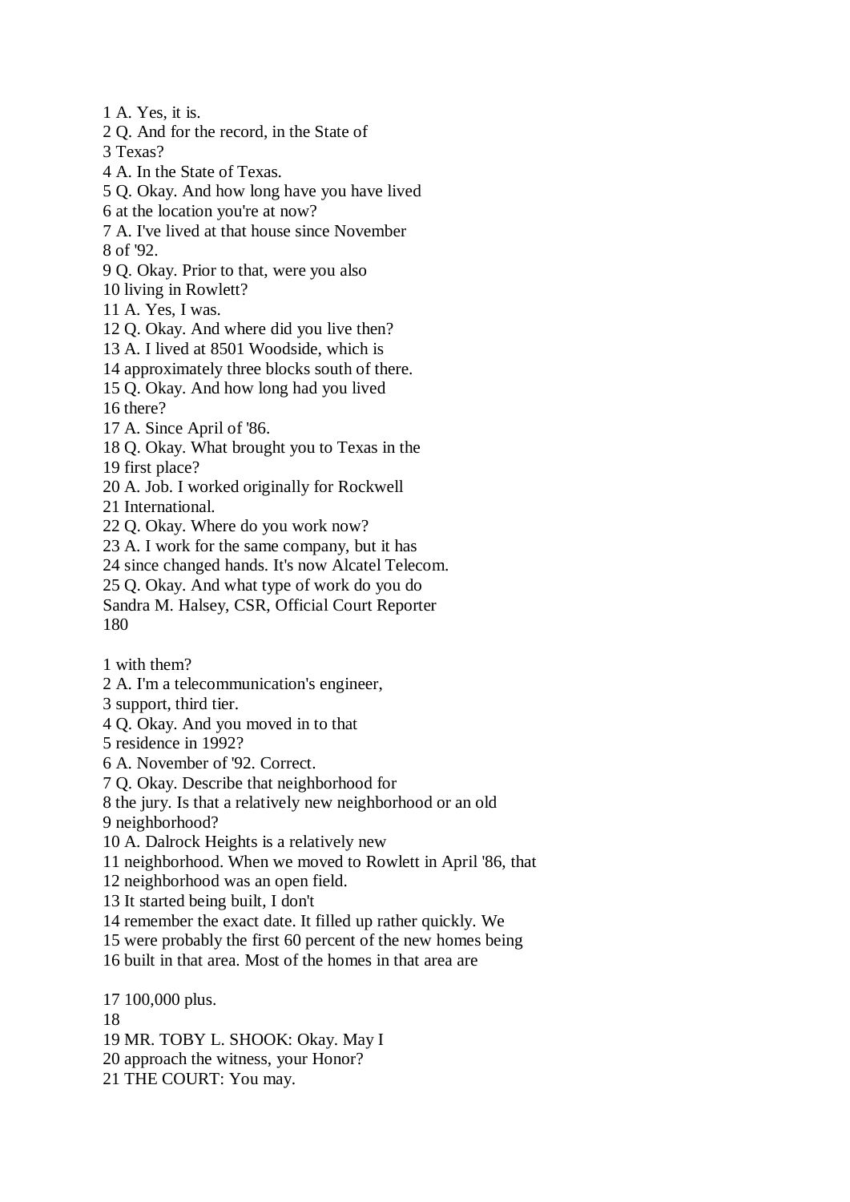1 A. Yes, it is.
2 Q. And for the record, in the State of
3 Texas?
4 A. In the State of Texas.
5 Q. Okay. And how long have you have lived
6 at the location you're at now?
7 A. I've lived at that house since November
8 of '92.
9 Q. Okay. Prior to that, were you also
10 living in Rowlett?
11 A. Yes, I was.
12 Q. Okay. And where did you live then?
13 A. I lived at 8501 Woodside, which is
14 approximately three blocks south of there.
15 Q. Okay. And how long had you lived
16 there?
17 A. Since April of '86.
18 Q. Okay. What brought you to Texas in the
19 first place?
20 A. Job. I worked originally for Rockwell
21 International.
22 Q. Okay. Where do you work now?
23 A. I work for the same company, but it has
24 since changed hands. It's now Alcatel Telecom.
25 Q. Okay. And what type of work do you do
Sandra M. Halsey, CSR, Official Court Reporter

1 with them?
2 A. I'm a telecommunication's engineer,
3 support, third tier.
4 Q. Okay. And you moved in to that
5 residence in 1992?
6 A. November of '92. Correct.
7 Q. Okay. Describe that neighborhood for
8 the jury. Is that a relatively new neighborhood or an old
9 neighborhood?
10 A. Dalrock Heights is a relatively new
11 neighborhood. When we moved to Rowlett in April '86, that
12 neighborhood was an open field.
13 It started being built, I don't
14 remember the exact date. It filled up rather quickly. We
15 were probably the first 60 percent of the new homes being
16 built in that area. Most of the homes in that area are

17 100,000 plus.
18
19 MR. TOBY L. SHOOK: Okay. May I
20 approach the witness, your Honor?
21 THE COURT: You may.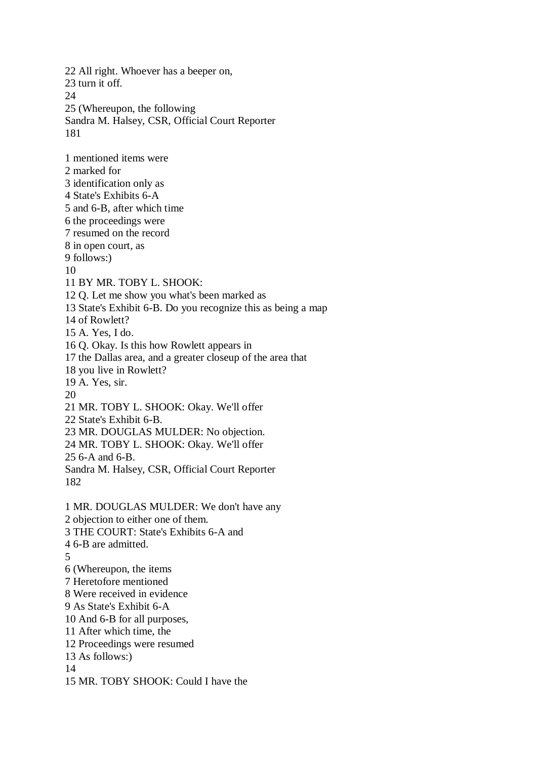22 All right. Whoever has a beeper on,
23 turn it off.
24
25 (Whereupon, the following

1 mentioned items were
2 marked for
3 identification only as
4 State's Exhibits 6-A
5 and 6-B, after which time
6 the proceedings were
7 resumed on the record
8 in open court, as
9 follows:)
10
11 BY MR. TOBY L. SHOOK:
12 Q. Let me show you what's been marked as
13 State's Exhibit 6-B. Do you recognize this as being a map
14 of Rowlett?
15 A. Yes, I do.
16 Q. Okay. Is this how Rowlett appears in
17 the Dallas area, and a greater closeup of the area that
18 you live in Rowlett?
19 A. Yes, sir.
20
21 MR. TOBY L. SHOOK: Okay. We'll offer
22 State's Exhibit 6-B.
23 MR. DOUGLAS MULDER: No objection.
24 MR. TOBY L. SHOOK: Okay. We'll offer
25 6-A and 6-B.

1 MR. DOUGLAS MULDER: We don't have any
2 objection to either one of them.
3 THE COURT: State's Exhibits 6-A and
4 6-B are admitted.
5
6 (Whereupon, the items
7 Heretofore mentioned
8 Were received in evidence
9 As State's Exhibit 6-A
10 And 6-B for all purposes,
11 After which time, the
12 Proceedings were resumed
13 As follows:)
14
15 MR. TOBY SHOOK: Could I have the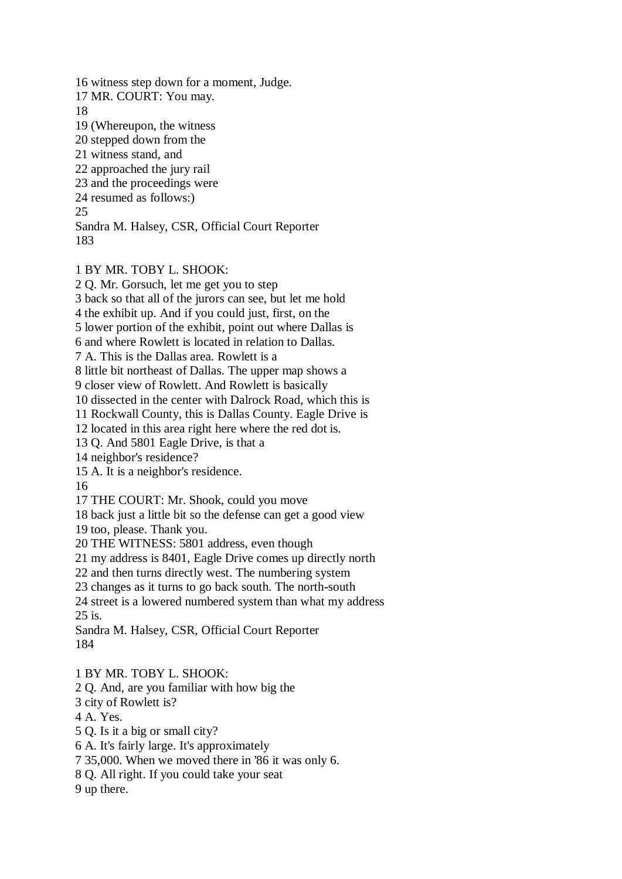16 witness step down for a moment, Judge.
17 MR. COURT: You may.
18
19 (Whereupon, the witness
20 stepped down from the
21 witness stand, and
22 approached the jury rail
23 and the proceedings were
24 resumed as follows:)
25
Sandra M. Halsey, CSR, Official Court Reporter

1 BY MR. TOBY L. SHOOK:
2 Q. Mr. Gorsuch, let me get you to step
3 back so that all of the jurors can see, but let me hold
4 the exhibit up. And if you could just, first, on the
5 lower portion of the exhibit, point out where Dallas is
6 and where Rowlett is located in relation to Dallas.
7 A. This is the Dallas area. Rowlett is a
8 little bit northeast of Dallas. The upper map shows a
9 closer view of Rowlett. And Rowlett is basically
10 dissected in the center with Dalrock Road, which this is
11 Rockwall County, this is Dallas County. Eagle Drive is
12 located in this area right here where the red dot is.
13 Q. And 5801 Eagle Drive, is that a
14 neighbor's residence?
15 A. It is a neighbor's residence.
16
17 THE COURT: Mr. Shook, could you move
18 back just a little bit so the defense can get a good view
19 too, please. Thank you.
20 THE WITNESS: 5801 address, even though
21 my address is 8401, Eagle Drive comes up directly north
22 and then turns directly west. The numbering system
23 changes as it turns to go back south. The north-south
24 street is a lowered numbered system than what my address
25 is.
Sandra M. Halsey, CSR, Official Court Reporter

1 BY MR. TOBY L. SHOOK:
2 Q. And, are you familiar with how big the
3 city of Rowlett is?
4 A. Yes.
5 Q. Is it a big or small city?
6 A. It's fairly large. It's approximately
7 35,000. When we moved there in '86 it was only 6.
8 Q. All right. If you could take your seat
9 up there.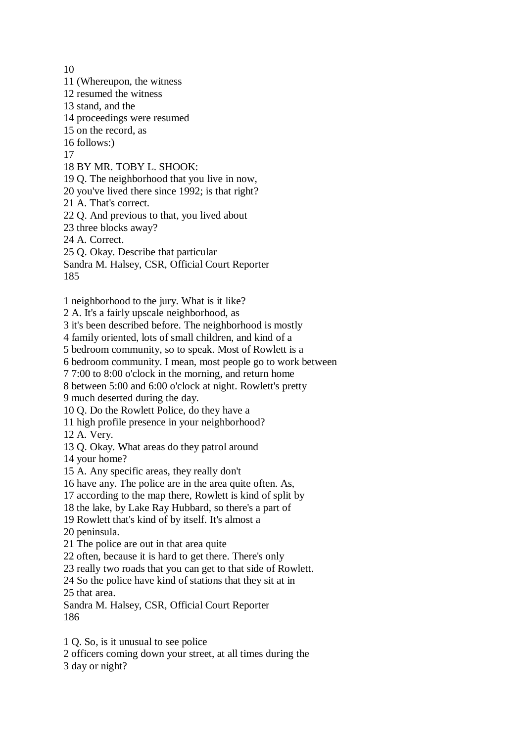10
11 (Whereupon, the witness
12 resumed the witness
13 stand, and the
14 proceedings were resumed
15 on the record, as
16 follows:)
17
18 BY MR. TOBY L. SHOOK:
19 Q. The neighborhood that you live in now,
20 you've lived there since 1992; is that right?
21 A. That's correct.
22 Q. And previous to that, you lived about
23 three blocks away?
24 A. Correct.
25 Q. Okay. Describe that particular

1 neighborhood to the jury. What is it like?
2 A. It's a fairly upscale neighborhood, as
3 it's been described before. The neighborhood is mostly
4 family oriented, lots of small children, and kind of a
5 bedroom community, so to speak. Most of Rowlett is a
6 bedroom community. I mean, most people go to work between
7 7:00 to 8:00 o'clock in the morning, and return home
8 between 5:00 and 6:00 o'clock at night. Rowlett's pretty
9 much deserted during the day.
10 Q. Do the Rowlett Police, do they have a
11 high profile presence in your neighborhood?
12 A. Very.
13 Q. Okay. What areas do they patrol around
14 your home?
15 A. Any specific areas, they really don't
16 have any. The police are in the area quite often. As,
17 according to the map there, Rowlett is kind of split by
18 the lake, by Lake Ray Hubbard, so there's a part of
19 Rowlett that's kind of by itself. It's almost a
20 peninsula.
21 The police are out in that area quite
22 often, because it is hard to get there. There's only
23 really two roads that you can get to that side of Rowlett.
24 So the police have kind of stations that they sit at in
25 that area.

1 Q. So, is it unusual to see police
2 officers coming down your street, at all times during the
3 day or night?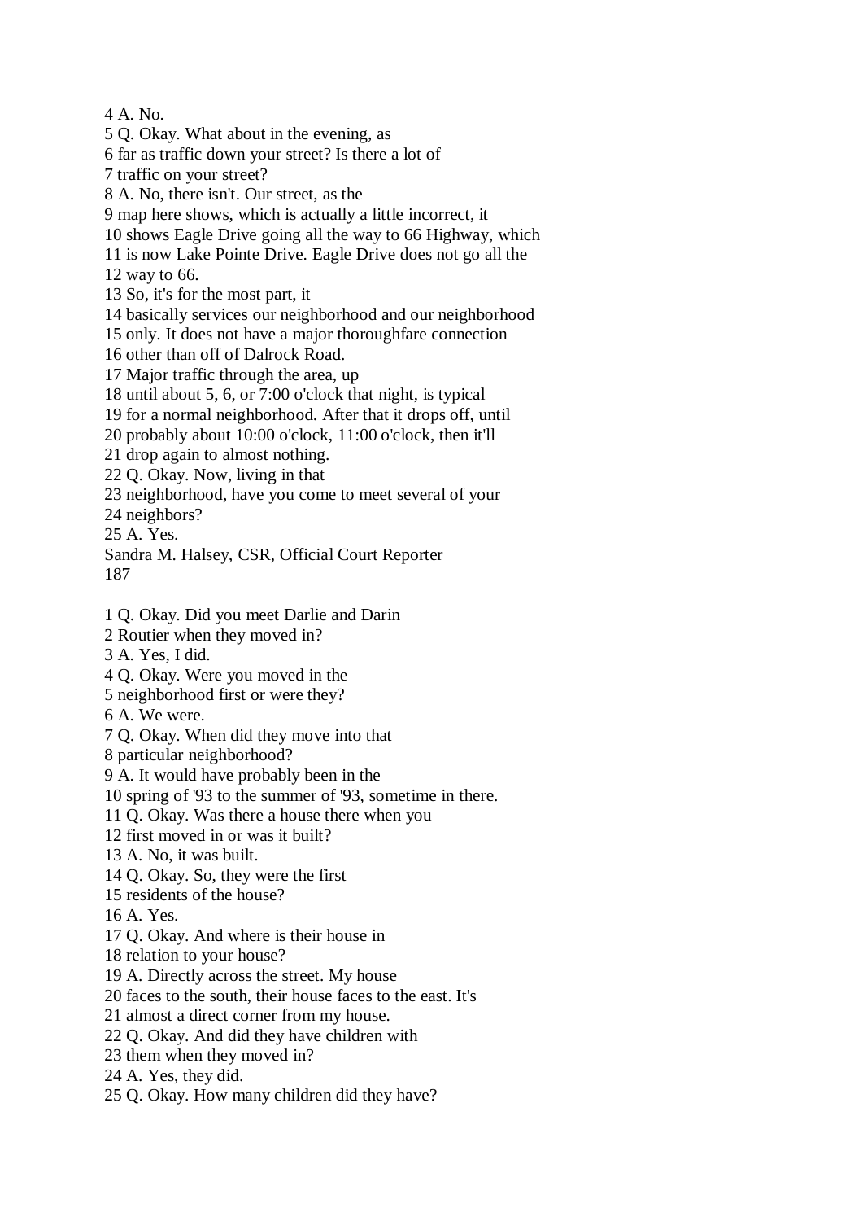4 A. No.
5 Q. Okay. What about in the evening, as
6 far as traffic down your street? Is there a lot of
7 traffic on your street?
8 A. No, there isn't. Our street, as the
9 map here shows, which is actually a little incorrect, it
10 shows Eagle Drive going all the way to 66 Highway, which
11 is now Lake Pointe Drive. Eagle Drive does not go all the
12 way to 66.
13 So, it's for the most part, it
14 basically services our neighborhood and our neighborhood
15 only. It does not have a major thoroughfare connection
16 other than off of Dalrock Road.
17 Major traffic through the area, up
18 until about 5, 6, or 7:00 o'clock that night, is typical
19 for a normal neighborhood. After that it drops off, until
20 probably about 10:00 o'clock, 11:00 o'clock, then it'll
21 drop again to almost nothing.
22 Q. Okay. Now, living in that
23 neighborhood, have you come to meet several of your
24 neighbors?
25 A. Yes.
Sandra M. Halsey, CSR, Official Court Reporter
187

1 Q. Okay. Did you meet Darlie and Darin
2 Routier when they moved in?
3 A. Yes, I did.
4 Q. Okay. Were you moved in the
5 neighborhood first or were they?
6 A. We were.
7 Q. Okay. When did they move into that
8 particular neighborhood?
9 A. It would have probably been in the
10 spring of '93 to the summer of '93, sometime in there.
11 Q. Okay. Was there a house there when you
12 first moved in or was it built?
13 A. No, it was built.
14 Q. Okay. So, they were the first
15 residents of the house?
16 A. Yes.
17 Q. Okay. And where is their house in
18 relation to your house?
19 A. Directly across the street. My house
20 faces to the south, their house faces to the east. It's
21 almost a direct corner from my house.
22 Q. Okay. And did they have children with
23 them when they moved in?
24 A. Yes, they did.
25 Q. Okay. How many children did they have?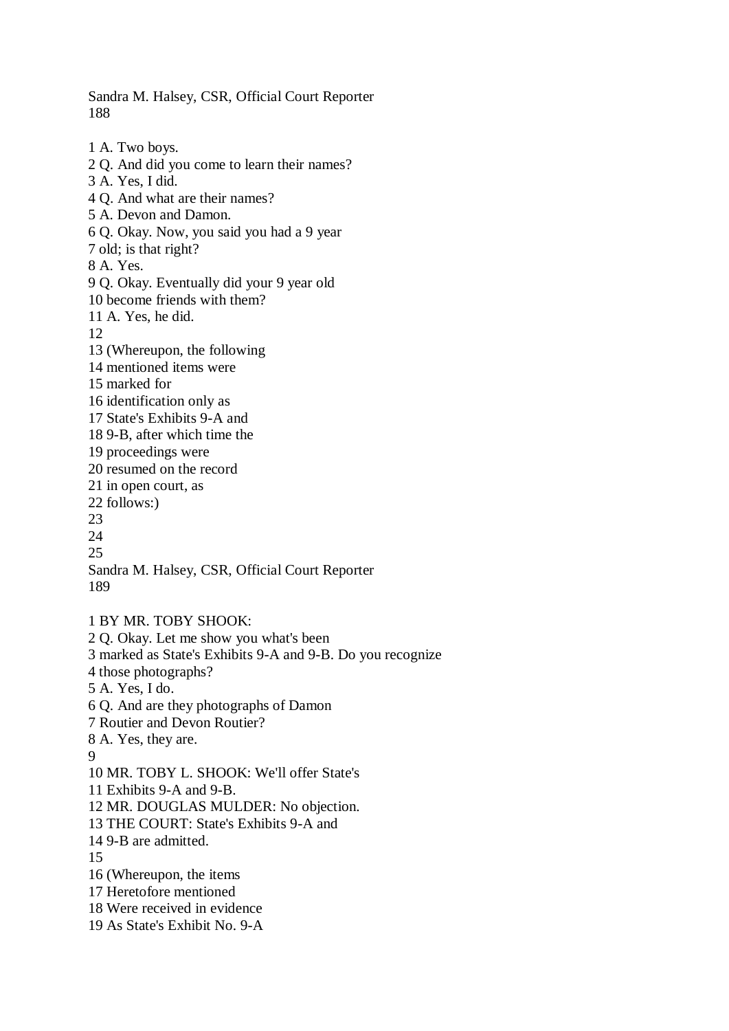1 A. Two boys.
2 Q. And did you come to learn their names?
3 A. Yes, I did.
4 Q. And what are their names?
5 A. Devon and Damon.
6 Q. Okay. Now, you said you had a 9 year
7 old; is that right?
8 A. Yes.
9 Q. Okay. Eventually did your 9 year old
10 become friends with them?
11 A. Yes, he did.
12
13 (Whereupon, the following
14 mentioned items were
15 marked for
16 identification only as
17 State's Exhibits 9-A and
18 9-B, after which time the
19 proceedings were
20 resumed on the record
21 in open court, as
22 follows:)
23
24
25

Sandra M. Halsey, CSR, Official Court Reporter
189

1 BY MR. TOBY SHOOK:
2 Q. Okay. Let me show you what's been
3 marked as State's Exhibits 9-A and 9-B. Do you recognize
4 those photographs?
5 A. Yes, I do.
6 Q. And are they photographs of Damon
7 Routier and Devon Routier?
8 A. Yes, they are.
9
10 MR. TOBY L. SHOOK: We'll offer State's
11 Exhibits 9-A and 9-B.
12 MR. DOUGLAS MULDER: No objection.
13 THE COURT: State's Exhibits 9-A and
14 9-B are admitted.
15
16 (Whereupon, the items
17 Heretofore mentioned
18 Were received in evidence
19 As State's Exhibit No. 9-A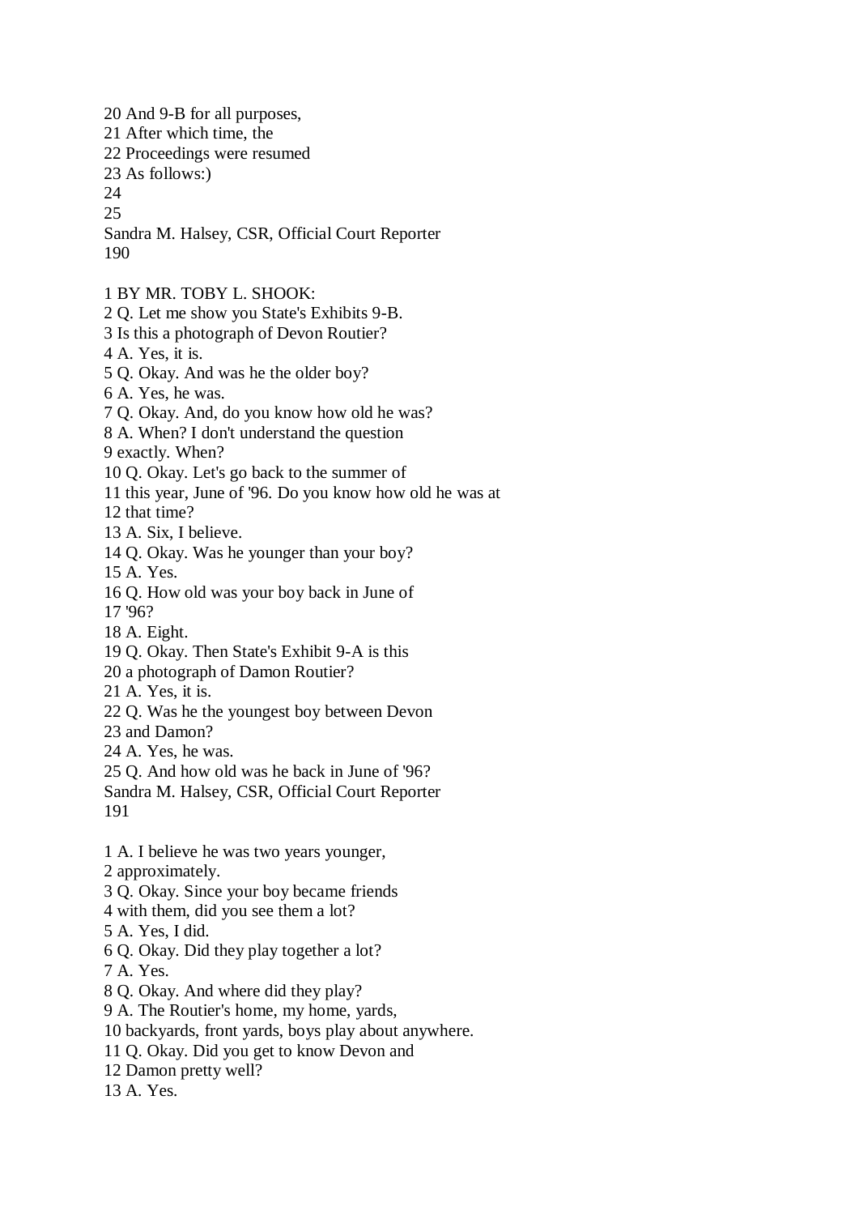20 And 9-B for all purposes,
21 After which time, the
22 Proceedings were resumed
23 As follows:)
24
25

1 BY MR. TOBY L. SHOOK:
2 Q. Let me show you State's Exhibits 9-B.
3 Is this a photograph of Devon Routier?
4 A. Yes, it is.
5 Q. Okay. And was he the older boy?
6 A. Yes, he was.
7 Q. Okay. And, do you know how old he was?
8 A. When? I don't understand the question
9 exactly. When?
10 Q. Okay. Let's go back to the summer of
11 this year, June of '96. Do you know how old he was at
12 that time?
13 A. Six, I believe.
14 Q. Okay. Was he younger than your boy?
15 A. Yes.
16 Q. How old was your boy back in June of
17 '96?
18 A. Eight.
19 Q. Okay. Then State's Exhibit 9-A is this
20 a photograph of Damon Routier?
21 A. Yes, it is.
22 Q. Was he the youngest boy between Devon
23 and Damon?
24 A. Yes, he was.
25 Q. And how old was he back in June of '96?

1 A. I believe he was two years younger,
2 approximately.
3 Q. Okay. Since your boy became friends
4 with them, did you see them a lot?
5 A. Yes, I did.
6 Q. Okay. Did they play together a lot?
7 A. Yes.
8 Q. Okay. And where did they play?
9 A. The Routier's home, my home, yards,
10 backyards, front yards, boys play about anywhere.
11 Q. Okay. Did you get to know Devon and
12 Damon pretty well?
13 A. Yes.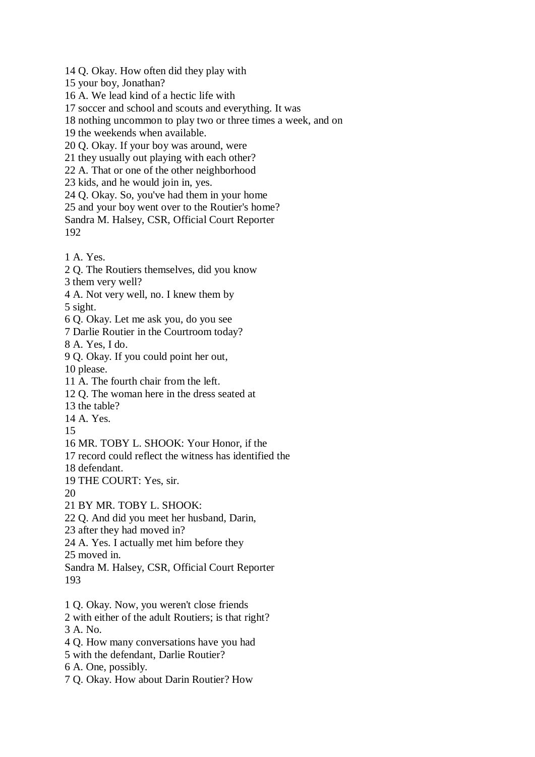14 Q. Okay. How often did they play with
15 your boy, Jonathan?
16 A. We lead kind of a hectic life with
17 soccer and school and scouts and everything. It was
18 nothing uncommon to play two or three times a week, and on
19 the weekends when available.
20 Q. Okay. If your boy was around, were
21 they usually out playing with each other?
22 A. That or one of the other neighborhood
23 kids, and he would join in, yes.
24 Q. Okay. So, you've had them in your home
25 and your boy went over to the Routier's home?

1 A. Yes.
2 Q. The Routiers themselves, did you know
3 them very well?
4 A. Not very well, no. I knew them by
5 sight.
6 Q. Okay. Let me ask you, do you see
7 Darlie Routier in the Courtroom today?
8 A. Yes, I do.
9 Q. Okay. If you could point her out,
10 please.
11 A. The fourth chair from the left.
12 Q. The woman here in the dress seated at
13 the table?
14 A. Yes.
15
16 MR. TOBY L. SHOOK: Your Honor, if the
17 record could reflect the witness has identified the
18 defendant.
19 THE COURT: Yes, sir.
20
21 BY MR. TOBY L. SHOOK:
22 Q. And did you meet her husband, Darin,
23 after they had moved in?
24 A. Yes. I actually met him before they
25 moved in.

1 Q. Okay. Now, you weren't close friends
2 with either of the adult Routiers; is that right?
3 A. No.
4 Q. How many conversations have you had
5 with the defendant, Darlie Routier?
6 A. One, possibly.
7 Q. Okay. How about Darin Routier? How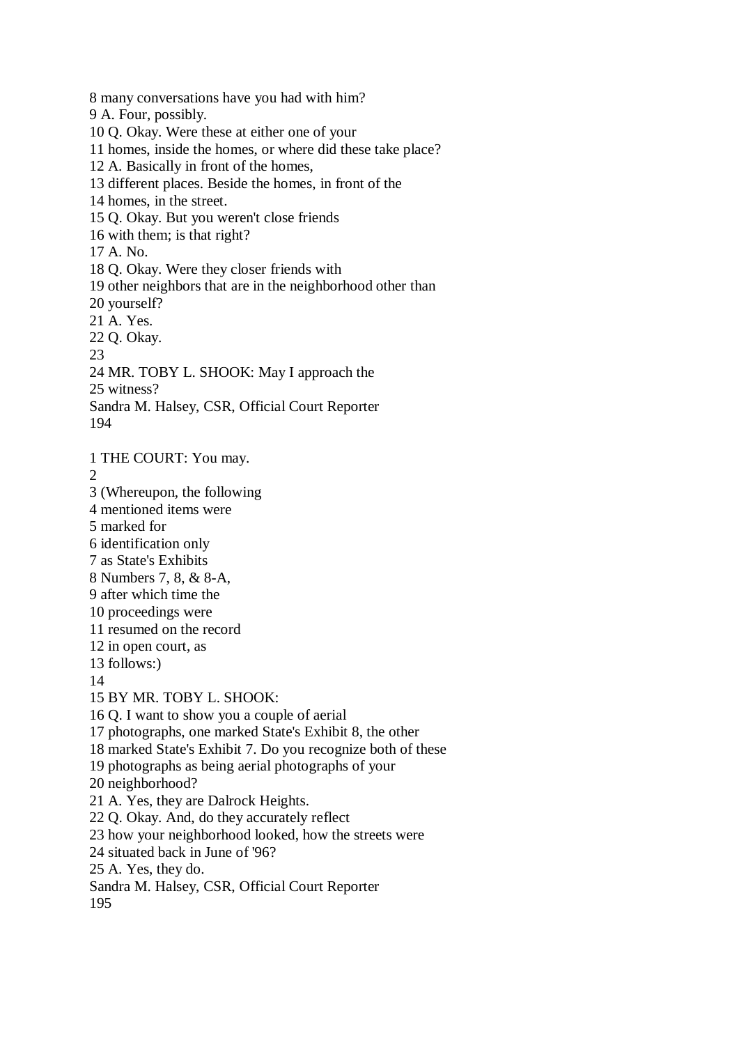8 many conversations have you had with him?
9 A. Four, possibly.
10 Q. Okay. Were these at either one of your
11 homes, inside the homes, or where did these take place?
12 A. Basically in front of the homes,
13 different places. Beside the homes, in front of the
14 homes, in the street.
15 Q. Okay. But you weren't close friends
16 with them; is that right?
17 A. No.
18 Q. Okay. Were they closer friends with
19 other neighbors that are in the neighborhood other than
20 yourself?
21 A. Yes.
22 Q. Okay.
23
24 MR. TOBY L. SHOOK: May I approach the
25 witness?
Sandra M. Halsey, CSR, Official Court Reporter

1 THE COURT: You may.
2
3 (Whereupon, the following
4 mentioned items were
5 marked for
6 identification only
7 as State's Exhibits
8 Numbers 7, 8, & 8-A,
9 after which time the
10 proceedings were
11 resumed on the record
12 in open court, as
13 follows:)
14
15 BY MR. TOBY L. SHOOK:
16 Q. I want to show you a couple of aerial
17 photographs, one marked State's Exhibit 8, the other
18 marked State's Exhibit 7. Do you recognize both of these
19 photographs as being aerial photographs of your
20 neighborhood?
21 A. Yes, they are Dalrock Heights.
22 Q. Okay. And, do they accurately reflect
23 how your neighborhood looked, how the streets were
24 situated back in June of '96?
25 A. Yes, they do.
Sandra M. Halsey, CSR, Official Court Reporter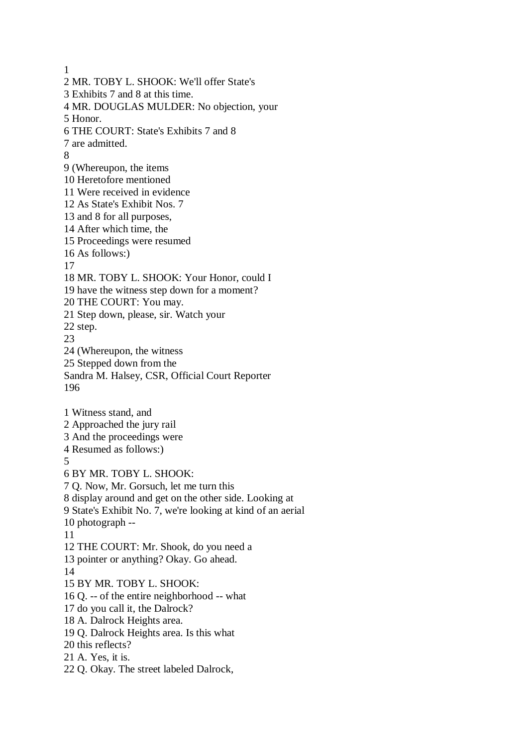1
2 MR. TOBY L. SHOOK: We'll offer State's
3 Exhibits 7 and 8 at this time.
4 MR. DOUGLAS MULDER: No objection, your
5 Honor.
6 THE COURT: State's Exhibits 7 and 8
7 are admitted.
8
9 (Whereupon, the items
10 Heretofore mentioned
11 Were received in evidence
12 As State's Exhibit Nos. 7
13 and 8 for all purposes,
14 After which time, the
15 Proceedings were resumed
16 As follows:)
17
18 MR. TOBY L. SHOOK: Your Honor, could I
19 have the witness step down for a moment?
20 THE COURT: You may.
21 Step down, please, sir. Watch your
22 step.
23
24 (Whereupon, the witness
25 Stepped down from the

1 Witness stand, and
2 Approached the jury rail
3 And the proceedings were
4 Resumed as follows:)
5
6 BY MR. TOBY L. SHOOK:
7 Q. Now, Mr. Gorsuch, let me turn this
8 display around and get on the other side. Looking at
9 State's Exhibit No. 7, we're looking at kind of an aerial
10 photograph --
11
12 THE COURT: Mr. Shook, do you need a
13 pointer or anything? Okay. Go ahead.
14
15 BY MR. TOBY L. SHOOK:
16 Q. -- of the entire neighborhood -- what
17 do you call it, the Dalrock?
18 A. Dalrock Heights area.
19 Q. Dalrock Heights area. Is this what
20 this reflects?
21 A. Yes, it is.
22 Q. Okay. The street labeled Dalrock,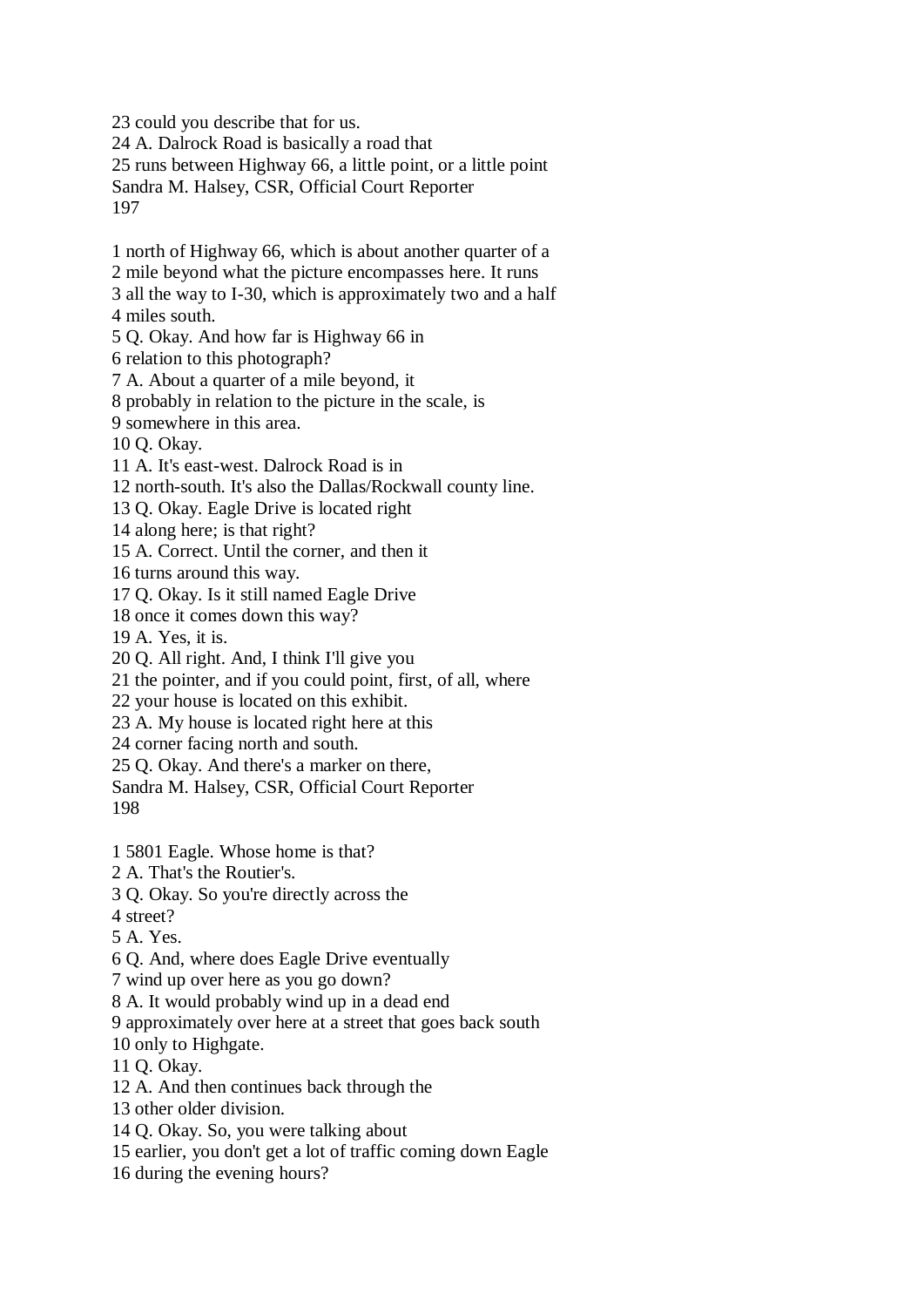23 could you describe that for us.
24 A. Dalrock Road is basically a road that
25 runs between Highway 66, a little point, or a little point

1 north of Highway 66, which is about another quarter of a
2 mile beyond what the picture encompasses here. It runs
3 all the way to I-30, which is approximately two and a half
4 miles south.
5 Q. Okay. And how far is Highway 66 in
6 relation to this photograph?
7 A. About a quarter of a mile beyond, it
8 probably in relation to the picture in the scale, is
9 somewhere in this area.
10 Q. Okay.
11 A. It's east-west. Dalrock Road is in
12 north-south. It's also the Dallas/Rockwall county line.
13 Q. Okay. Eagle Drive is located right
14 along here; is that right?
15 A. Correct. Until the corner, and then it
16 turns around this way.
17 Q. Okay. Is it still named Eagle Drive
18 once it comes down this way?
19 A. Yes, it is.
20 Q. All right. And, I think I'll give you
21 the pointer, and if you could point, first, of all, where
22 your house is located on this exhibit.
23 A. My house is located right here at this
24 corner facing north and south.
25 Q. Okay. And there's a marker on there,

1 5801 Eagle. Whose home is that?
2 A. That's the Routier's.
3 Q. Okay. So you're directly across the
4 street?
5 A. Yes.
6 Q. And, where does Eagle Drive eventually
7 wind up over here as you go down?
8 A. It would probably wind up in a dead end
9 approximately over here at a street that goes back south
10 only to Highgate.
11 Q. Okay.
12 A. And then continues back through the
13 other older division.
14 Q. Okay. So, you were talking about
15 earlier, you don't get a lot of traffic coming down Eagle
16 during the evening hours?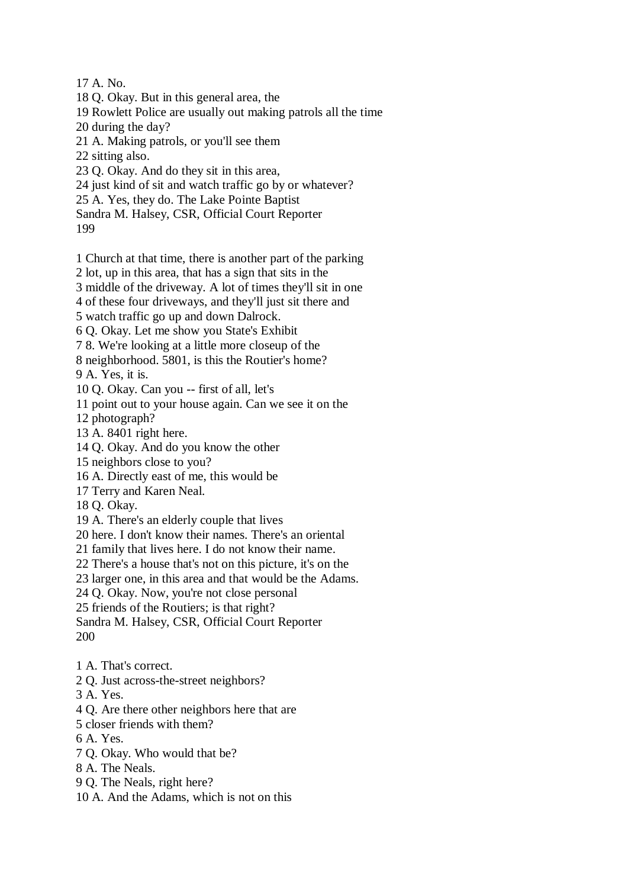17 A. No.
18 Q. Okay. But in this general area, the
19 Rowlett Police are usually out making patrols all the time
20 during the day?
21 A. Making patrols, or you'll see them
22 sitting also.
23 Q. Okay. And do they sit in this area,
24 just kind of sit and watch traffic go by or whatever?
25 A. Yes, they do. The Lake Pointe Baptist

1 Church at that time, there is another part of the parking
2 lot, up in this area, that has a sign that sits in the
3 middle of the driveway. A lot of times they'll sit in one
4 of these four driveways, and they'll just sit there and
5 watch traffic go up and down Dalrock.
6 Q. Okay. Let me show you State's Exhibit
7 8. We're looking at a little more closeup of the
8 neighborhood. 5801, is this the Routier's home?
9 A. Yes, it is.
10 Q. Okay. Can you -- first of all, let's
11 point out to your house again. Can we see it on the
12 photograph?
13 A. 8401 right here.
14 Q. Okay. And do you know the other
15 neighbors close to you?
16 A. Directly east of me, this would be
17 Terry and Karen Neal.
18 Q. Okay.
19 A. There's an elderly couple that lives
20 here. I don't know their names. There's an oriental
21 family that lives here. I do not know their name.
22 There's a house that's not on this picture, it's on the
23 larger one, in this area and that would be the Adams.
24 Q. Okay. Now, you're not close personal
25 friends of the Routiers; is that right?

1 A. That's correct.
2 Q. Just across-the-street neighbors?
3 A. Yes.
4 Q. Are there other neighbors here that are
5 closer friends with them?
6 A. Yes.
7 Q. Okay. Who would that be?
8 A. The Neals.
9 Q. The Neals, right here?
10 A. And the Adams, which is not on this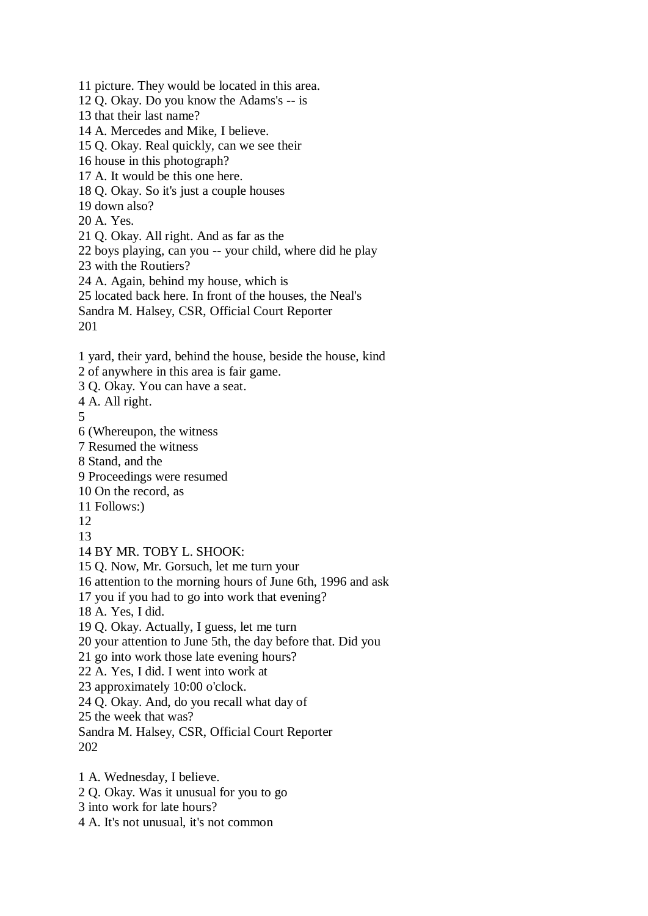11 picture. They would be located in this area.
12 Q. Okay. Do you know the Adams's -- is
13 that their last name?
14 A. Mercedes and Mike, I believe.
15 Q. Okay. Real quickly, can we see their
16 house in this photograph?
17 A. It would be this one here.
18 Q. Okay. So it's just a couple houses
19 down also?
20 A. Yes.
21 Q. Okay. All right. And as far as the
22 boys playing, can you -- your child, where did he play
23 with the Routiers?
24 A. Again, behind my house, which is
25 located back here. In front of the houses, the Neal's

1 yard, their yard, behind the house, beside the house, kind
2 of anywhere in this area is fair game.
3 Q. Okay. You can have a seat.
4 A. All right.
5
6 (Whereupon, the witness
7 Resumed the witness
8 Stand, and the
9 Proceedings were resumed
10 On the record, as
11 Follows:)
12
13
14 BY MR. TOBY L. SHOOK:
15 Q. Now, Mr. Gorsuch, let me turn your
16 attention to the morning hours of June 6th, 1996 and ask
17 you if you had to go into work that evening?
18 A. Yes, I did.
19 Q. Okay. Actually, I guess, let me turn
20 your attention to June 5th, the day before that. Did you
21 go into work those late evening hours?
22 A. Yes, I did. I went into work at
23 approximately 10:00 o'clock.
24 Q. Okay. And, do you recall what day of
25 the week that was?

1 A. Wednesday, I believe.
2 Q. Okay. Was it unusual for you to go
3 into work for late hours?
4 A. It's not unusual, it's not common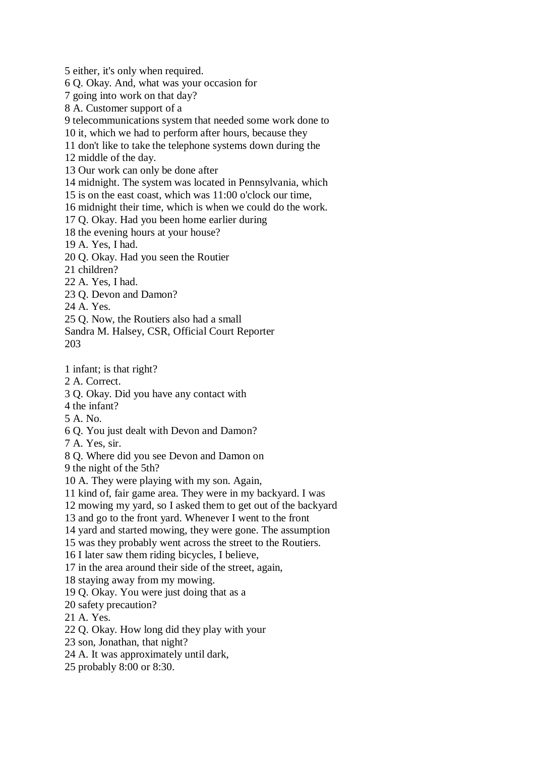5 either, it's only when required.
6 Q. Okay. And, what was your occasion for
7 going into work on that day?
8 A. Customer support of a
9 telecommunications system that needed some work done to
10 it, which we had to perform after hours, because they
11 don't like to take the telephone systems down during the
12 middle of the day.
13 Our work can only be done after
14 midnight. The system was located in Pennsylvania, which
15 is on the east coast, which was 11:00 o'clock our time,
16 midnight their time, which is when we could do the work.
17 Q. Okay. Had you been home earlier during
18 the evening hours at your house?
19 A. Yes, I had.
20 Q. Okay. Had you seen the Routier
21 children?
22 A. Yes, I had.
23 Q. Devon and Damon?
24 A. Yes.
25 Q. Now, the Routiers also had a small
Sandra M. Halsey, CSR, Official Court Reporter

1 infant; is that right?
2 A. Correct.
3 Q. Okay. Did you have any contact with
4 the infant?
5 A. No.
6 Q. You just dealt with Devon and Damon?
7 A. Yes, sir.
8 Q. Where did you see Devon and Damon on
9 the night of the 5th?
10 A. They were playing with my son. Again,
11 kind of, fair game area. They were in my backyard. I was
12 mowing my yard, so I asked them to get out of the backyard
13 and go to the front yard. Whenever I went to the front
14 yard and started mowing, they were gone. The assumption
15 was they probably went across the street to the Routiers.
16 I later saw them riding bicycles, I believe,
17 in the area around their side of the street, again,
18 staying away from my mowing.
19 Q. Okay. You were just doing that as a
20 safety precaution?
21 A. Yes.
22 Q. Okay. How long did they play with your
23 son, Jonathan, that night?
24 A. It was approximately until dark,
25 probably 8:00 or 8:30.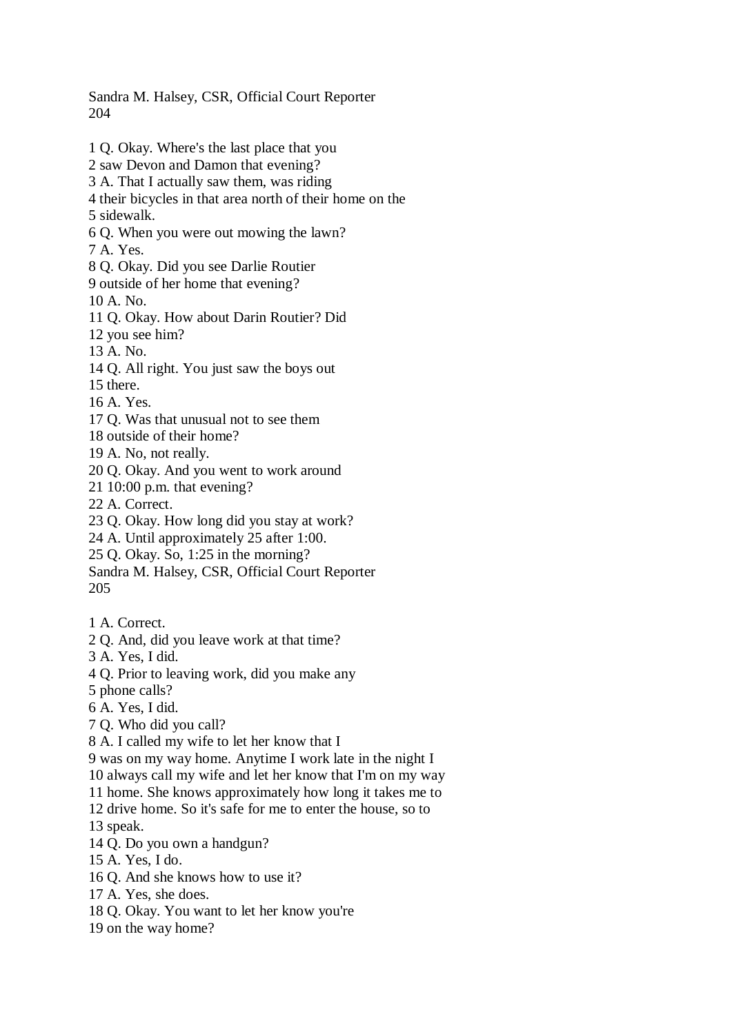1 Q. Okay. Where's the last place that you
2 saw Devon and Damon that evening?
3 A. That I actually saw them, was riding
4 their bicycles in that area north of their home on the
5 sidewalk.
6 Q. When you were out mowing the lawn?
7 A. Yes.
8 Q. Okay. Did you see Darlie Routier
9 outside of her home that evening?
10 A. No.
11 Q. Okay. How about Darin Routier? Did
12 you see him?
13 A. No.
14 Q. All right. You just saw the boys out
15 there.
16 A. Yes.
17 Q. Was that unusual not to see them
18 outside of their home?
19 A. No, not really.
20 Q. Okay. And you went to work around
21 10:00 p.m. that evening?
22 A. Correct.
23 Q. Okay. How long did you stay at work?
24 A. Until approximately 25 after 1:00.
25 Q. Okay. So, 1:25 in the morning?

1 A. Correct.
2 Q. And, did you leave work at that time?
3 A. Yes, I did.
4 Q. Prior to leaving work, did you make any
5 phone calls?
6 A. Yes, I did.
7 Q. Who did you call?
8 A. I called my wife to let her know that I
9 was on my way home. Anytime I work late in the night I
10 always call my wife and let her know that I'm on my way
11 home. She knows approximately how long it takes me to
12 drive home. So it's safe for me to enter the house, so to
13 speak.
14 Q. Do you own a handgun?
15 A. Yes, I do.
16 Q. And she knows how to use it?
17 A. Yes, she does.
18 Q. Okay. You want to let her know you're
19 on the way home?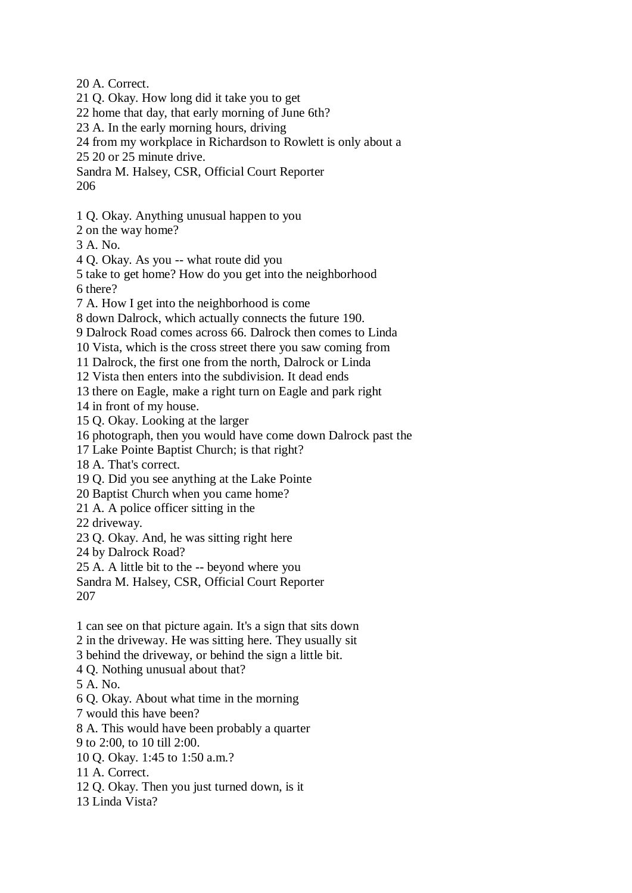20 A. Correct.
21 Q. Okay. How long did it take you to get
22 home that day, that early morning of June 6th?
23 A. In the early morning hours, driving
24 from my workplace in Richardson to Rowlett is only about a
25 20 or 25 minute drive.

1 Q. Okay. Anything unusual happen to you
2 on the way home?
3 A. No.
4 Q. Okay. As you -- what route did you
5 take to get home? How do you get into the neighborhood
6 there?
7 A. How I get into the neighborhood is come
8 down Dalrock, which actually connects the future 190.
9 Dalrock Road comes across 66. Dalrock then comes to Linda
10 Vista, which is the cross street there you saw coming from
11 Dalrock, the first one from the north, Dalrock or Linda
12 Vista then enters into the subdivision. It dead ends
13 there on Eagle, make a right turn on Eagle and park right
14 in front of my house.
15 Q. Okay. Looking at the larger
16 photograph, then you would have come down Dalrock past the
17 Lake Pointe Baptist Church; is that right?
18 A. That's correct.
19 Q. Did you see anything at the Lake Pointe
20 Baptist Church when you came home?
21 A. A police officer sitting in the
22 driveway.
23 Q. Okay. And, he was sitting right here
24 by Dalrock Road?
25 A. A little bit to the -- beyond where you

1 can see on that picture again. It's a sign that sits down
2 in the driveway. He was sitting here. They usually sit
3 behind the driveway, or behind the sign a little bit.
4 Q. Nothing unusual about that?
5 A. No.
6 Q. Okay. About what time in the morning
7 would this have been?
8 A. This would have been probably a quarter
9 to 2:00, to 10 till 2:00.
10 Q. Okay. 1:45 to 1:50 a.m.?
11 A. Correct.
12 Q. Okay. Then you just turned down, is it
13 Linda Vista?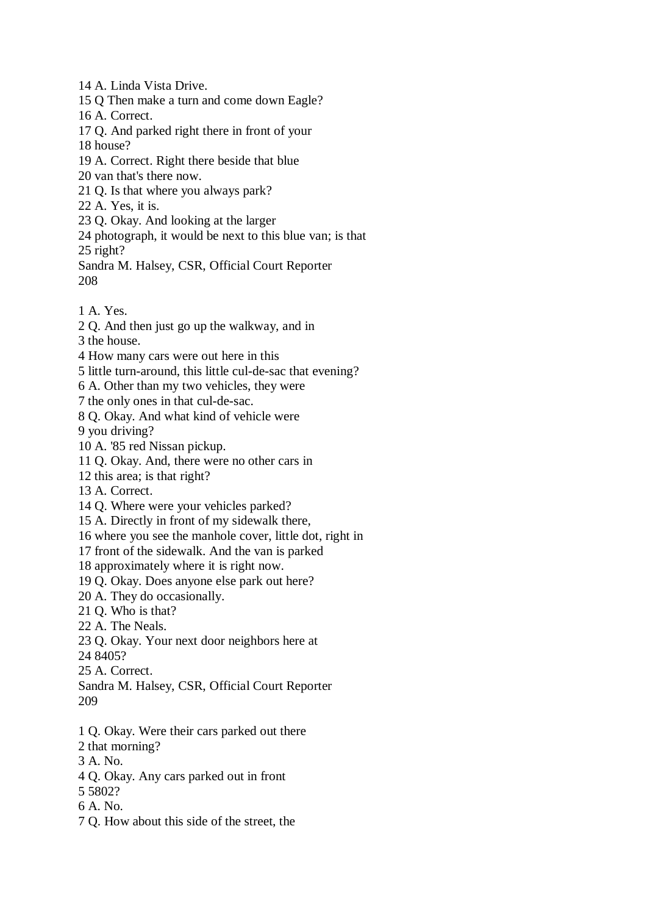14 A. Linda Vista Drive.
15 Q Then make a turn and come down Eagle?
16 A. Correct.
17 Q. And parked right there in front of your
18 house?
19 A. Correct. Right there beside that blue
20 van that's there now.
21 Q. Is that where you always park?
22 A. Yes, it is.
23 Q. Okay. And looking at the larger
24 photograph, it would be next to this blue van; is that
25 right?
Sandra M. Halsey, CSR, Official Court Reporter
208

1 A. Yes.
2 Q. And then just go up the walkway, and in
3 the house.
4 How many cars were out here in this
5 little turn-around, this little cul-de-sac that evening?
6 A. Other than my two vehicles, they were
7 the only ones in that cul-de-sac.
8 Q. Okay. And what kind of vehicle were
9 you driving?
10 A. '85 red Nissan pickup.
11 Q. Okay. And, there were no other cars in
12 this area; is that right?
13 A. Correct.
14 Q. Where were your vehicles parked?
15 A. Directly in front of my sidewalk there,
16 where you see the manhole cover, little dot, right in
17 front of the sidewalk. And the van is parked
18 approximately where it is right now.
19 Q. Okay. Does anyone else park out here?
20 A. They do occasionally.
21 Q. Who is that?
22 A. The Neals.
23 Q. Okay. Your next door neighbors here at
24 8405?
25 A. Correct.
Sandra M. Halsey, CSR, Official Court Reporter
209

1 Q. Okay. Were their cars parked out there
2 that morning?
3 A. No.
4 Q. Okay. Any cars parked out in front
5 5802?
6 A. No.
7 Q. How about this side of the street, the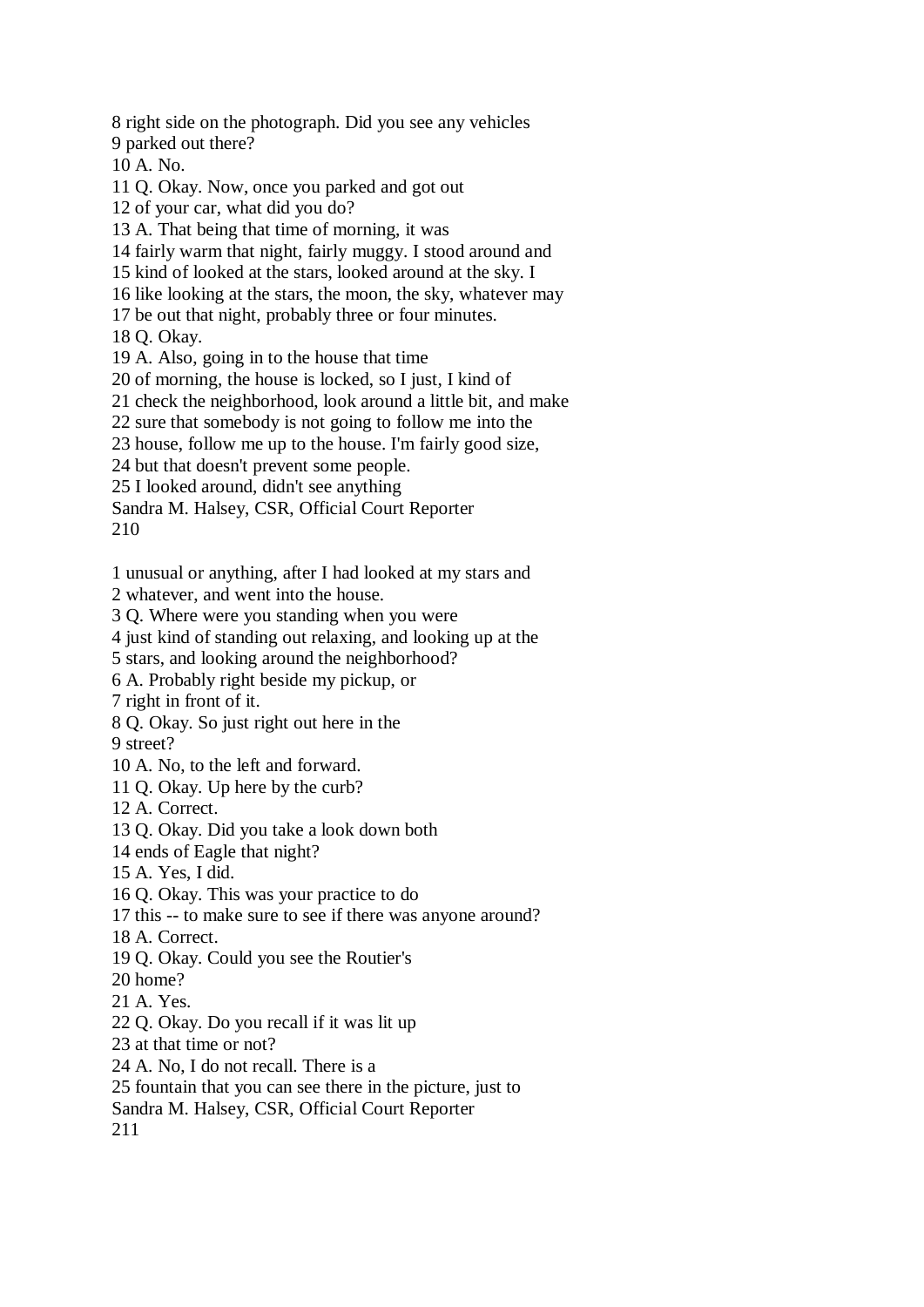8 right side on the photograph. Did you see any vehicles
9 parked out there?
10 A. No.
11 Q. Okay. Now, once you parked and got out
12 of your car, what did you do?
13 A. That being that time of morning, it was
14 fairly warm that night, fairly muggy. I stood around and
15 kind of looked at the stars, looked around at the sky. I
16 like looking at the stars, the moon, the sky, whatever may
17 be out that night, probably three or four minutes.
18 Q. Okay.
19 A. Also, going in to the house that time
20 of morning, the house is locked, so I just, I kind of
21 check the neighborhood, look around a little bit, and make
22 sure that somebody is not going to follow me into the
23 house, follow me up to the house. I'm fairly good size,
24 but that doesn't prevent some people.
25 I looked around, didn't see anything
Sandra M. Halsey, CSR, Official Court Reporter
210

1 unusual or anything, after I had looked at my stars and
2 whatever, and went into the house.
3 Q. Where were you standing when you were
4 just kind of standing out relaxing, and looking up at the
5 stars, and looking around the neighborhood?
6 A. Probably right beside my pickup, or
7 right in front of it.
8 Q. Okay. So just right out here in the
9 street?
10 A. No, to the left and forward.
11 Q. Okay. Up here by the curb?
12 A. Correct.
13 Q. Okay. Did you take a look down both
14 ends of Eagle that night?
15 A. Yes, I did.
16 Q. Okay. This was your practice to do
17 this -- to make sure to see if there was anyone around?
18 A. Correct.
19 Q. Okay. Could you see the Routier's
20 home?
21 A. Yes.
22 Q. Okay. Do you recall if it was lit up
23 at that time or not?
24 A. No, I do not recall. There is a
25 fountain that you can see there in the picture, just to
Sandra M. Halsey, CSR, Official Court Reporter
211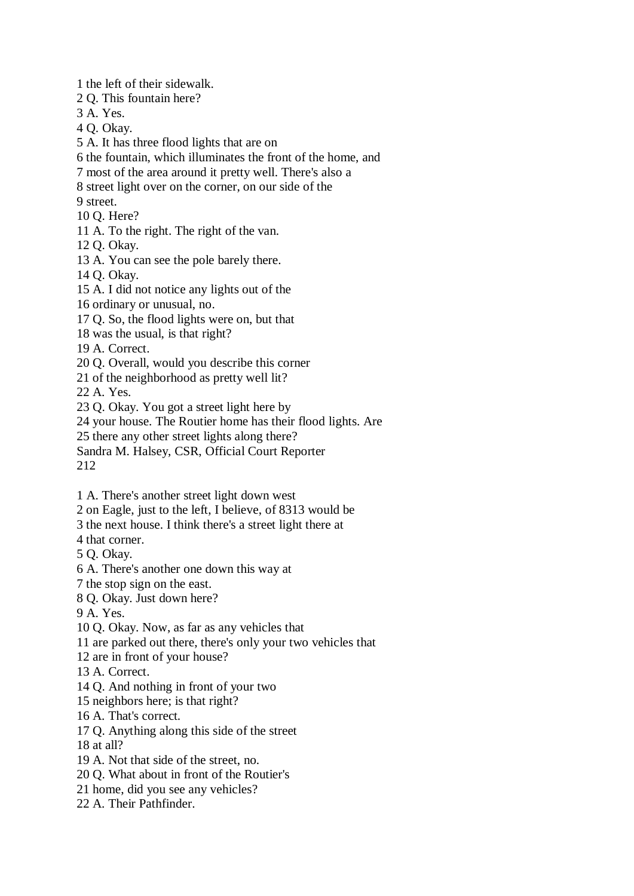1 the left of their sidewalk.
2 Q. This fountain here?
3 A. Yes.
4 Q. Okay.
5 A. It has three flood lights that are on
6 the fountain, which illuminates the front of the home, and
7 most of the area around it pretty well. There's also a
8 street light over on the corner, on our side of the
9 street.
10 Q. Here?
11 A. To the right. The right of the van.
12 Q. Okay.
13 A. You can see the pole barely there.
14 Q. Okay.
15 A. I did not notice any lights out of the
16 ordinary or unusual, no.
17 Q. So, the flood lights were on, but that
18 was the usual, is that right?
19 A. Correct.
20 Q. Overall, would you describe this corner
21 of the neighborhood as pretty well lit?
22 A. Yes.
23 Q. Okay. You got a street light here by
24 your house. The Routier home has their flood lights. Are
25 there any other street lights along there?
Sandra M. Halsey, CSR, Official Court Reporter

1 A. There's another street light down west
2 on Eagle, just to the left, I believe, of 8313 would be
3 the next house. I think there's a street light there at
4 that corner.
5 Q. Okay.
6 A. There's another one down this way at
7 the stop sign on the east.
8 Q. Okay. Just down here?
9 A. Yes.
10 Q. Okay. Now, as far as any vehicles that
11 are parked out there, there's only your two vehicles that
12 are in front of your house?
13 A. Correct.
14 Q. And nothing in front of your two
15 neighbors here; is that right?
16 A. That's correct.
17 Q. Anything along this side of the street
18 at all?
19 A. Not that side of the street, no.
20 Q. What about in front of the Routier's
21 home, did you see any vehicles?
22 A. Their Pathfinder.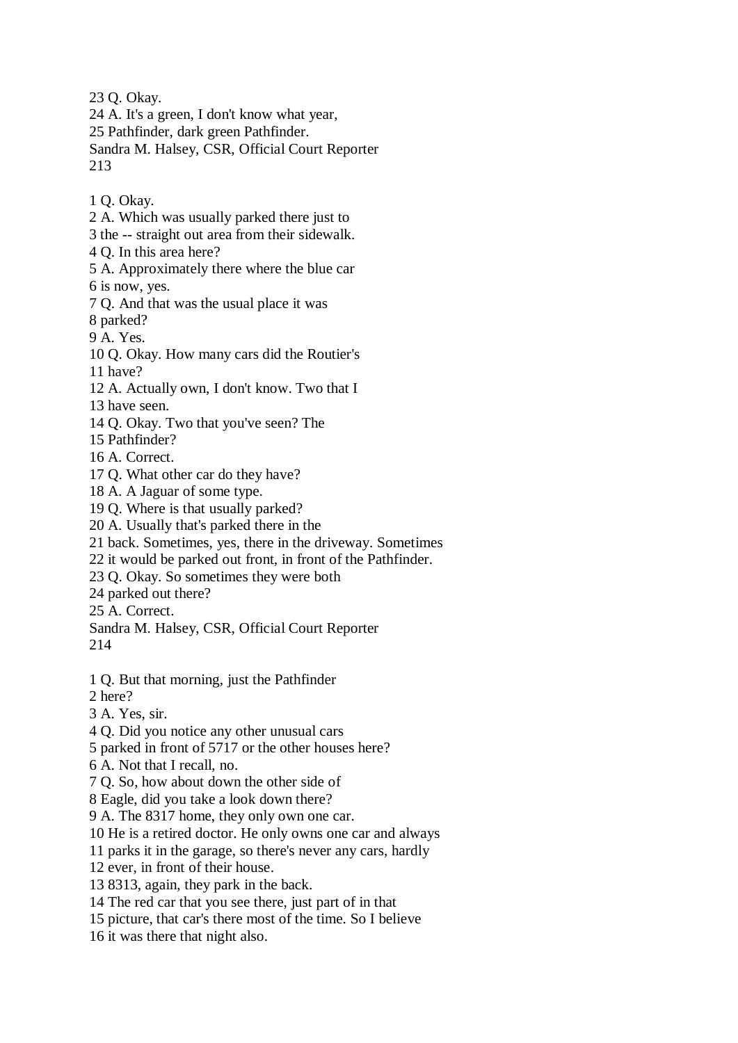23 Q. Okay.
24 A. It's a green, I don't know what year,
25 Pathfinder, dark green Pathfinder.
Sandra M. Halsey, CSR, Official Court Reporter

1 Q. Okay.
2 A. Which was usually parked there just to
3 the -- straight out area from their sidewalk.
4 Q. In this area here?
5 A. Approximately there where the blue car
6 is now, yes.
7 Q. And that was the usual place it was
8 parked?
9 A. Yes.
10 Q. Okay. How many cars did the Routier's
11 have?
12 A. Actually own, I don't know. Two that I
13 have seen.
14 Q. Okay. Two that you've seen? The
15 Pathfinder?
16 A. Correct.
17 Q. What other car do they have?
18 A. A Jaguar of some type.
19 Q. Where is that usually parked?
20 A. Usually that's parked there in the
21 back. Sometimes, yes, there in the driveway. Sometimes
22 it would be parked out front, in front of the Pathfinder.
23 Q. Okay. So sometimes they were both
24 parked out there?
25 A. Correct.
Sandra M. Halsey, CSR, Official Court Reporter

1 Q. But that morning, just the Pathfinder
2 here?
3 A. Yes, sir.
4 Q. Did you notice any other unusual cars
5 parked in front of 5717 or the other houses here?
6 A. Not that I recall, no.
7 Q. So, how about down the other side of
8 Eagle, did you take a look down there?
9 A. The 8317 home, they only own one car.
10 He is a retired doctor. He only owns one car and always
11 parks it in the garage, so there's never any cars, hardly
12 ever, in front of their house.
13 8313, again, they park in the back.
14 The red car that you see there, just part of in that
15 picture, that car's there most of the time. So I believe
16 it was there that night also.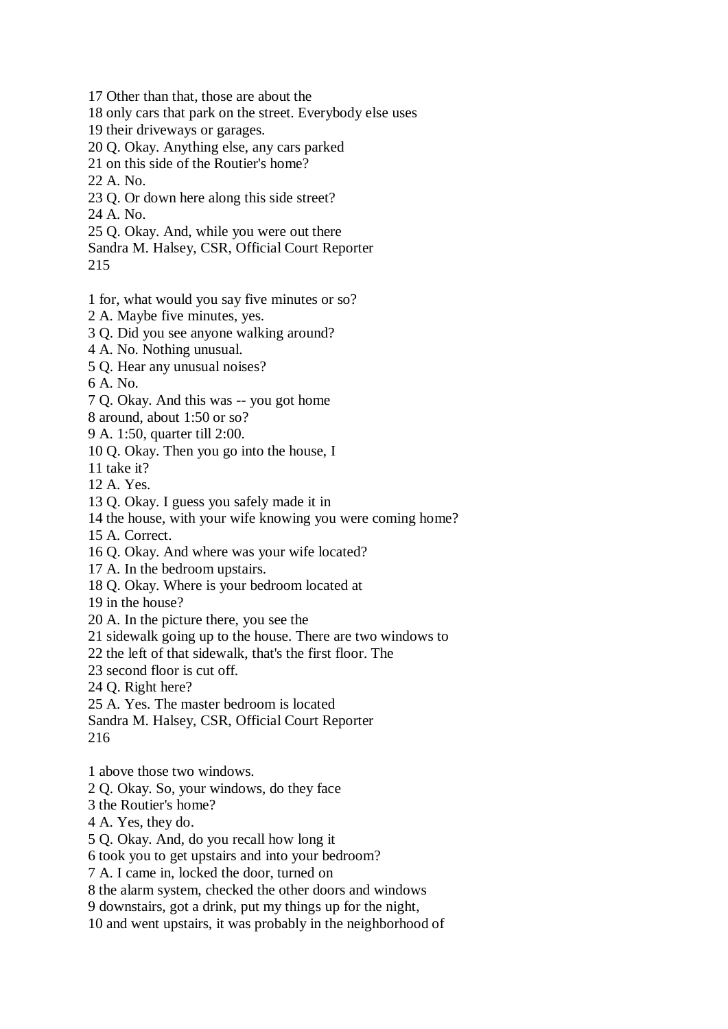17 Other than that, those are about the
18 only cars that park on the street. Everybody else uses
19 their driveways or garages.
20 Q. Okay. Anything else, any cars parked
21 on this side of the Routier's home?
22 A. No.
23 Q. Or down here along this side street?
24 A. No.
25 Q. Okay. And, while you were out there

1 for, what would you say five minutes or so?
2 A. Maybe five minutes, yes.
3 Q. Did you see anyone walking around?
4 A. No. Nothing unusual.
5 Q. Hear any unusual noises?
6 A. No.
7 Q. Okay. And this was -- you got home
8 around, about 1:50 or so?
9 A. 1:50, quarter till 2:00.
10 Q. Okay. Then you go into the house, I
11 take it?
12 A. Yes.
13 Q. Okay. I guess you safely made it in
14 the house, with your wife knowing you were coming home?
15 A. Correct.
16 Q. Okay. And where was your wife located?
17 A. In the bedroom upstairs.
18 Q. Okay. Where is your bedroom located at
19 in the house?
20 A. In the picture there, you see the
21 sidewalk going up to the house. There are two windows to
22 the left of that sidewalk, that's the first floor. The
23 second floor is cut off.
24 Q. Right here?
25 A. Yes. The master bedroom is located

1 above those two windows.
2 Q. Okay. So, your windows, do they face
3 the Routier's home?
4 A. Yes, they do.
5 Q. Okay. And, do you recall how long it
6 took you to get upstairs and into your bedroom?
7 A. I came in, locked the door, turned on
8 the alarm system, checked the other doors and windows
9 downstairs, got a drink, put my things up for the night,
10 and went upstairs, it was probably in the neighborhood of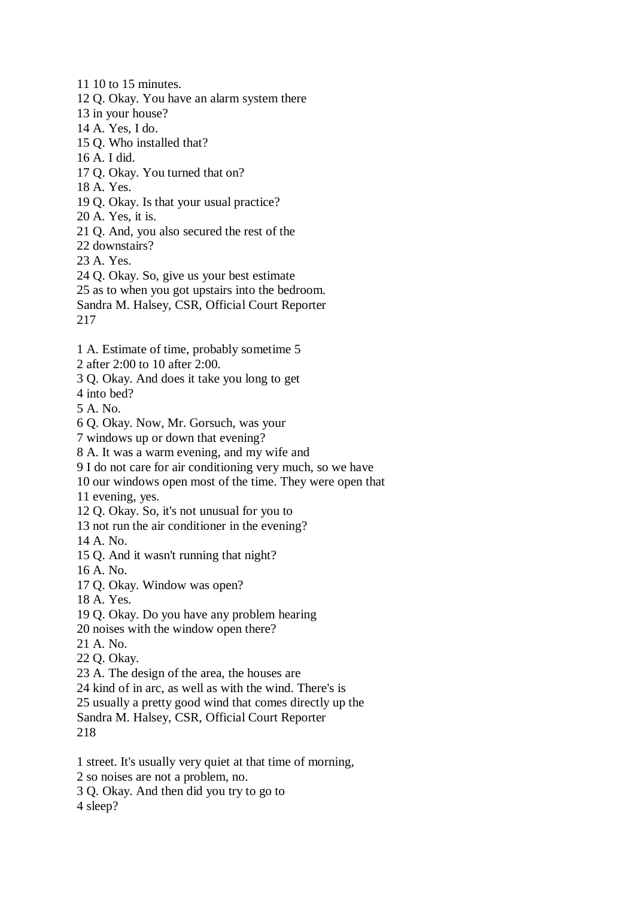11 10 to 15 minutes.
12 Q. Okay. You have an alarm system there
13 in your house?
14 A. Yes, I do.
15 Q. Who installed that?
16 A. I did.
17 Q. Okay. You turned that on?
18 A. Yes.
19 Q. Okay. Is that your usual practice?
20 A. Yes, it is.
21 Q. And, you also secured the rest of the
22 downstairs?
23 A. Yes.
24 Q. Okay. So, give us your best estimate
25 as to when you got upstairs into the bedroom.
Sandra M. Halsey, CSR, Official Court Reporter
217

1 A. Estimate of time, probably sometime 5
2 after 2:00 to 10 after 2:00.
3 Q. Okay. And does it take you long to get
4 into bed?
5 A. No.
6 Q. Okay. Now, Mr. Gorsuch, was your
7 windows up or down that evening?
8 A. It was a warm evening, and my wife and
9 I do not care for air conditioning very much, so we have
10 our windows open most of the time. They were open that
11 evening, yes.
12 Q. Okay. So, it's not unusual for you to
13 not run the air conditioner in the evening?
14 A. No.
15 Q. And it wasn't running that night?
16 A. No.
17 Q. Okay. Window was open?
18 A. Yes.
19 Q. Okay. Do you have any problem hearing
20 noises with the window open there?
21 A. No.
22 Q. Okay.
23 A. The design of the area, the houses are
24 kind of in arc, as well as with the wind. There's is
25 usually a pretty good wind that comes directly up the
Sandra M. Halsey, CSR, Official Court Reporter
218

1 street. It's usually very quiet at that time of morning,
2 so noises are not a problem, no.
3 Q. Okay. And then did you try to go to
4 sleep?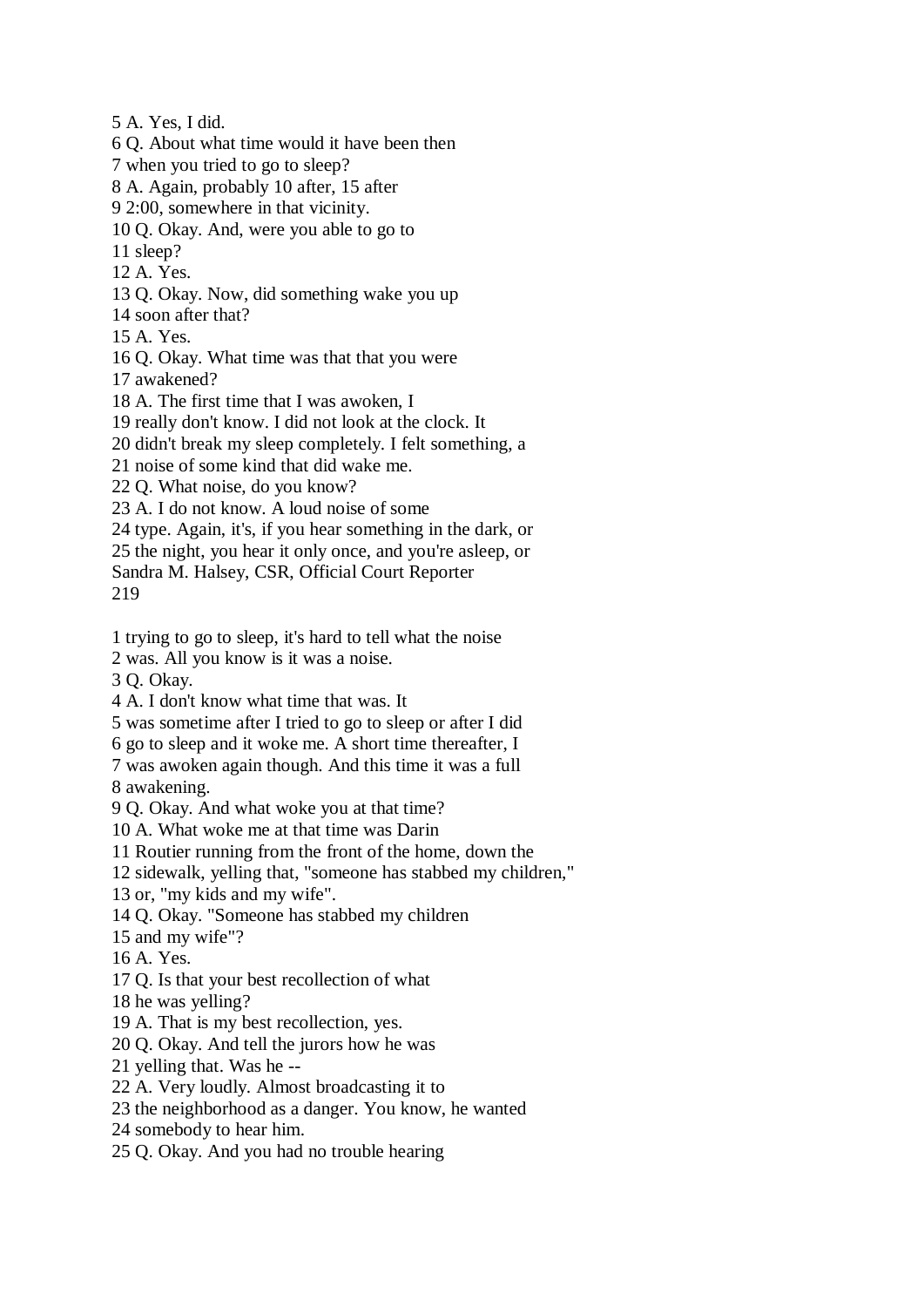5 A. Yes, I did.
6 Q. About what time would it have been then
7 when you tried to go to sleep?
8 A. Again, probably 10 after, 15 after
9 2:00, somewhere in that vicinity.
10 Q. Okay. And, were you able to go to
11 sleep?
12 A. Yes.
13 Q. Okay. Now, did something wake you up
14 soon after that?
15 A. Yes.
16 Q. Okay. What time was that that you were
17 awakened?
18 A. The first time that I was awoken, I
19 really don't know. I did not look at the clock. It
20 didn't break my sleep completely. I felt something, a
21 noise of some kind that did wake me.
22 Q. What noise, do you know?
23 A. I do not know. A loud noise of some
24 type. Again, it's, if you hear something in the dark, or
25 the night, you hear it only once, and you're asleep, or

1 trying to go to sleep, it's hard to tell what the noise
2 was. All you know is it was a noise.
3 Q. Okay.
4 A. I don't know what time that was. It
5 was sometime after I tried to go to sleep or after I did
6 go to sleep and it woke me. A short time thereafter, I
7 was awoken again though. And this time it was a full
8 awakening.
9 Q. Okay. And what woke you at that time?
10 A. What woke me at that time was Darin
11 Routier running from the front of the home, down the
12 sidewalk, yelling that, "someone has stabbed my children,"
13 or, "my kids and my wife".
14 Q. Okay. "Someone has stabbed my children
15 and my wife"?
16 A. Yes.
17 Q. Is that your best recollection of what
18 he was yelling?
19 A. That is my best recollection, yes.
20 Q. Okay. And tell the jurors how he was
21 yelling that. Was he --
22 A. Very loudly. Almost broadcasting it to
23 the neighborhood as a danger. You know, he wanted
24 somebody to hear him.
25 Q. Okay. And you had no trouble hearing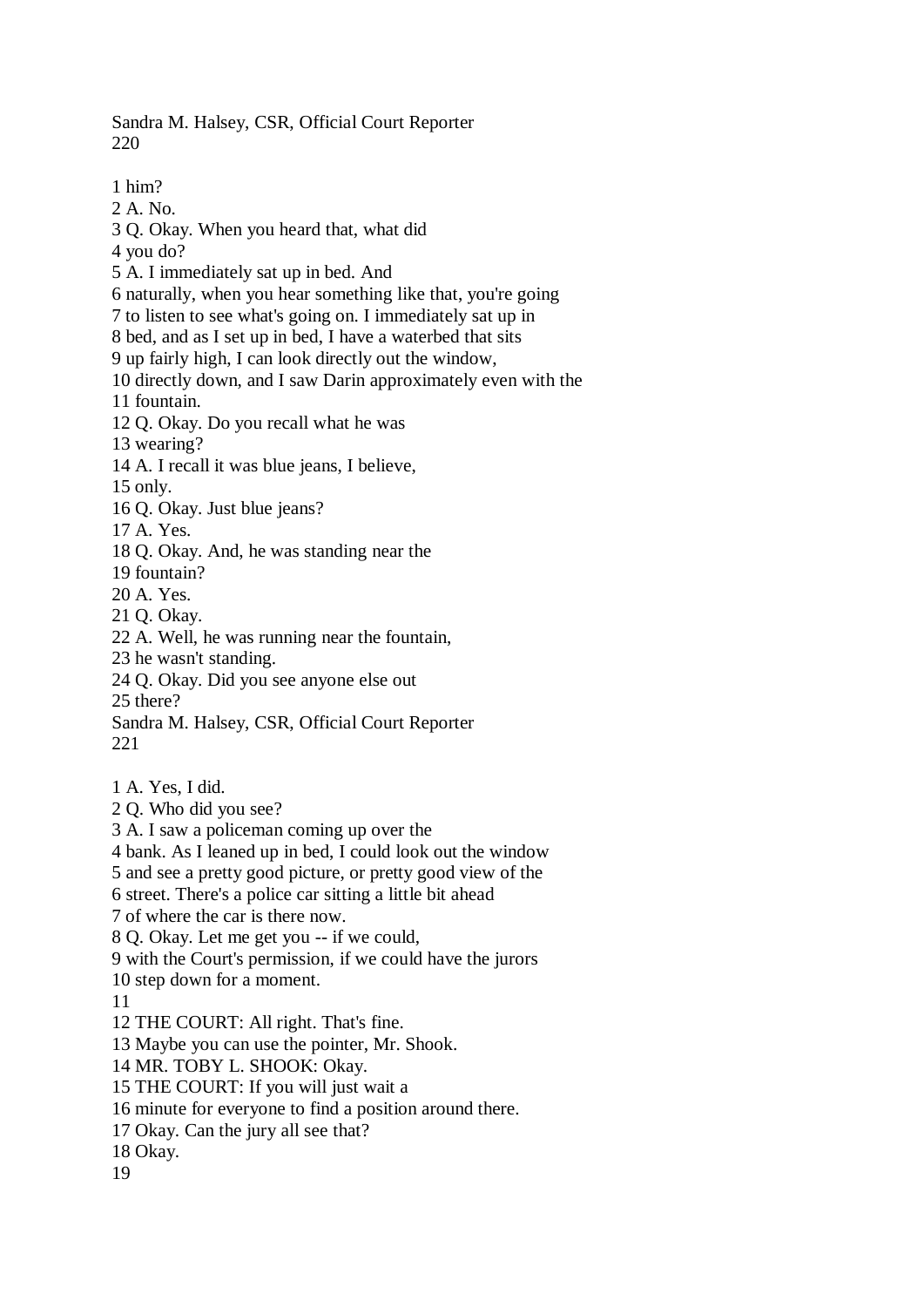1 him?
2 A. No.
3 Q. Okay. When you heard that, what did
4 you do?
5 A. I immediately sat up in bed. And
6 naturally, when you hear something like that, you're going
7 to listen to see what's going on. I immediately sat up in
8 bed, and as I set up in bed, I have a waterbed that sits
9 up fairly high, I can look directly out the window,
10 directly down, and I saw Darin approximately even with the
11 fountain.
12 Q. Okay. Do you recall what he was
13 wearing?
14 A. I recall it was blue jeans, I believe,
15 only.
16 Q. Okay. Just blue jeans?
17 A. Yes.
18 Q. Okay. And, he was standing near the
19 fountain?
20 A. Yes.
21 Q. Okay.
22 A. Well, he was running near the fountain,
23 he wasn't standing.
24 Q. Okay. Did you see anyone else out
25 there?

1 A. Yes, I did.
2 Q. Who did you see?
3 A. I saw a policeman coming up over the
4 bank. As I leaned up in bed, I could look out the window
5 and see a pretty good picture, or pretty good view of the
6 street. There's a police car sitting a little bit ahead
7 of where the car is there now.
8 Q. Okay. Let me get you -- if we could,
9 with the Court's permission, if we could have the jurors
10 step down for a moment.
11
12 THE COURT: All right. That's fine.
13 Maybe you can use the pointer, Mr. Shook.
14 MR. TOBY L. SHOOK: Okay.
15 THE COURT: If you will just wait a
16 minute for everyone to find a position around there.
17 Okay. Can the jury all see that?
18 Okay.
19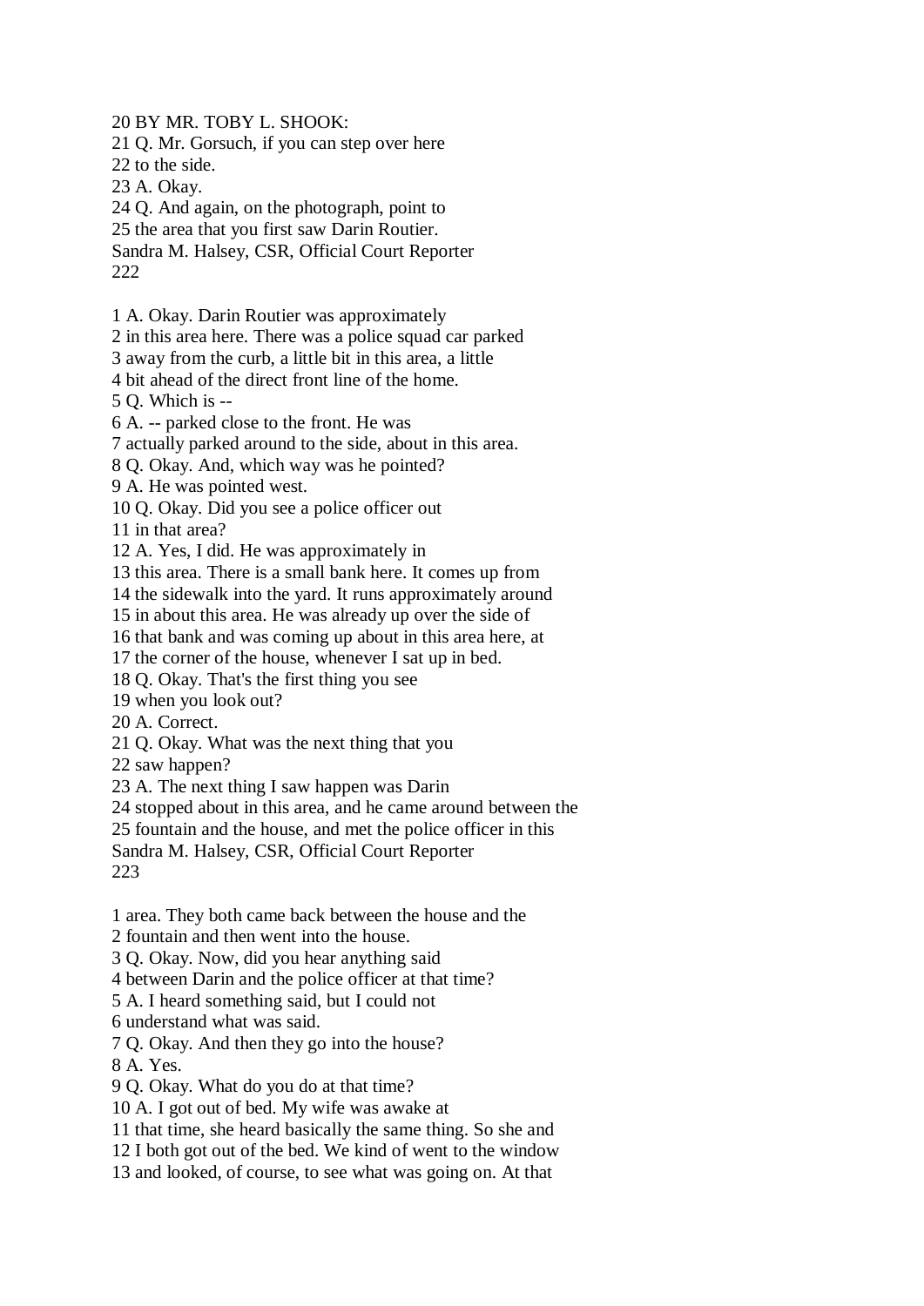20 BY MR. TOBY L. SHOOK:
21 Q. Mr. Gorsuch, if you can step over here
22 to the side.
23 A. Okay.
24 Q. And again, on the photograph, point to
25 the area that you first saw Darin Routier.
Sandra M. Halsey, CSR, Official Court Reporter
222

1 A. Okay. Darin Routier was approximately
2 in this area here. There was a police squad car parked
3 away from the curb, a little bit in this area, a little
4 bit ahead of the direct front line of the home.
5 Q. Which is --
6 A. -- parked close to the front. He was
7 actually parked around to the side, about in this area.
8 Q. Okay. And, which way was he pointed?
9 A. He was pointed west.
10 Q. Okay. Did you see a police officer out
11 in that area?
12 A. Yes, I did. He was approximately in
13 this area. There is a small bank here. It comes up from
14 the sidewalk into the yard. It runs approximately around
15 in about this area. He was already up over the side of
16 that bank and was coming up about in this area here, at
17 the corner of the house, whenever I sat up in bed.
18 Q. Okay. That's the first thing you see
19 when you look out?
20 A. Correct.
21 Q. Okay. What was the next thing that you
22 saw happen?
23 A. The next thing I saw happen was Darin
24 stopped about in this area, and he came around between the
25 fountain and the house, and met the police officer in this
Sandra M. Halsey, CSR, Official Court Reporter
223

1 area. They both came back between the house and the
2 fountain and then went into the house.
3 Q. Okay. Now, did you hear anything said
4 between Darin and the police officer at that time?
5 A. I heard something said, but I could not
6 understand what was said.
7 Q. Okay. And then they go into the house?
8 A. Yes.
9 Q. Okay. What do you do at that time?
10 A. I got out of bed. My wife was awake at
11 that time, she heard basically the same thing. So she and
12 I both got out of the bed. We kind of went to the window
13 and looked, of course, to see what was going on. At that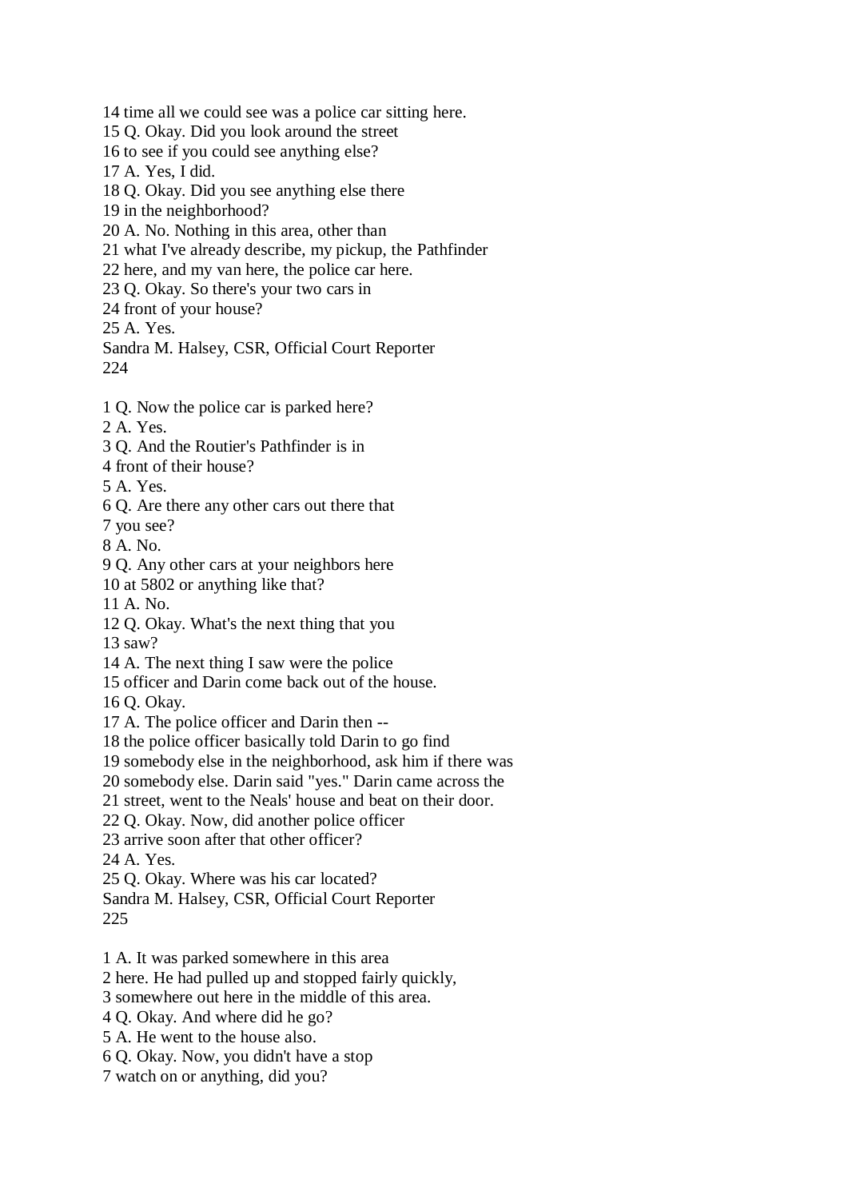14 time all we could see was a police car sitting here.
15 Q. Okay. Did you look around the street
16 to see if you could see anything else?
17 A. Yes, I did.
18 Q. Okay. Did you see anything else there
19 in the neighborhood?
20 A. No. Nothing in this area, other than
21 what I've already describe, my pickup, the Pathfinder
22 here, and my van here, the police car here.
23 Q. Okay. So there's your two cars in
24 front of your house?
25 A. Yes.
Sandra M. Halsey, CSR, Official Court Reporter

1 Q. Now the police car is parked here?
2 A. Yes.
3 Q. And the Routier's Pathfinder is in
4 front of their house?
5 A. Yes.
6 Q. Are there any other cars out there that
7 you see?
8 A. No.
9 Q. Any other cars at your neighbors here
10 at 5802 or anything like that?
11 A. No.
12 Q. Okay. What's the next thing that you
13 saw?
14 A. The next thing I saw were the police
15 officer and Darin come back out of the house.
16 Q. Okay.
17 A. The police officer and Darin then --
18 the police officer basically told Darin to go find
19 somebody else in the neighborhood, ask him if there was
20 somebody else. Darin said "yes." Darin came across the
21 street, went to the Neals' house and beat on their door.
22 Q. Okay. Now, did another police officer
23 arrive soon after that other officer?
24 A. Yes.
25 Q. Okay. Where was his car located?
Sandra M. Halsey, CSR, Official Court Reporter

1 A. It was parked somewhere in this area
2 here. He had pulled up and stopped fairly quickly,
3 somewhere out here in the middle of this area.
4 Q. Okay. And where did he go?
5 A. He went to the house also.
6 Q. Okay. Now, you didn't have a stop
7 watch on or anything, did you?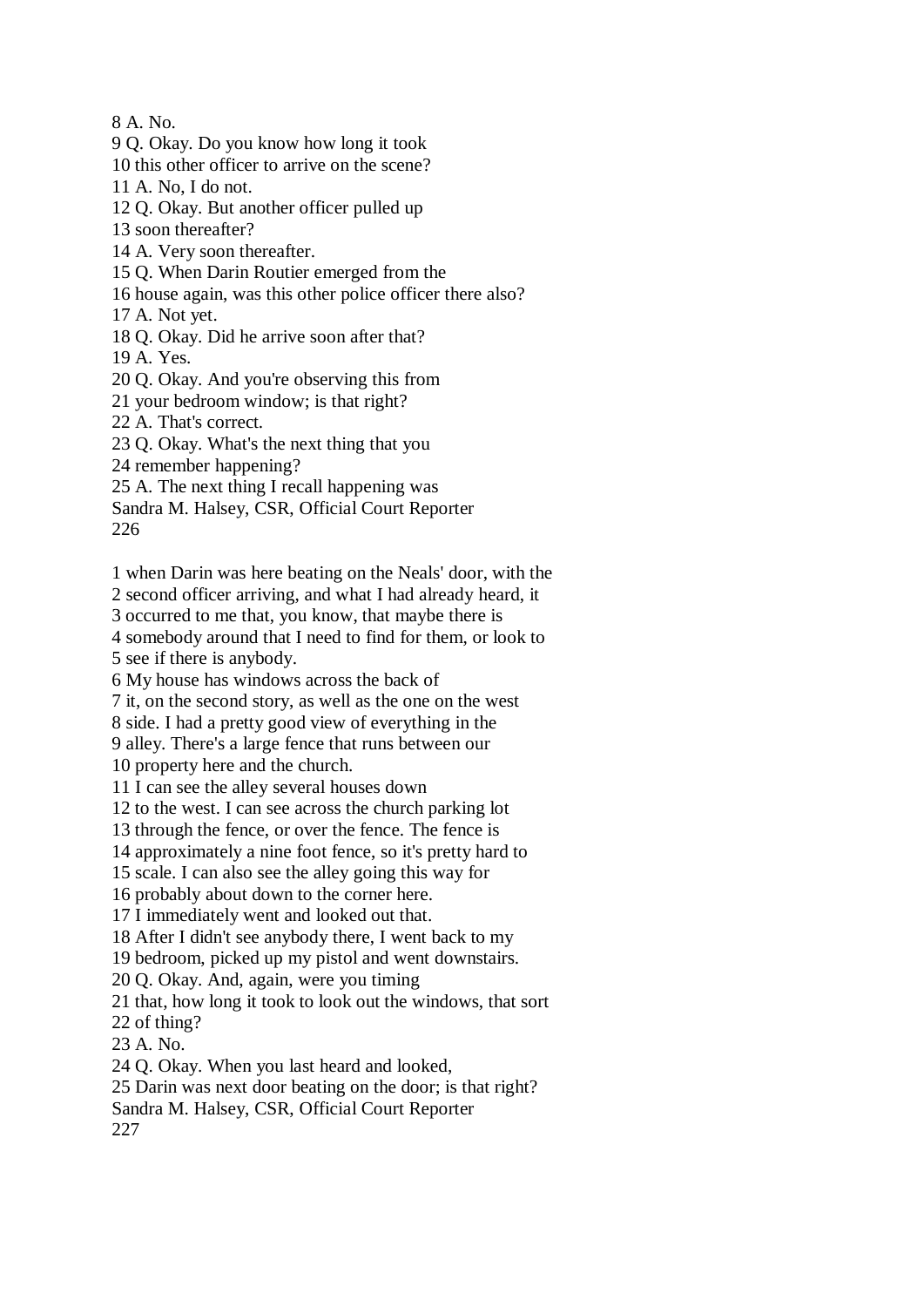8 A. No.
9 Q. Okay. Do you know how long it took
10 this other officer to arrive on the scene?
11 A. No, I do not.
12 Q. Okay. But another officer pulled up
13 soon thereafter?
14 A. Very soon thereafter.
15 Q. When Darin Routier emerged from the
16 house again, was this other police officer there also?
17 A. Not yet.
18 Q. Okay. Did he arrive soon after that?
19 A. Yes.
20 Q. Okay. And you're observing this from
21 your bedroom window; is that right?
22 A. That's correct.
23 Q. Okay. What's the next thing that you
24 remember happening?
25 A. The next thing I recall happening was
Sandra M. Halsey, CSR, Official Court Reporter

1 when Darin was here beating on the Neals' door, with the
2 second officer arriving, and what I had already heard, it
3 occurred to me that, you know, that maybe there is
4 somebody around that I need to find for them, or look to
5 see if there is anybody.
6 My house has windows across the back of
7 it, on the second story, as well as the one on the west
8 side. I had a pretty good view of everything in the
9 alley. There's a large fence that runs between our
10 property here and the church.
11 I can see the alley several houses down
12 to the west. I can see across the church parking lot
13 through the fence, or over the fence. The fence is
14 approximately a nine foot fence, so it's pretty hard to
15 scale. I can also see the alley going this way for
16 probably about down to the corner here.
17 I immediately went and looked out that.
18 After I didn't see anybody there, I went back to my
19 bedroom, picked up my pistol and went downstairs.
20 Q. Okay. And, again, were you timing
21 that, how long it took to look out the windows, that sort
22 of thing?
23 A. No.
24 Q. Okay. When you last heard and looked,
25 Darin was next door beating on the door; is that right?
Sandra M. Halsey, CSR, Official Court Reporter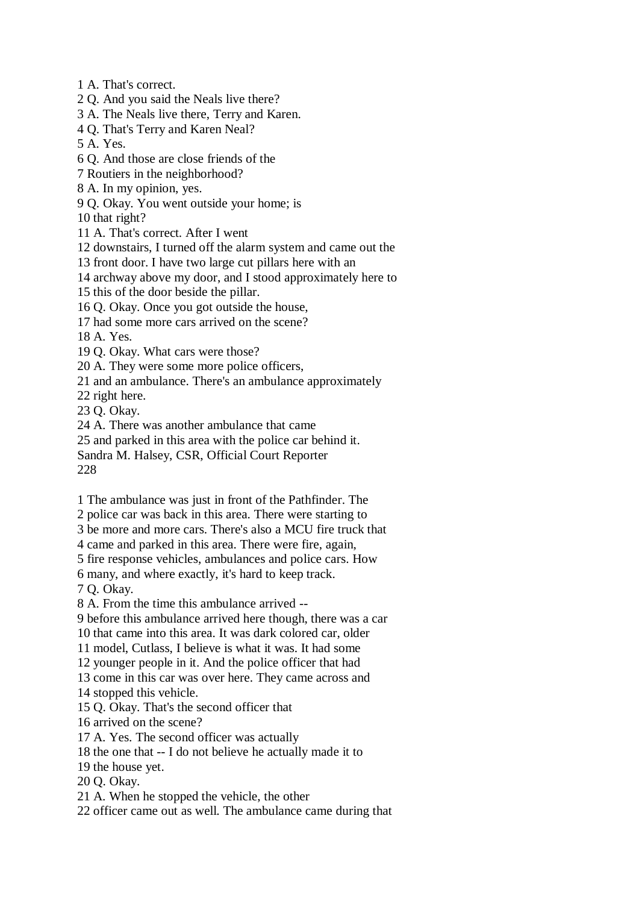1 A. That's correct.
2 Q. And you said the Neals live there?
3 A. The Neals live there, Terry and Karen.
4 Q. That's Terry and Karen Neal?
5 A. Yes.
6 Q. And those are close friends of the
7 Routiers in the neighborhood?
8 A. In my opinion, yes.
9 Q. Okay. You went outside your home; is
10 that right?
11 A. That's correct. After I went
12 downstairs, I turned off the alarm system and came out the
13 front door. I have two large cut pillars here with an
14 archway above my door, and I stood approximately here to
15 this of the door beside the pillar.
16 Q. Okay. Once you got outside the house,
17 had some more cars arrived on the scene?
18 A. Yes.
19 Q. Okay. What cars were those?
20 A. They were some more police officers,
21 and an ambulance. There's an ambulance approximately
22 right here.
23 Q. Okay.
24 A. There was another ambulance that came
25 and parked in this area with the police car behind it.
Sandra M. Halsey, CSR, Official Court Reporter

1 The ambulance was just in front of the Pathfinder. The
2 police car was back in this area. There were starting to
3 be more and more cars. There's also a MCU fire truck that
4 came and parked in this area. There were fire, again,
5 fire response vehicles, ambulances and police cars. How
6 many, and where exactly, it's hard to keep track.
7 Q. Okay.
8 A. From the time this ambulance arrived --
9 before this ambulance arrived here though, there was a car
10 that came into this area. It was dark colored car, older
11 model, Cutlass, I believe is what it was. It had some
12 younger people in it. And the police officer that had
13 come in this car was over here. They came across and
14 stopped this vehicle.
15 Q. Okay. That's the second officer that
16 arrived on the scene?
17 A. Yes. The second officer was actually
18 the one that -- I do not believe he actually made it to
19 the house yet.
20 Q. Okay.
21 A. When he stopped the vehicle, the other
22 officer came out as well. The ambulance came during that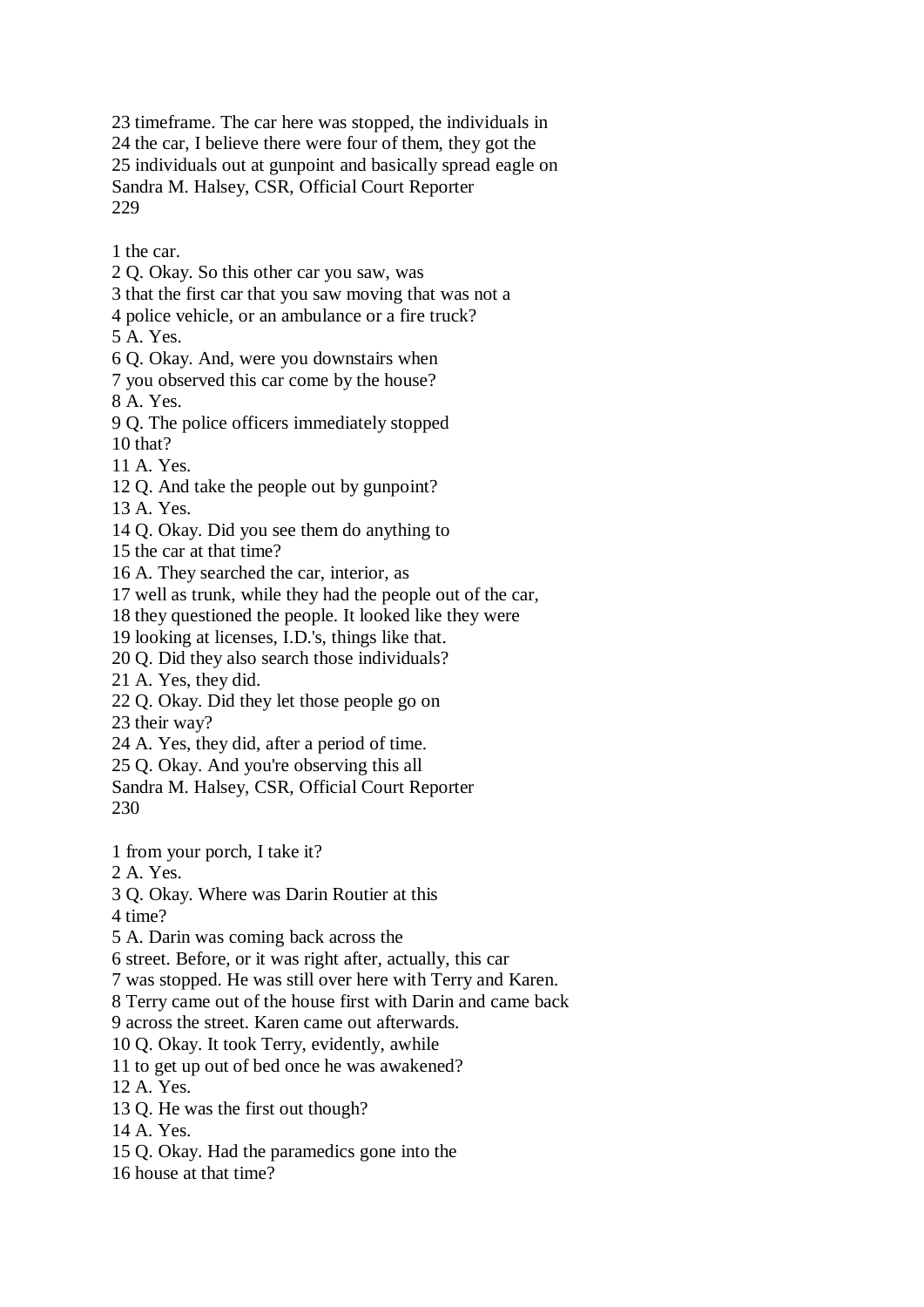23 timeframe. The car here was stopped, the individuals in
24 the car, I believe there were four of them, they got the
25 individuals out at gunpoint and basically spread eagle on

1 the car.
2 Q. Okay. So this other car you saw, was
3 that the first car that you saw moving that was not a
4 police vehicle, or an ambulance or a fire truck?
5 A. Yes.
6 Q. Okay. And, were you downstairs when
7 you observed this car come by the house?
8 A. Yes.
9 Q. The police officers immediately stopped
10 that?
11 A. Yes.
12 Q. And take the people out by gunpoint?
13 A. Yes.
14 Q. Okay. Did you see them do anything to
15 the car at that time?
16 A. They searched the car, interior, as
17 well as trunk, while they had the people out of the car,
18 they questioned the people. It looked like they were
19 looking at licenses, I.D.'s, things like that.
20 Q. Did they also search those individuals?
21 A. Yes, they did.
22 Q. Okay. Did they let those people go on
23 their way?
24 A. Yes, they did, after a period of time.
25 Q. Okay. And you're observing this all

1 from your porch, I take it?
2 A. Yes.
3 Q. Okay. Where was Darin Routier at this
4 time?
5 A. Darin was coming back across the
6 street. Before, or it was right after, actually, this car
7 was stopped. He was still over here with Terry and Karen.
8 Terry came out of the house first with Darin and came back
9 across the street. Karen came out afterwards.
10 Q. Okay. It took Terry, evidently, awhile
11 to get up out of bed once he was awakened?
12 A. Yes.
13 Q. He was the first out though?
14 A. Yes.
15 Q. Okay. Had the paramedics gone into the
16 house at that time?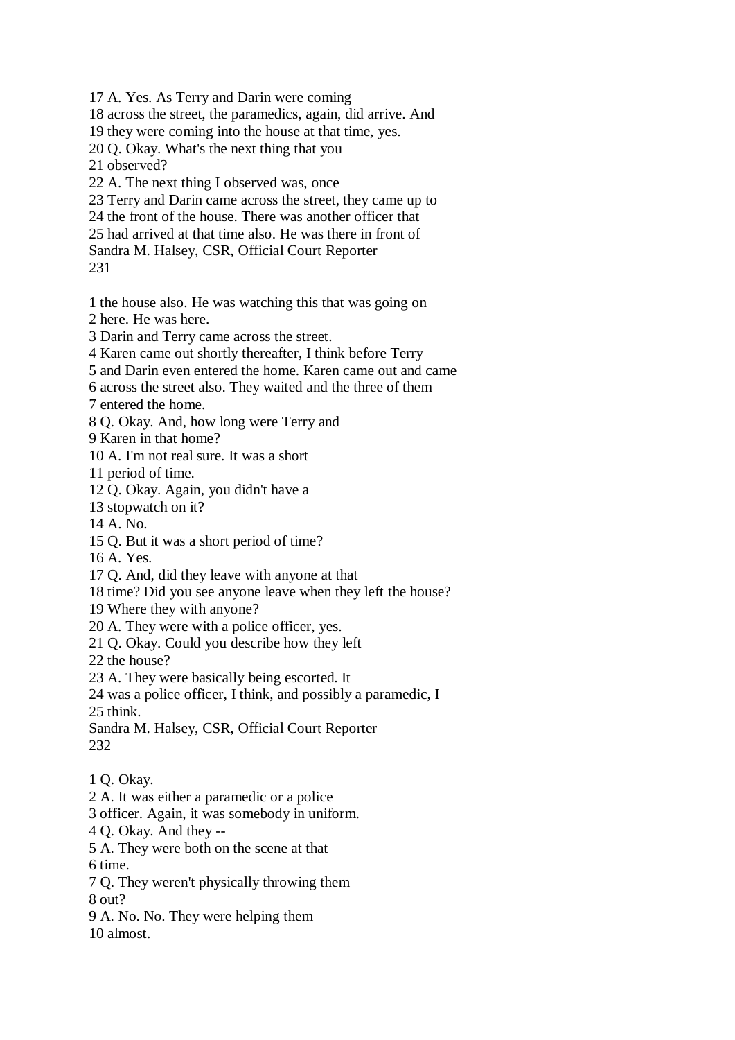17 A. Yes. As Terry and Darin were coming
18 across the street, the paramedics, again, did arrive. And
19 they were coming into the house at that time, yes.
20 Q. Okay. What's the next thing that you
21 observed?
22 A. The next thing I observed was, once
23 Terry and Darin came across the street, they came up to
24 the front of the house. There was another officer that
25 had arrived at that time also. He was there in front of
Sandra M. Halsey, CSR, Official Court Reporter
231

1 the house also. He was watching this that was going on
2 here. He was here.
3 Darin and Terry came across the street.
4 Karen came out shortly thereafter, I think before Terry
5 and Darin even entered the home. Karen came out and came
6 across the street also. They waited and the three of them
7 entered the home.
8 Q. Okay. And, how long were Terry and
9 Karen in that home?
10 A. I'm not real sure. It was a short
11 period of time.
12 Q. Okay. Again, you didn't have a
13 stopwatch on it?
14 A. No.
15 Q. But it was a short period of time?
16 A. Yes.
17 Q. And, did they leave with anyone at that
18 time? Did you see anyone leave when they left the house?
19 Where they with anyone?
20 A. They were with a police officer, yes.
21 Q. Okay. Could you describe how they left
22 the house?
23 A. They were basically being escorted. It
24 was a police officer, I think, and possibly a paramedic, I
25 think.
Sandra M. Halsey, CSR, Official Court Reporter
232

1 Q. Okay.
2 A. It was either a paramedic or a police
3 officer. Again, it was somebody in uniform.
4 Q. Okay. And they --
5 A. They were both on the scene at that
6 time.
7 Q. They weren't physically throwing them
8 out?
9 A. No. No. They were helping them
10 almost.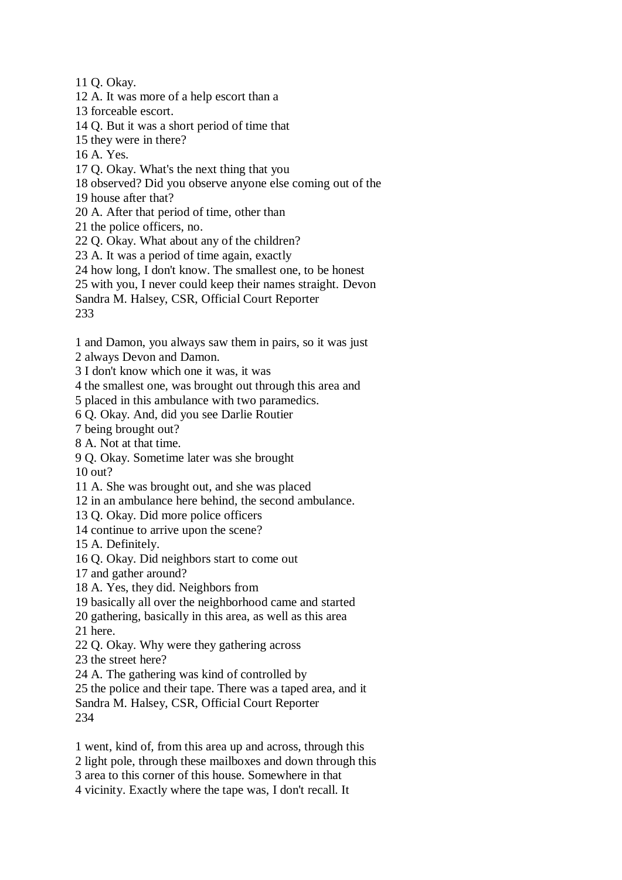11 Q. Okay.
12 A. It was more of a help escort than a
13 forceable escort.
14 Q. But it was a short period of time that
15 they were in there?
16 A. Yes.
17 Q. Okay. What's the next thing that you
18 observed? Did you observe anyone else coming out of the
19 house after that?
20 A. After that period of time, other than
21 the police officers, no.
22 Q. Okay. What about any of the children?
23 A. It was a period of time again, exactly
24 how long, I don't know. The smallest one, to be honest
25 with you, I never could keep their names straight. Devon

1 and Damon, you always saw them in pairs, so it was just
2 always Devon and Damon.
3 I don't know which one it was, it was
4 the smallest one, was brought out through this area and
5 placed in this ambulance with two paramedics.
6 Q. Okay. And, did you see Darlie Routier
7 being brought out?
8 A. Not at that time.
9 Q. Okay. Sometime later was she brought
10 out?
11 A. She was brought out, and she was placed
12 in an ambulance here behind, the second ambulance.
13 Q. Okay. Did more police officers
14 continue to arrive upon the scene?
15 A. Definitely.
16 Q. Okay. Did neighbors start to come out
17 and gather around?
18 A. Yes, they did. Neighbors from
19 basically all over the neighborhood came and started
20 gathering, basically in this area, as well as this area
21 here.
22 Q. Okay. Why were they gathering across
23 the street here?
24 A. The gathering was kind of controlled by
25 the police and their tape. There was a taped area, and it

1 went, kind of, from this area up and across, through this
2 light pole, through these mailboxes and down through this
3 area to this corner of this house. Somewhere in that
4 vicinity. Exactly where the tape was, I don't recall. It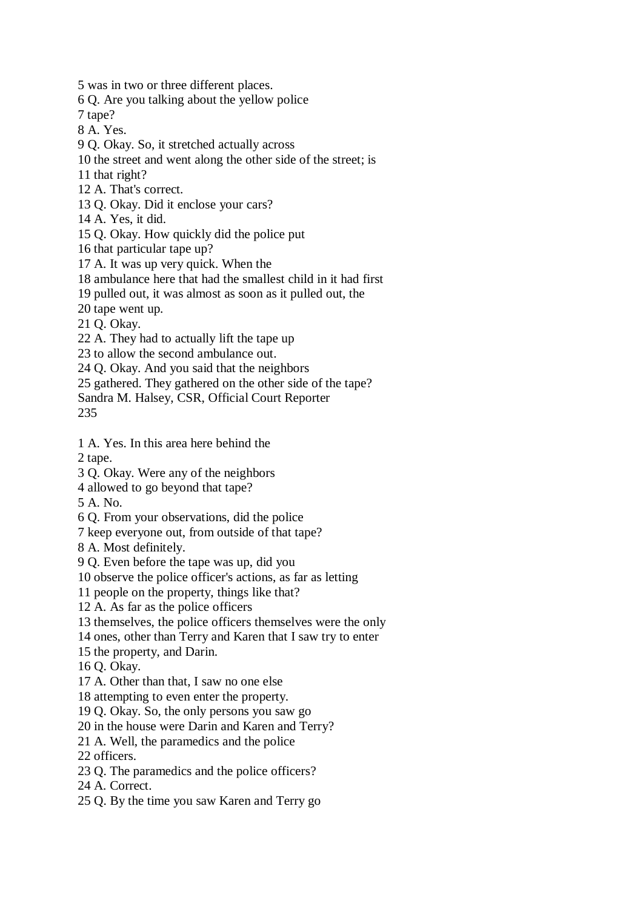5 was in two or three different places.
6 Q. Are you talking about the yellow police
7 tape?
8 A. Yes.
9 Q. Okay. So, it stretched actually across
10 the street and went along the other side of the street; is
11 that right?
12 A. That's correct.
13 Q. Okay. Did it enclose your cars?
14 A. Yes, it did.
15 Q. Okay. How quickly did the police put
16 that particular tape up?
17 A. It was up very quick. When the
18 ambulance here that had the smallest child in it had first
19 pulled out, it was almost as soon as it pulled out, the
20 tape went up.
21 Q. Okay.
22 A. They had to actually lift the tape up
23 to allow the second ambulance out.
24 Q. Okay. And you said that the neighbors
25 gathered. They gathered on the other side of the tape?
Sandra M. Halsey, CSR, Official Court Reporter

1 A. Yes. In this area here behind the
2 tape.
3 Q. Okay. Were any of the neighbors
4 allowed to go beyond that tape?
5 A. No.
6 Q. From your observations, did the police
7 keep everyone out, from outside of that tape?
8 A. Most definitely.
9 Q. Even before the tape was up, did you
10 observe the police officer's actions, as far as letting
11 people on the property, things like that?
12 A. As far as the police officers
13 themselves, the police officers themselves were the only
14 ones, other than Terry and Karen that I saw try to enter
15 the property, and Darin.
16 Q. Okay.
17 A. Other than that, I saw no one else
18 attempting to even enter the property.
19 Q. Okay. So, the only persons you saw go
20 in the house were Darin and Karen and Terry?
21 A. Well, the paramedics and the police
22 officers.
23 Q. The paramedics and the police officers?
24 A. Correct.
25 Q. By the time you saw Karen and Terry go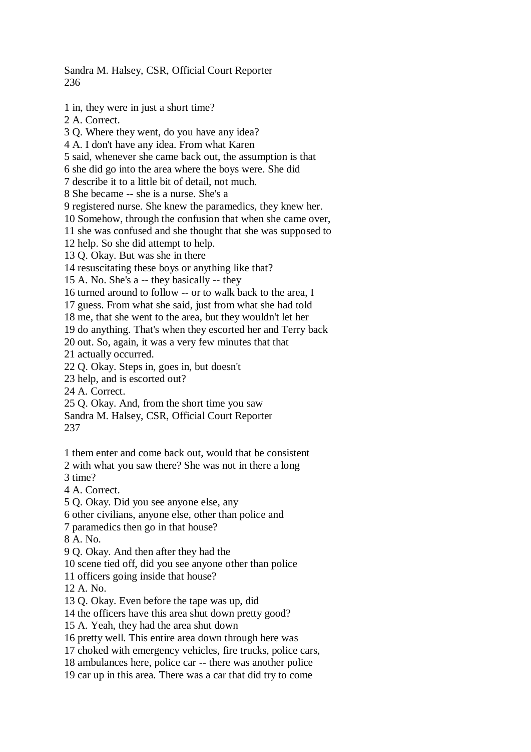1 in, they were in just a short time?
2 A. Correct.
3 Q. Where they went, do you have any idea?
4 A. I don't have any idea. From what Karen
5 said, whenever she came back out, the assumption is that
6 she did go into the area where the boys were. She did
7 describe it to a little bit of detail, not much.
8 She became -- she is a nurse. She's a
9 registered nurse. She knew the paramedics, they knew her.
10 Somehow, through the confusion that when she came over,
11 she was confused and she thought that she was supposed to
12 help. So she did attempt to help.
13 Q. Okay. But was she in there
14 resuscitating these boys or anything like that?
15 A. No. She's a -- they basically -- they
16 turned around to follow -- or to walk back to the area, I
17 guess. From what she said, just from what she had told
18 me, that she went to the area, but they wouldn't let her
19 do anything. That's when they escorted her and Terry back
20 out. So, again, it was a very few minutes that that
21 actually occurred.
22 Q. Okay. Steps in, goes in, but doesn't
23 help, and is escorted out?
24 A. Correct.
25 Q. Okay. And, from the short time you saw

1 them enter and come back out, would that be consistent
2 with what you saw there? She was not in there a long
3 time?
4 A. Correct.
5 Q. Okay. Did you see anyone else, any
6 other civilians, anyone else, other than police and
7 paramedics then go in that house?
8 A. No.
9 Q. Okay. And then after they had the
10 scene tied off, did you see anyone other than police
11 officers going inside that house?
12 A. No.
13 Q. Okay. Even before the tape was up, did
14 the officers have this area shut down pretty good?
15 A. Yeah, they had the area shut down
16 pretty well. This entire area down through here was
17 choked with emergency vehicles, fire trucks, police cars,
18 ambulances here, police car -- there was another police
19 car up in this area. There was a car that did try to come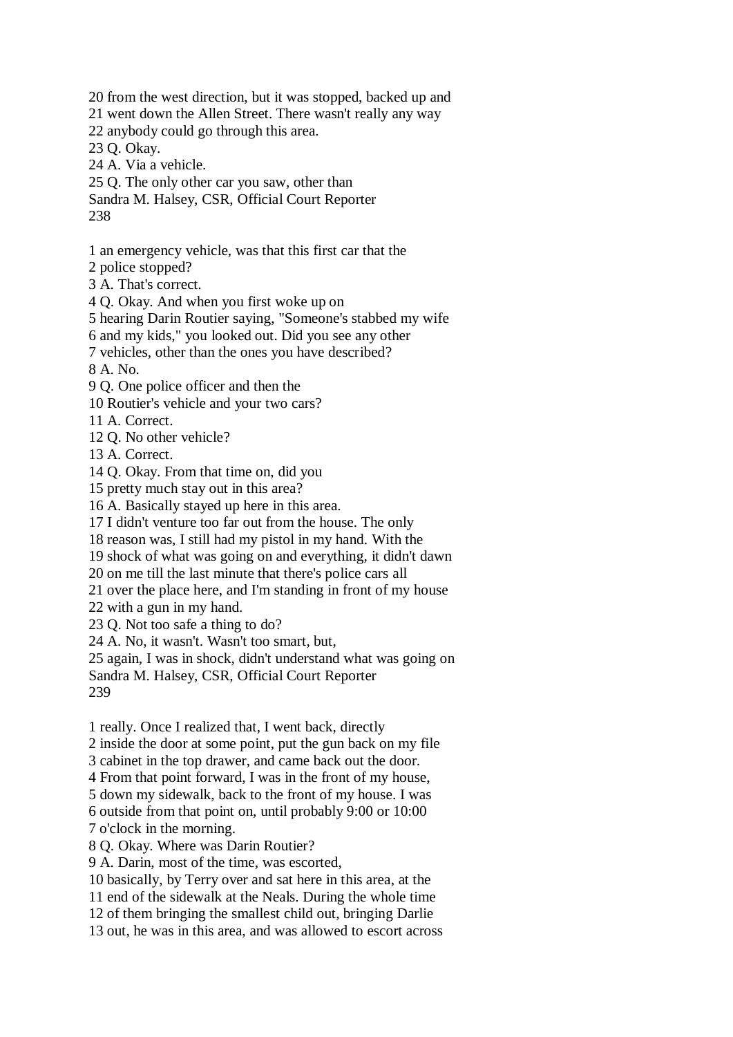20 from the west direction, but it was stopped, backed up and
21 went down the Allen Street. There wasn't really any way
22 anybody could go through this area.
23 Q. Okay.
24 A. Via a vehicle.
25 Q. The only other car you saw, other than

1 an emergency vehicle, was that this first car that the
2 police stopped?
3 A. That's correct.
4 Q. Okay. And when you first woke up on
5 hearing Darin Routier saying, "Someone's stabbed my wife
6 and my kids," you looked out. Did you see any other
7 vehicles, other than the ones you have described?
8 A. No.
9 Q. One police officer and then the
10 Routier's vehicle and your two cars?
11 A. Correct.
12 Q. No other vehicle?
13 A. Correct.
14 Q. Okay. From that time on, did you
15 pretty much stay out in this area?
16 A. Basically stayed up here in this area.
17 I didn't venture too far out from the house. The only
18 reason was, I still had my pistol in my hand. With the
19 shock of what was going on and everything, it didn't dawn
20 on me till the last minute that there's police cars all
21 over the place here, and I'm standing in front of my house
22 with a gun in my hand.
23 Q. Not too safe a thing to do?
24 A. No, it wasn't. Wasn't too smart, but,
25 again, I was in shock, didn't understand what was going on

1 really. Once I realized that, I went back, directly
2 inside the door at some point, put the gun back on my file
3 cabinet in the top drawer, and came back out the door.
4 From that point forward, I was in the front of my house,
5 down my sidewalk, back to the front of my house. I was
6 outside from that point on, until probably 9:00 or 10:00
7 o'clock in the morning.
8 Q. Okay. Where was Darin Routier?
9 A. Darin, most of the time, was escorted,
10 basically, by Terry over and sat here in this area, at the
11 end of the sidewalk at the Neals. During the whole time
12 of them bringing the smallest child out, bringing Darlie
13 out, he was in this area, and was allowed to escort across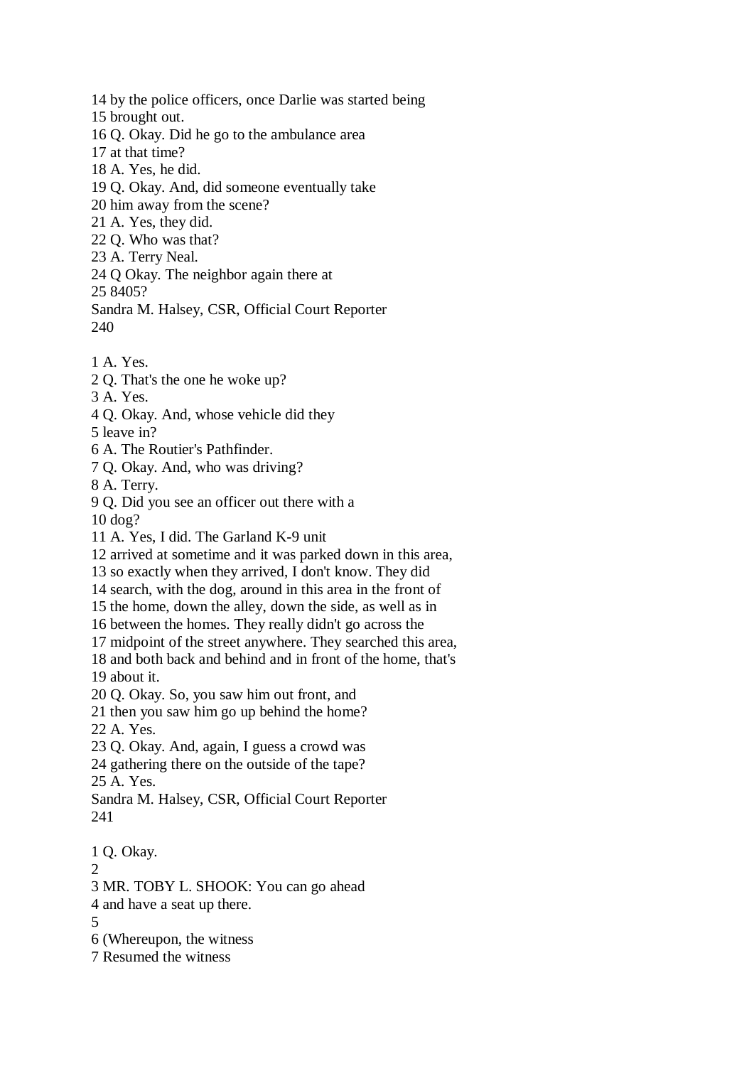14 by the police officers, once Darlie was started being
15 brought out.
16 Q. Okay. Did he go to the ambulance area
17 at that time?
18 A. Yes, he did.
19 Q. Okay. And, did someone eventually take
20 him away from the scene?
21 A. Yes, they did.
22 Q. Who was that?
23 A. Terry Neal.
24 Q Okay. The neighbor again there at
25 8405?
Sandra M. Halsey, CSR, Official Court Reporter

1 A. Yes.
2 Q. That's the one he woke up?
3 A. Yes.
4 Q. Okay. And, whose vehicle did they
5 leave in?
6 A. The Routier's Pathfinder.
7 Q. Okay. And, who was driving?
8 A. Terry.
9 Q. Did you see an officer out there with a
10 dog?
11 A. Yes, I did. The Garland K-9 unit
12 arrived at sometime and it was parked down in this area,
13 so exactly when they arrived, I don't know. They did
14 search, with the dog, around in this area in the front of
15 the home, down the alley, down the side, as well as in
16 between the homes. They really didn't go across the
17 midpoint of the street anywhere. They searched this area,
18 and both back and behind and in front of the home, that's
19 about it.
20 Q. Okay. So, you saw him out front, and
21 then you saw him go up behind the home?
22 A. Yes.
23 Q. Okay. And, again, I guess a crowd was
24 gathering there on the outside of the tape?
25 A. Yes.
Sandra M. Halsey, CSR, Official Court Reporter

1 Q. Okay.
2
3 MR. TOBY L. SHOOK: You can go ahead
4 and have a seat up there.
5
6 (Whereupon, the witness
7 Resumed the witness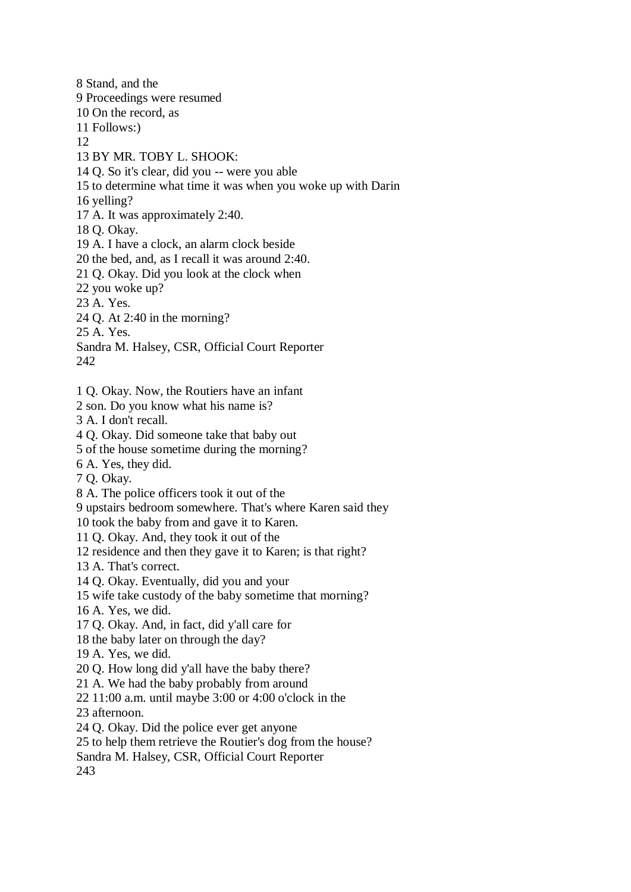8 Stand, and the
9 Proceedings were resumed
10 On the record, as
11 Follows:)
12
13 BY MR. TOBY L. SHOOK:
14 Q. So it's clear, did you -- were you able
15 to determine what time it was when you woke up with Darin
16 yelling?
17 A. It was approximately 2:40.
18 Q. Okay.
19 A. I have a clock, an alarm clock beside
20 the bed, and, as I recall it was around 2:40.
21 Q. Okay. Did you look at the clock when
22 you woke up?
23 A. Yes.
24 Q. At 2:40 in the morning?
25 A. Yes.
Sandra M. Halsey, CSR, Official Court Reporter

1 Q. Okay. Now, the Routiers have an infant
2 son. Do you know what his name is?
3 A. I don't recall.
4 Q. Okay. Did someone take that baby out
5 of the house sometime during the morning?
6 A. Yes, they did.
7 Q. Okay.
8 A. The police officers took it out of the
9 upstairs bedroom somewhere. That's where Karen said they
10 took the baby from and gave it to Karen.
11 Q. Okay. And, they took it out of the
12 residence and then they gave it to Karen; is that right?
13 A. That's correct.
14 Q. Okay. Eventually, did you and your
15 wife take custody of the baby sometime that morning?
16 A. Yes, we did.
17 Q. Okay. And, in fact, did y'all care for
18 the baby later on through the day?
19 A. Yes, we did.
20 Q. How long did y'all have the baby there?
21 A. We had the baby probably from around
22 11:00 a.m. until maybe 3:00 or 4:00 o'clock in the
23 afternoon.
24 Q. Okay. Did the police ever get anyone
25 to help them retrieve the Routier's dog from the house?
Sandra M. Halsey, CSR, Official Court Reporter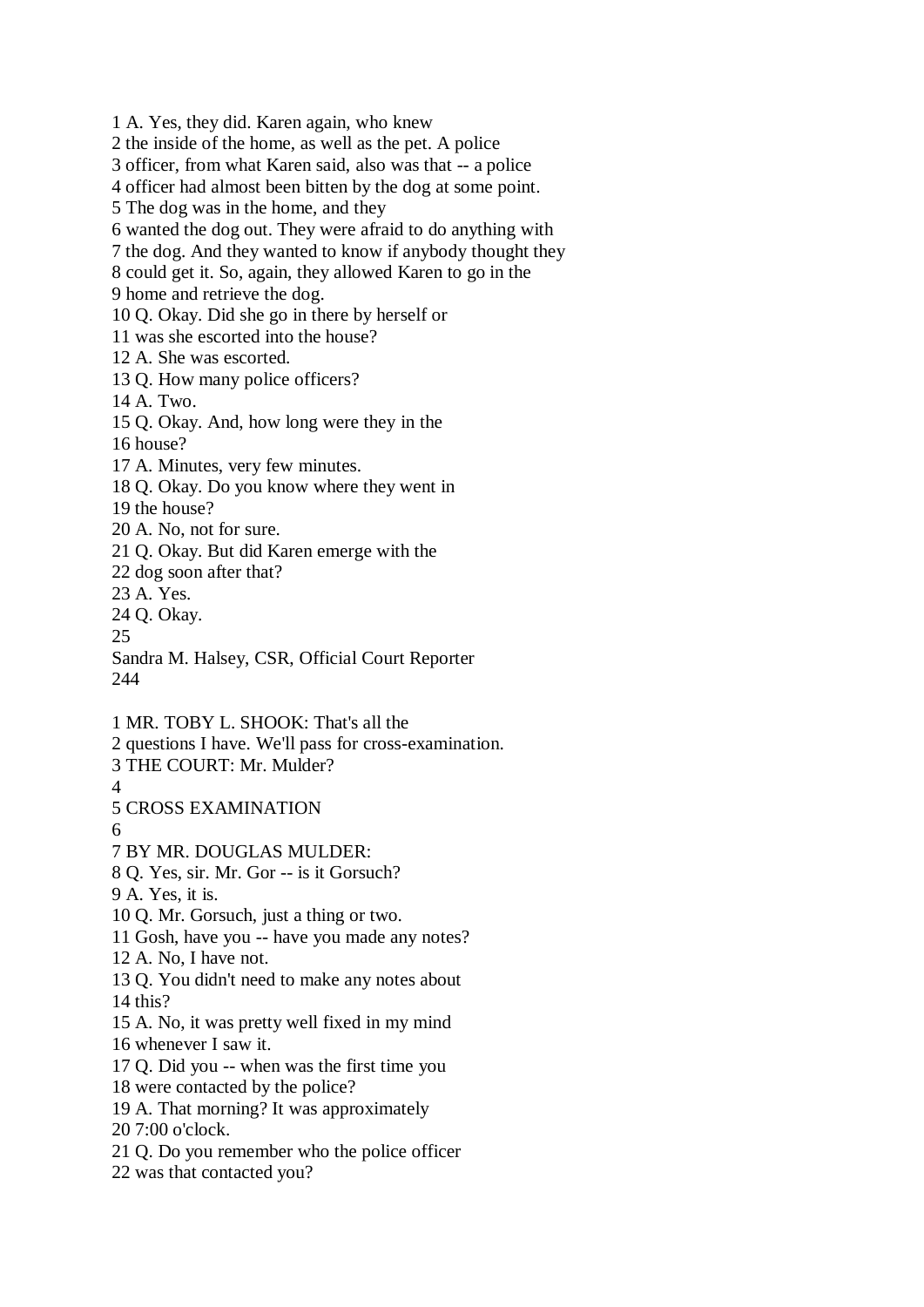1 A. Yes, they did. Karen again, who knew
2 the inside of the home, as well as the pet. A police
3 officer, from what Karen said, also was that -- a police
4 officer had almost been bitten by the dog at some point.
5 The dog was in the home, and they
6 wanted the dog out. They were afraid to do anything with
7 the dog. And they wanted to know if anybody thought they
8 could get it. So, again, they allowed Karen to go in the
9 home and retrieve the dog.
10 Q. Okay. Did she go in there by herself or
11 was she escorted into the house?
12 A. She was escorted.
13 Q. How many police officers?
14 A. Two.
15 Q. Okay. And, how long were they in the
16 house?
17 A. Minutes, very few minutes.
18 Q. Okay. Do you know where they went in
19 the house?
20 A. No, not for sure.
21 Q. Okay. But did Karen emerge with the
22 dog soon after that?
23 A. Yes.
24 Q. Okay.
25
Sandra M. Halsey, CSR, Official Court Reporter
244

1 MR. TOBY L. SHOOK: That's all the
2 questions I have. We'll pass for cross-examination.
3 THE COURT: Mr. Mulder?
4
5 CROSS EXAMINATION
6
7 BY MR. DOUGLAS MULDER:
8 Q. Yes, sir. Mr. Gor -- is it Gorsuch?
9 A. Yes, it is.
10 Q. Mr. Gorsuch, just a thing or two.
11 Gosh, have you -- have you made any notes?
12 A. No, I have not.
13 Q. You didn't need to make any notes about
14 this?
15 A. No, it was pretty well fixed in my mind
16 whenever I saw it.
17 Q. Did you -- when was the first time you
18 were contacted by the police?
19 A. That morning? It was approximately
20 7:00 o'clock.
21 Q. Do you remember who the police officer
22 was that contacted you?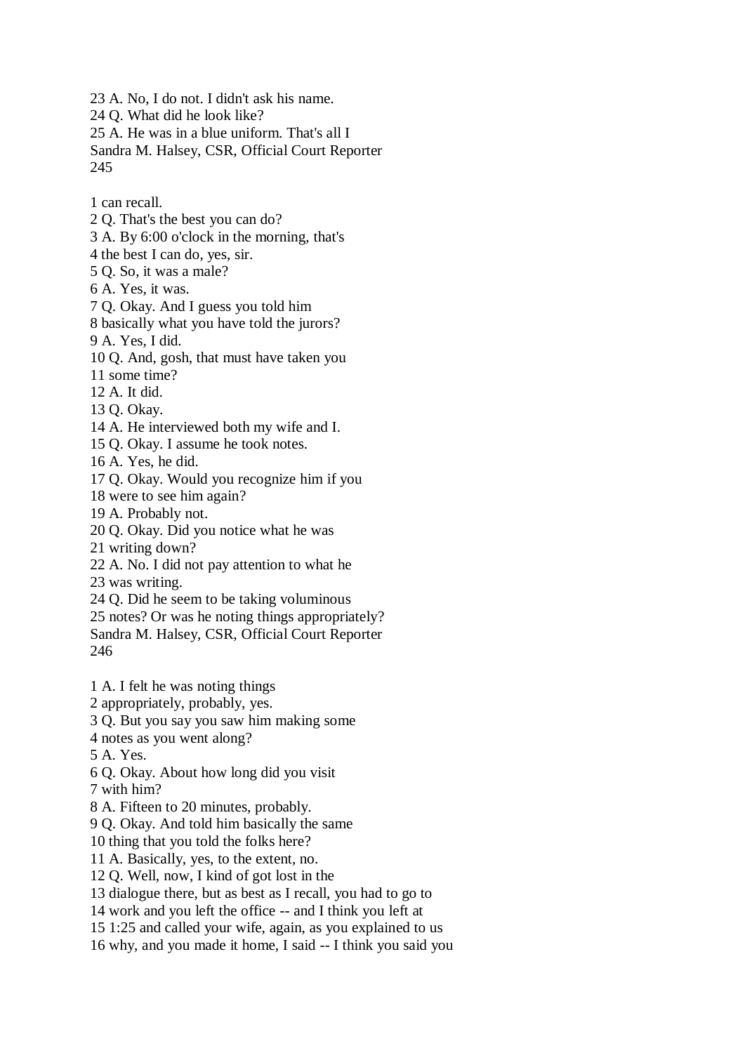23 A. No, I do not. I didn't ask his name.
24 Q. What did he look like?
25 A. He was in a blue uniform. That's all I

1 can recall.
2 Q. That's the best you can do?
3 A. By 6:00 o'clock in the morning, that's
4 the best I can do, yes, sir.
5 Q. So, it was a male?
6 A. Yes, it was.
7 Q. Okay. And I guess you told him
8 basically what you have told the jurors?
9 A. Yes, I did.
10 Q. And, gosh, that must have taken you
11 some time?
12 A. It did.
13 Q. Okay.
14 A. He interviewed both my wife and I.
15 Q. Okay. I assume he took notes.
16 A. Yes, he did.
17 Q. Okay. Would you recognize him if you
18 were to see him again?
19 A. Probably not.
20 Q. Okay. Did you notice what he was
21 writing down?
22 A. No. I did not pay attention to what he
23 was writing.
24 Q. Did he seem to be taking voluminous
25 notes? Or was he noting things appropriately?

1 A. I felt he was noting things
2 appropriately, probably, yes.
3 Q. But you say you saw him making some
4 notes as you went along?
5 A. Yes.
6 Q. Okay. About how long did you visit
7 with him?
8 A. Fifteen to 20 minutes, probably.
9 Q. Okay. And told him basically the same
10 thing that you told the folks here?
11 A. Basically, yes, to the extent, no.
12 Q. Well, now, I kind of got lost in the
13 dialogue there, but as best as I recall, you had to go to
14 work and you left the office -- and I think you left at
15 1:25 and called your wife, again, as you explained to us
16 why, and you made it home, I said -- I think you said you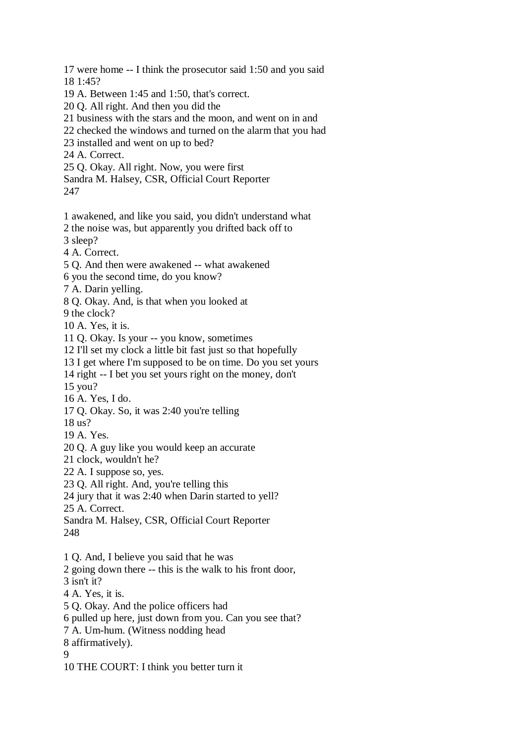17 were home -- I think the prosecutor said 1:50 and you said
18 1:45?
19 A. Between 1:45 and 1:50, that's correct.
20 Q. All right. And then you did the
21 business with the stars and the moon, and went on in and
22 checked the windows and turned on the alarm that you had
23 installed and went on up to bed?
24 A. Correct.
25 Q. Okay. All right. Now, you were first
Sandra M. Halsey, CSR, Official Court Reporter

1 awakened, and like you said, you didn't understand what
2 the noise was, but apparently you drifted back off to
3 sleep?
4 A. Correct.
5 Q. And then were awakened -- what awakened
6 you the second time, do you know?
7 A. Darin yelling.
8 Q. Okay. And, is that when you looked at
9 the clock?
10 A. Yes, it is.
11 Q. Okay. Is your -- you know, sometimes
12 I'll set my clock a little bit fast just so that hopefully
13 I get where I'm supposed to be on time. Do you set yours
14 right -- I bet you set yours right on the money, don't
15 you?
16 A. Yes, I do.
17 Q. Okay. So, it was 2:40 you're telling
18 us?
19 A. Yes.
20 Q. A guy like you would keep an accurate
21 clock, wouldn't he?
22 A. I suppose so, yes.
23 Q. All right. And, you're telling this
24 jury that it was 2:40 when Darin started to yell?
25 A. Correct.
Sandra M. Halsey, CSR, Official Court Reporter

1 Q. And, I believe you said that he was
2 going down there -- this is the walk to his front door,
3 isn't it?
4 A. Yes, it is.
5 Q. Okay. And the police officers had
6 pulled up here, just down from you. Can you see that?
7 A. Um-hum. (Witness nodding head
8 affirmatively).
9
10 THE COURT: I think you better turn it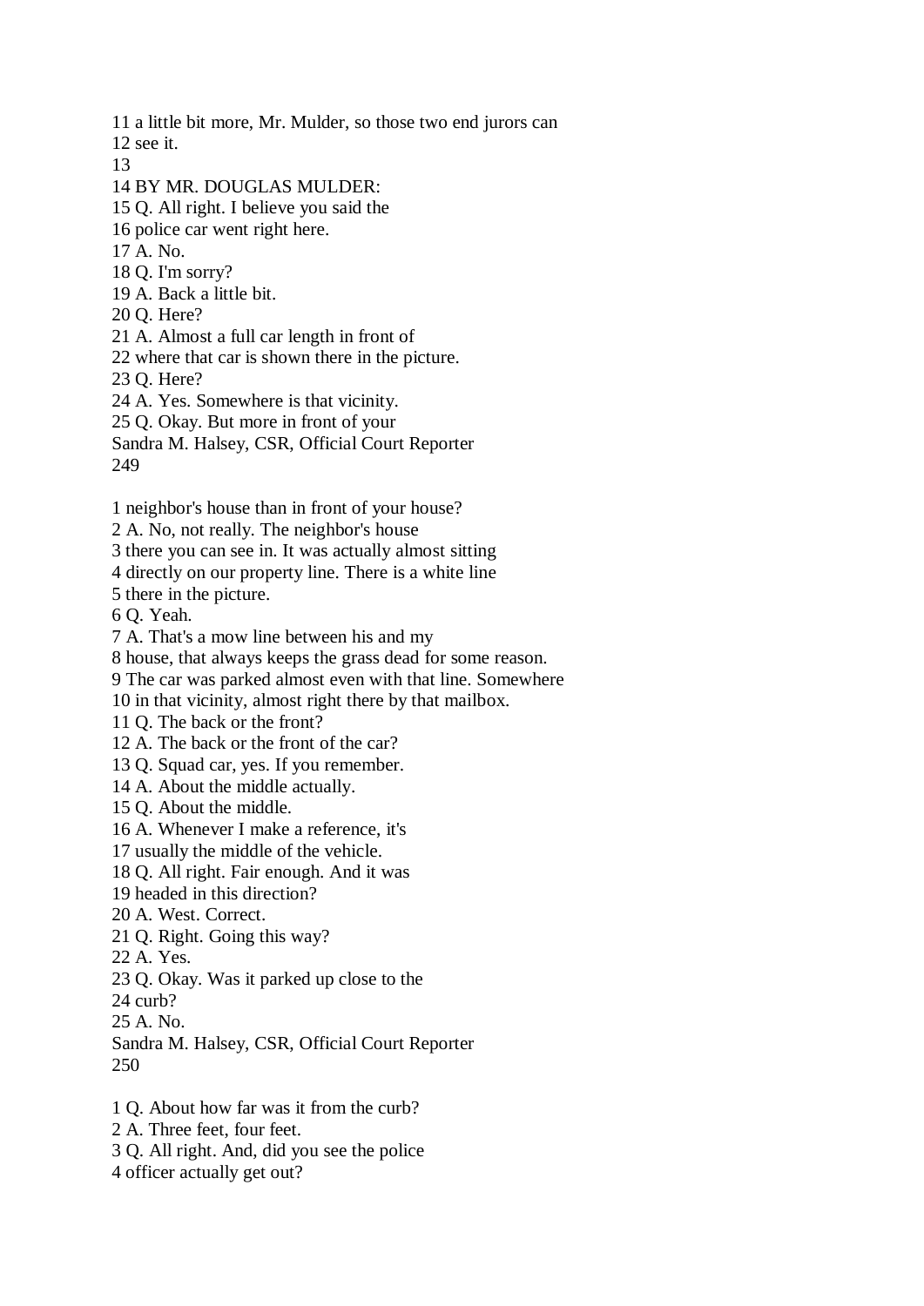11 a little bit more, Mr. Mulder, so those two end jurors can
12 see it.
13
14 BY MR. DOUGLAS MULDER:
15 Q. All right. I believe you said the
16 police car went right here.
17 A. No.
18 Q. I'm sorry?
19 A. Back a little bit.
20 Q. Here?
21 A. Almost a full car length in front of
22 where that car is shown there in the picture.
23 Q. Here?
24 A. Yes. Somewhere is that vicinity.
25 Q. Okay. But more in front of your
Sandra M. Halsey, CSR, Official Court Reporter

1 neighbor's house than in front of your house?
2 A. No, not really. The neighbor's house
3 there you can see in. It was actually almost sitting
4 directly on our property line. There is a white line
5 there in the picture.
6 Q. Yeah.
7 A. That's a mow line between his and my
8 house, that always keeps the grass dead for some reason.
9 The car was parked almost even with that line. Somewhere
10 in that vicinity, almost right there by that mailbox.
11 Q. The back or the front?
12 A. The back or the front of the car?
13 Q. Squad car, yes. If you remember.
14 A. About the middle actually.
15 Q. About the middle.
16 A. Whenever I make a reference, it's
17 usually the middle of the vehicle.
18 Q. All right. Fair enough. And it was
19 headed in this direction?
20 A. West. Correct.
21 Q. Right. Going this way?
22 A. Yes.
23 Q. Okay. Was it parked up close to the
24 curb?
25 A. No.
Sandra M. Halsey, CSR, Official Court Reporter

1 Q. About how far was it from the curb?
2 A. Three feet, four feet.
3 Q. All right. And, did you see the police
4 officer actually get out?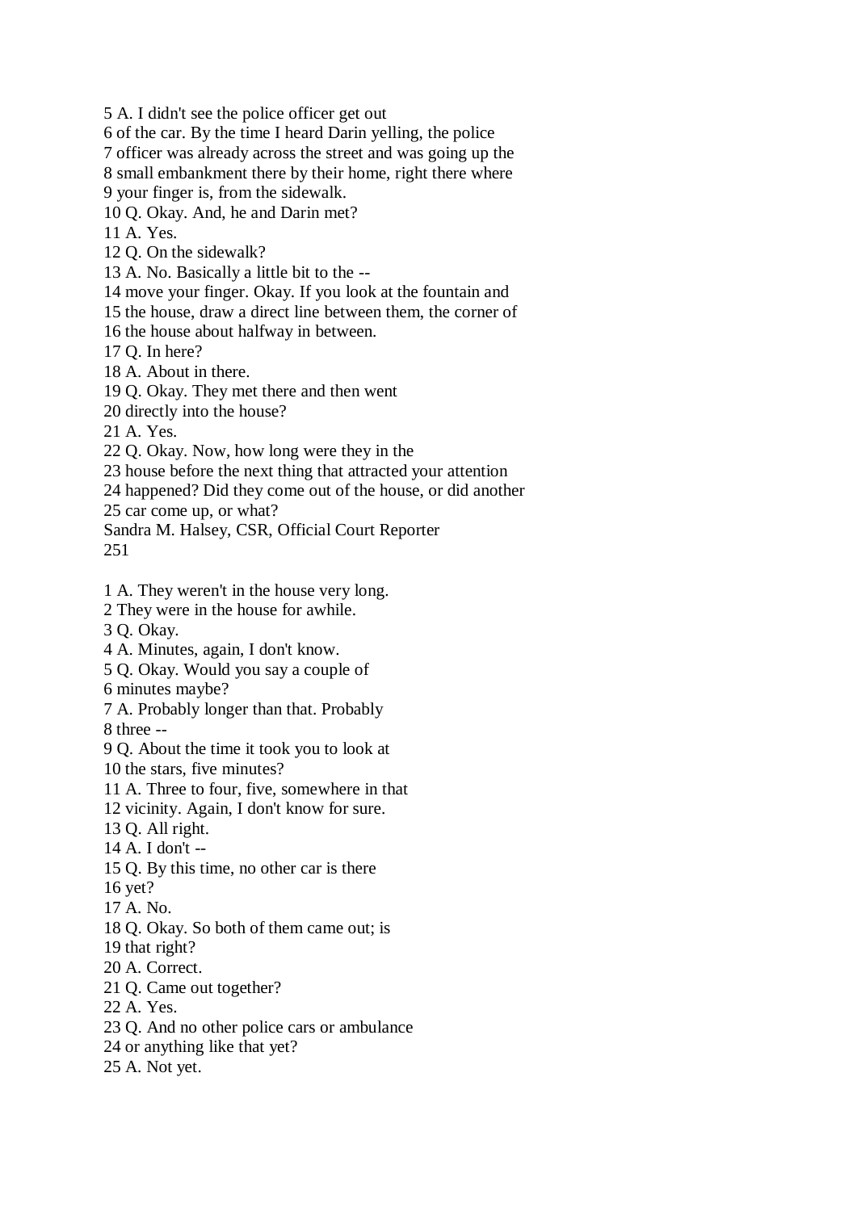5 A. I didn't see the police officer get out
6 of the car. By the time I heard Darin yelling, the police
7 officer was already across the street and was going up the
8 small embankment there by their home, right there where
9 your finger is, from the sidewalk.
10 Q. Okay. And, he and Darin met?
11 A. Yes.
12 Q. On the sidewalk?
13 A. No. Basically a little bit to the --
14 move your finger. Okay. If you look at the fountain and
15 the house, draw a direct line between them, the corner of
16 the house about halfway in between.
17 Q. In here?
18 A. About in there.
19 Q. Okay. They met there and then went
20 directly into the house?
21 A. Yes.
22 Q. Okay. Now, how long were they in the
23 house before the next thing that attracted your attention
24 happened? Did they come out of the house, or did another
25 car come up, or what?
Sandra M. Halsey, CSR, Official Court Reporter
251

1 A. They weren't in the house very long.
2 They were in the house for awhile.
3 Q. Okay.
4 A. Minutes, again, I don't know.
5 Q. Okay. Would you say a couple of
6 minutes maybe?
7 A. Probably longer than that. Probably
8 three --
9 Q. About the time it took you to look at
10 the stars, five minutes?
11 A. Three to four, five, somewhere in that
12 vicinity. Again, I don't know for sure.
13 Q. All right.
14 A. I don't --
15 Q. By this time, no other car is there
16 yet?
17 A. No.
18 Q. Okay. So both of them came out; is
19 that right?
20 A. Correct.
21 Q. Came out together?
22 A. Yes.
23 Q. And no other police cars or ambulance
24 or anything like that yet?
25 A. Not yet.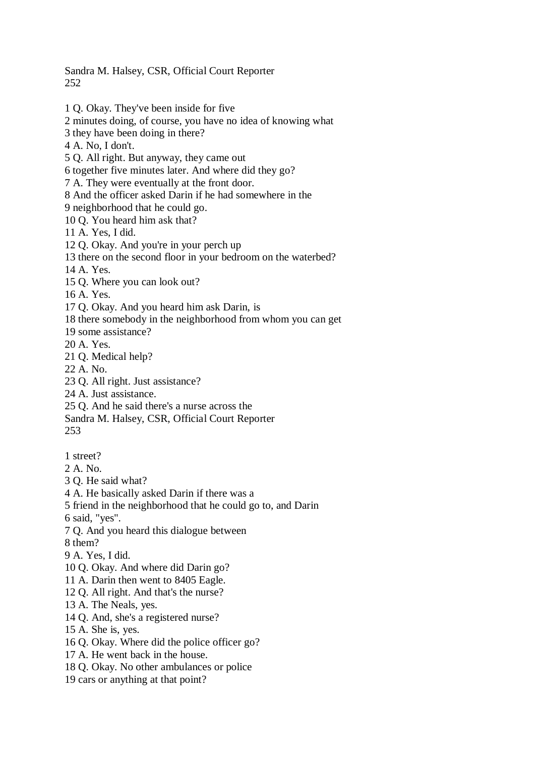1 Q. Okay. They've been inside for five
2 minutes doing, of course, you have no idea of knowing what
3 they have been doing in there?
4 A. No, I don't.
5 Q. All right. But anyway, they came out
6 together five minutes later. And where did they go?
7 A. They were eventually at the front door.
8 And the officer asked Darin if he had somewhere in the
9 neighborhood that he could go.
10 Q. You heard him ask that?
11 A. Yes, I did.
12 Q. Okay. And you're in your perch up
13 there on the second floor in your bedroom on the waterbed?
14 A. Yes.
15 Q. Where you can look out?
16 A. Yes.
17 Q. Okay. And you heard him ask Darin, is
18 there somebody in the neighborhood from whom you can get
19 some assistance?
20 A. Yes.
21 Q. Medical help?
22 A. No.
23 Q. All right. Just assistance?
24 A. Just assistance.
25 Q. And he said there's a nurse across the

1 street?
2 A. No.
3 Q. He said what?
4 A. He basically asked Darin if there was a
5 friend in the neighborhood that he could go to, and Darin
6 said, "yes".
7 Q. And you heard this dialogue between
8 them?
9 A. Yes, I did.
10 Q. Okay. And where did Darin go?
11 A. Darin then went to 8405 Eagle.
12 Q. All right. And that's the nurse?
13 A. The Neals, yes.
14 Q. And, she's a registered nurse?
15 A. She is, yes.
16 Q. Okay. Where did the police officer go?
17 A. He went back in the house.
18 Q. Okay. No other ambulances or police
19 cars or anything at that point?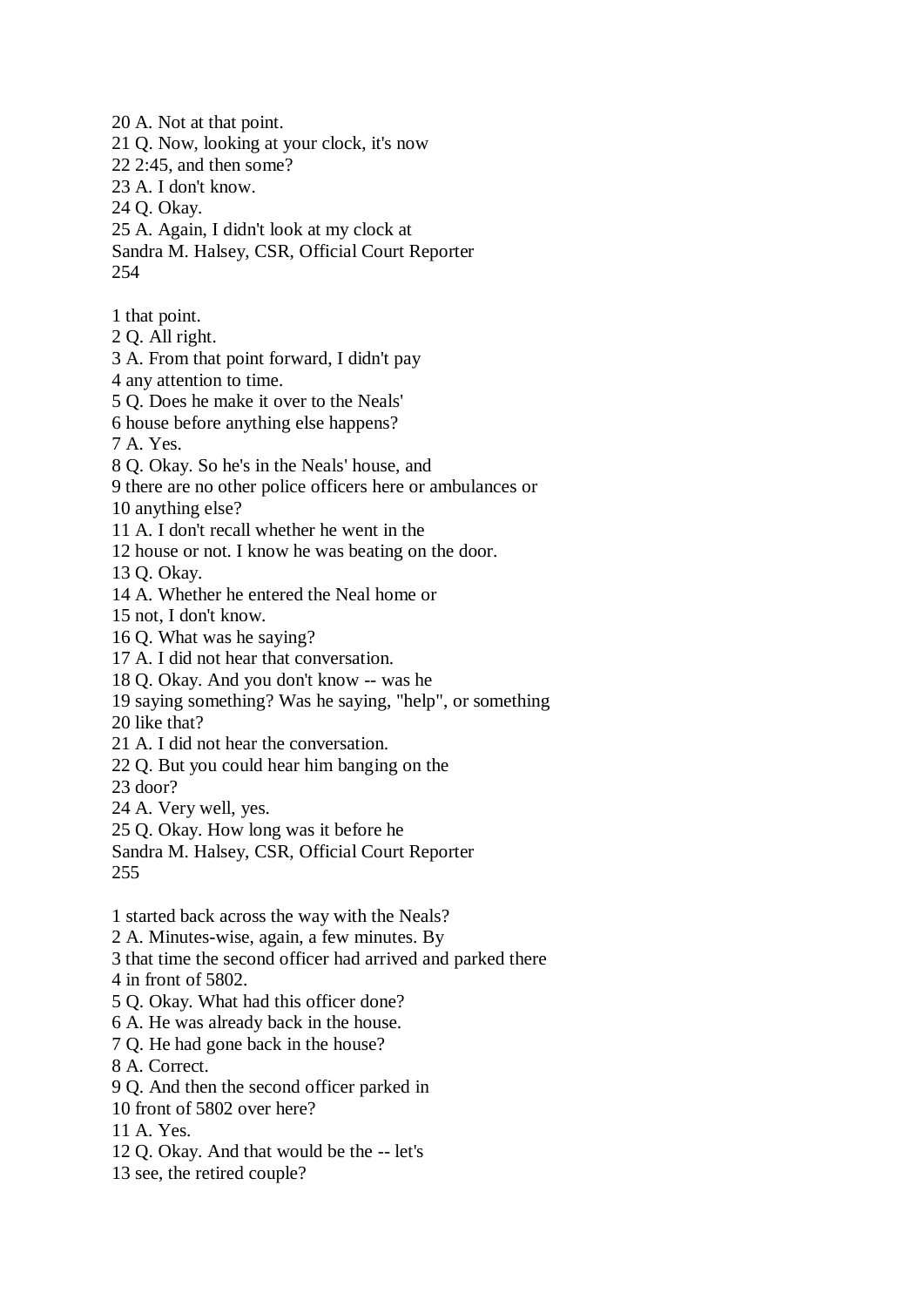20 A. Not at that point.
21 Q. Now, looking at your clock, it's now
22 2:45, and then some?
23 A. I don't know.
24 Q. Okay.
25 A. Again, I didn't look at my clock at

1 that point.
2 Q. All right.
3 A. From that point forward, I didn't pay
4 any attention to time.
5 Q. Does he make it over to the Neals'
6 house before anything else happens?
7 A. Yes.
8 Q. Okay. So he's in the Neals' house, and
9 there are no other police officers here or ambulances or
10 anything else?
11 A. I don't recall whether he went in the
12 house or not. I know he was beating on the door.
13 Q. Okay.
14 A. Whether he entered the Neal home or
15 not, I don't know.
16 Q. What was he saying?
17 A. I did not hear that conversation.
18 Q. Okay. And you don't know -- was he
19 saying something? Was he saying, "help", or something
20 like that?
21 A. I did not hear the conversation.
22 Q. But you could hear him banging on the
23 door?
24 A. Very well, yes.
25 Q. Okay. How long was it before he

1 started back across the way with the Neals?
2 A. Minutes-wise, again, a few minutes. By
3 that time the second officer had arrived and parked there
4 in front of 5802.
5 Q. Okay. What had this officer done?
6 A. He was already back in the house.
7 Q. He had gone back in the house?
8 A. Correct.
9 Q. And then the second officer parked in
10 front of 5802 over here?
11 A. Yes.
12 Q. Okay. And that would be the -- let's
13 see, the retired couple?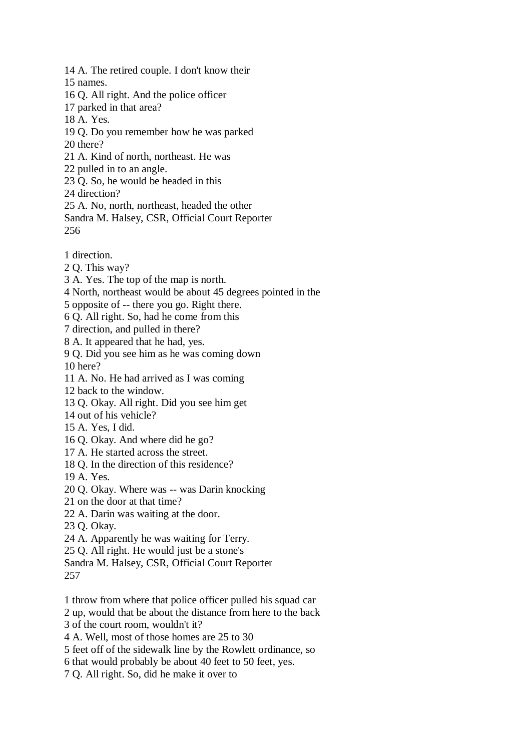14 A. The retired couple. I don't know their
15 names.
16 Q. All right. And the police officer
17 parked in that area?
18 A. Yes.
19 Q. Do you remember how he was parked
20 there?
21 A. Kind of north, northeast. He was
22 pulled in to an angle.
23 Q. So, he would be headed in this
24 direction?
25 A. No, north, northeast, headed the other
Sandra M. Halsey, CSR, Official Court Reporter
256

1 direction.
2 Q. This way?
3 A. Yes. The top of the map is north.
4 North, northeast would be about 45 degrees pointed in the
5 opposite of -- there you go. Right there.
6 Q. All right. So, had he come from this
7 direction, and pulled in there?
8 A. It appeared that he had, yes.
9 Q. Did you see him as he was coming down
10 here?
11 A. No. He had arrived as I was coming
12 back to the window.
13 Q. Okay. All right. Did you see him get
14 out of his vehicle?
15 A. Yes, I did.
16 Q. Okay. And where did he go?
17 A. He started across the street.
18 Q. In the direction of this residence?
19 A. Yes.
20 Q. Okay. Where was -- was Darin knocking
21 on the door at that time?
22 A. Darin was waiting at the door.
23 Q. Okay.
24 A. Apparently he was waiting for Terry.
25 Q. All right. He would just be a stone's
Sandra M. Halsey, CSR, Official Court Reporter
257

1 throw from where that police officer pulled his squad car
2 up, would that be about the distance from here to the back
3 of the court room, wouldn't it?
4 A. Well, most of those homes are 25 to 30
5 feet off of the sidewalk line by the Rowlett ordinance, so
6 that would probably be about 40 feet to 50 feet, yes.
7 Q. All right. So, did he make it over to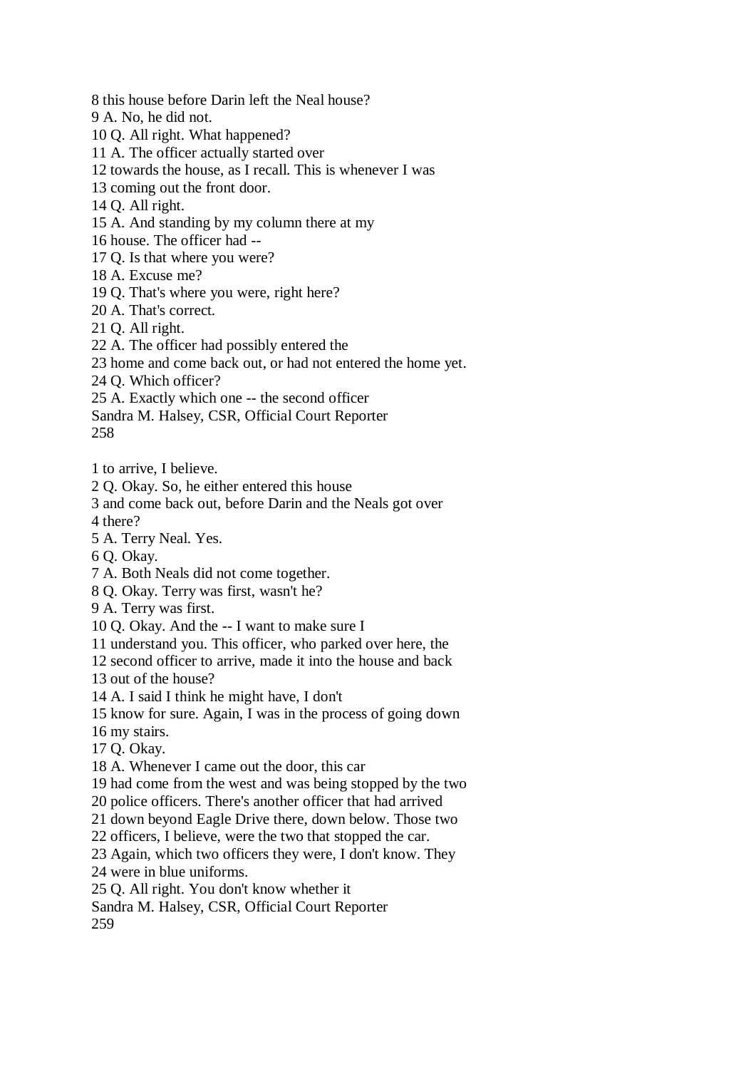8 this house before Darin left the Neal house?
9 A. No, he did not.
10 Q. All right. What happened?
11 A. The officer actually started over
12 towards the house, as I recall. This is whenever I was
13 coming out the front door.
14 Q. All right.
15 A. And standing by my column there at my
16 house. The officer had --
17 Q. Is that where you were?
18 A. Excuse me?
19 Q. That's where you were, right here?
20 A. That's correct.
21 Q. All right.
22 A. The officer had possibly entered the
23 home and come back out, or had not entered the home yet.
24 Q. Which officer?
25 A. Exactly which one -- the second officer
Sandra M. Halsey, CSR, Official Court Reporter

1 to arrive, I believe.
2 Q. Okay. So, he either entered this house
3 and come back out, before Darin and the Neals got over
4 there?
5 A. Terry Neal. Yes.
6 Q. Okay.
7 A. Both Neals did not come together.
8 Q. Okay. Terry was first, wasn't he?
9 A. Terry was first.
10 Q. Okay. And the -- I want to make sure I
11 understand you. This officer, who parked over here, the
12 second officer to arrive, made it into the house and back
13 out of the house?
14 A. I said I think he might have, I don't
15 know for sure. Again, I was in the process of going down
16 my stairs.
17 Q. Okay.
18 A. Whenever I came out the door, this car
19 had come from the west and was being stopped by the two
20 police officers. There's another officer that had arrived
21 down beyond Eagle Drive there, down below. Those two
22 officers, I believe, were the two that stopped the car.
23 Again, which two officers they were, I don't know. They
24 were in blue uniforms.
25 Q. All right. You don't know whether it
Sandra M. Halsey, CSR, Official Court Reporter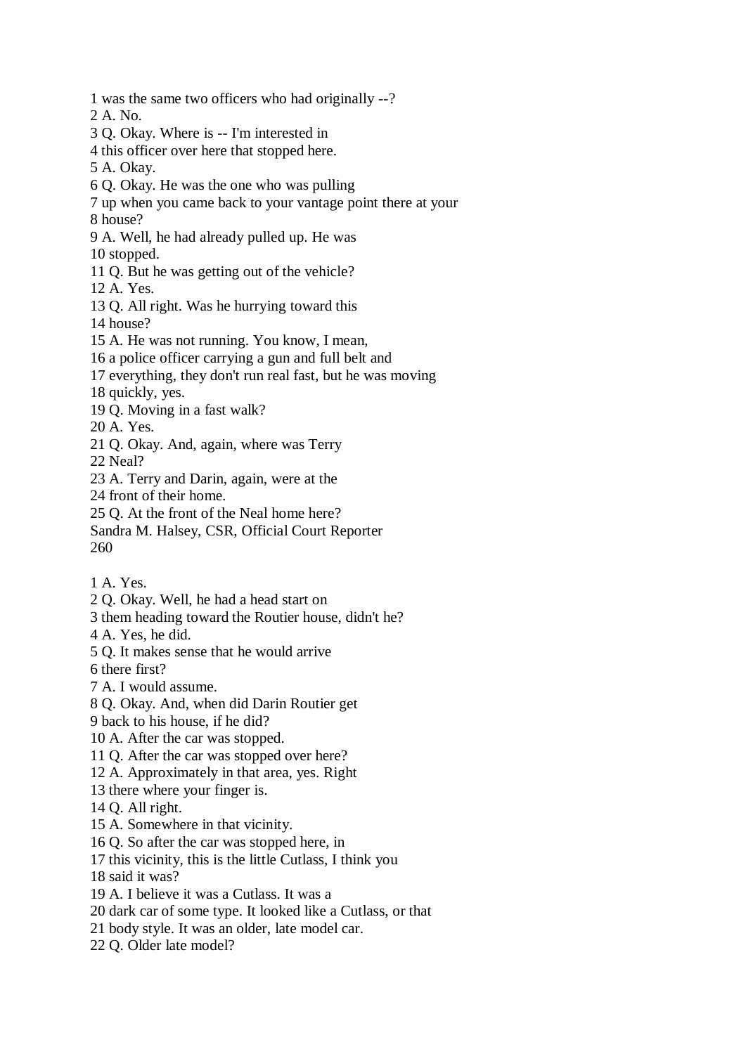1 was the same two officers who had originally --?
2 A. No.
3 Q. Okay. Where is -- I'm interested in
4 this officer over here that stopped here.
5 A. Okay.
6 Q. Okay. He was the one who was pulling
7 up when you came back to your vantage point there at your
8 house?
9 A. Well, he had already pulled up. He was
10 stopped.
11 Q. But he was getting out of the vehicle?
12 A. Yes.
13 Q. All right. Was he hurrying toward this
14 house?
15 A. He was not running. You know, I mean,
16 a police officer carrying a gun and full belt and
17 everything, they don't run real fast, but he was moving
18 quickly, yes.
19 Q. Moving in a fast walk?
20 A. Yes.
21 Q. Okay. And, again, where was Terry
22 Neal?
23 A. Terry and Darin, again, were at the
24 front of their home.
25 Q. At the front of the Neal home here?
Sandra M. Halsey, CSR, Official Court Reporter

1 A. Yes.
2 Q. Okay. Well, he had a head start on
3 them heading toward the Routier house, didn't he?
4 A. Yes, he did.
5 Q. It makes sense that he would arrive
6 there first?
7 A. I would assume.
8 Q. Okay. And, when did Darin Routier get
9 back to his house, if he did?
10 A. After the car was stopped.
11 Q. After the car was stopped over here?
12 A. Approximately in that area, yes. Right
13 there where your finger is.
14 Q. All right.
15 A. Somewhere in that vicinity.
16 Q. So after the car was stopped here, in
17 this vicinity, this is the little Cutlass, I think you
18 said it was?
19 A. I believe it was a Cutlass. It was a
20 dark car of some type. It looked like a Cutlass, or that
21 body style. It was an older, late model car.
22 Q. Older late model?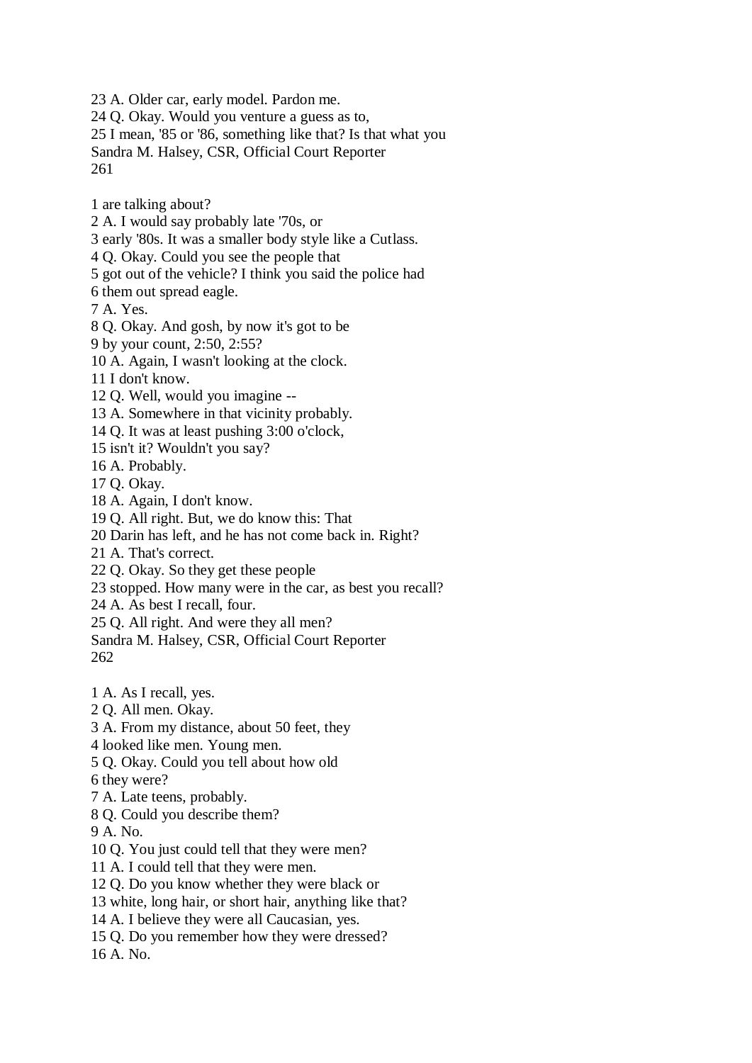23 A. Older car, early model. Pardon me.
24 Q. Okay. Would you venture a guess as to,
25 I mean, '85 or '86, something like that? Is that what you
Sandra M. Halsey, CSR, Official Court Reporter

1 are talking about?
2 A. I would say probably late '70s, or
3 early '80s. It was a smaller body style like a Cutlass.
4 Q. Okay. Could you see the people that
5 got out of the vehicle? I think you said the police had
6 them out spread eagle.
7 A. Yes.
8 Q. Okay. And gosh, by now it's got to be
9 by your count, 2:50, 2:55?
10 A. Again, I wasn't looking at the clock.
11 I don't know.
12 Q. Well, would you imagine --
13 A. Somewhere in that vicinity probably.
14 Q. It was at least pushing 3:00 o'clock,
15 isn't it? Wouldn't you say?
16 A. Probably.
17 Q. Okay.
18 A. Again, I don't know.
19 Q. All right. But, we do know this: That
20 Darin has left, and he has not come back in. Right?
21 A. That's correct.
22 Q. Okay. So they get these people
23 stopped. How many were in the car, as best you recall?
24 A. As best I recall, four.
25 Q. All right. And were they all men?
Sandra M. Halsey, CSR, Official Court Reporter

1 A. As I recall, yes.
2 Q. All men. Okay.
3 A. From my distance, about 50 feet, they
4 looked like men. Young men.
5 Q. Okay. Could you tell about how old
6 they were?
7 A. Late teens, probably.
8 Q. Could you describe them?
9 A. No.
10 Q. You just could tell that they were men?
11 A. I could tell that they were men.
12 Q. Do you know whether they were black or
13 white, long hair, or short hair, anything like that?
14 A. I believe they were all Caucasian, yes.
15 Q. Do you remember how they were dressed?
16 A. No.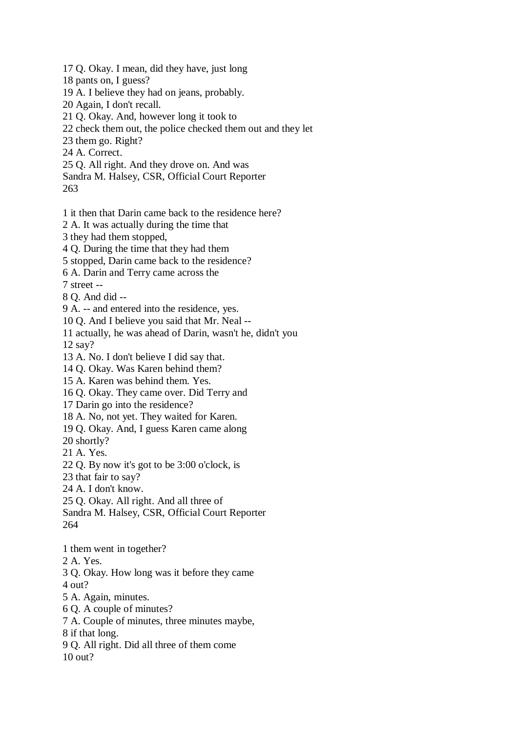17 Q. Okay. I mean, did they have, just long
18 pants on, I guess?
19 A. I believe they had on jeans, probably.
20 Again, I don't recall.
21 Q. Okay. And, however long it took to
22 check them out, the police checked them out and they let
23 them go. Right?
24 A. Correct.
25 Q. All right. And they drove on. And was
Sandra M. Halsey, CSR, Official Court Reporter

1 it then that Darin came back to the residence here?
2 A. It was actually during the time that
3 they had them stopped,
4 Q. During the time that they had them
5 stopped, Darin came back to the residence?
6 A. Darin and Terry came across the
7 street --
8 Q. And did --
9 A. -- and entered into the residence, yes.
10 Q. And I believe you said that Mr. Neal --
11 actually, he was ahead of Darin, wasn't he, didn't you
12 say?
13 A. No. I don't believe I did say that.
14 Q. Okay. Was Karen behind them?
15 A. Karen was behind them. Yes.
16 Q. Okay. They came over. Did Terry and
17 Darin go into the residence?
18 A. No, not yet. They waited for Karen.
19 Q. Okay. And, I guess Karen came along
20 shortly?
21 A. Yes.
22 Q. By now it's got to be 3:00 o'clock, is
23 that fair to say?
24 A. I don't know.
25 Q. Okay. All right. And all three of
Sandra M. Halsey, CSR, Official Court Reporter

1 them went in together?
2 A. Yes.
3 Q. Okay. How long was it before they came
4 out?
5 A. Again, minutes.
6 Q. A couple of minutes?
7 A. Couple of minutes, three minutes maybe,
8 if that long.
9 Q. All right. Did all three of them come
10 out?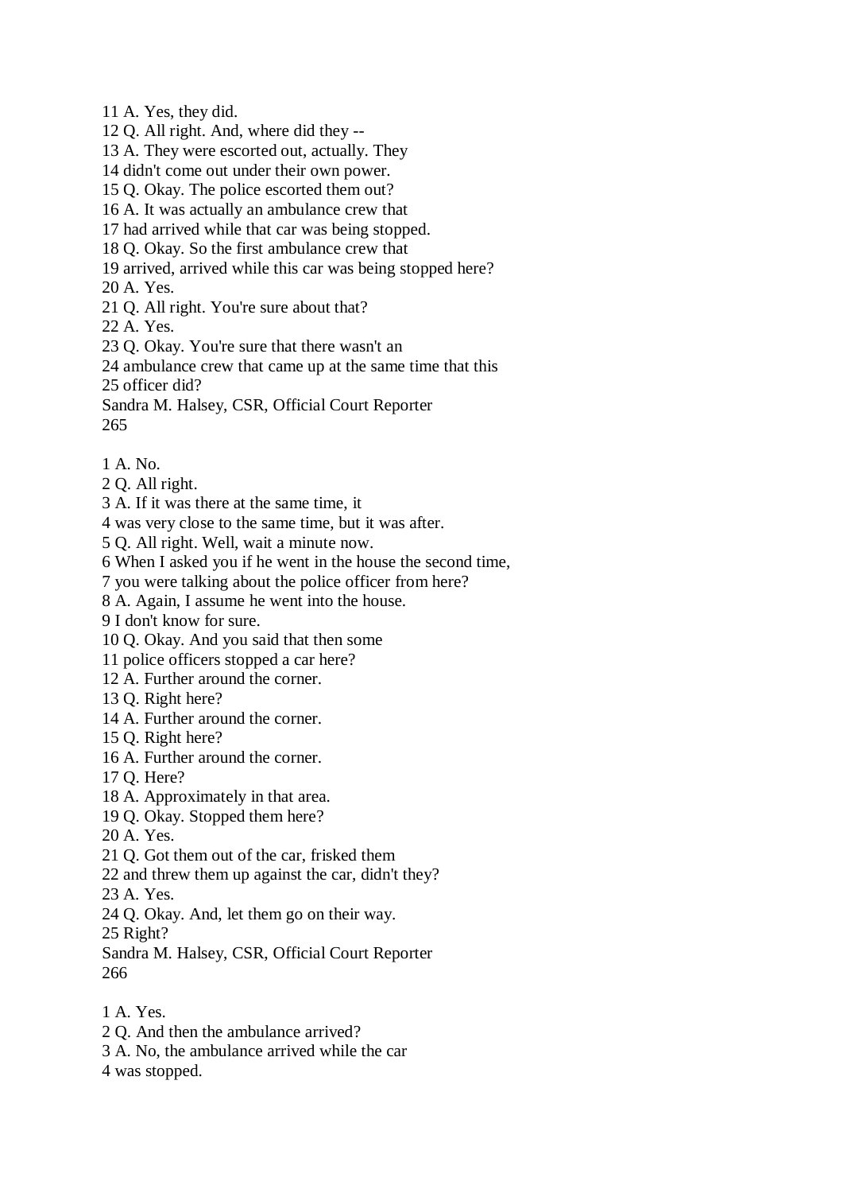11 A. Yes, they did.
12 Q. All right. And, where did they --
13 A. They were escorted out, actually. They
14 didn't come out under their own power.
15 Q. Okay. The police escorted them out?
16 A. It was actually an ambulance crew that
17 had arrived while that car was being stopped.
18 Q. Okay. So the first ambulance crew that
19 arrived, arrived while this car was being stopped here?
20 A. Yes.
21 Q. All right. You're sure about that?
22 A. Yes.
23 Q. Okay. You're sure that there wasn't an
24 ambulance crew that came up at the same time that this
25 officer did?

1 A. No.
2 Q. All right.
3 A. If it was there at the same time, it
4 was very close to the same time, but it was after.
5 Q. All right. Well, wait a minute now.
6 When I asked you if he went in the house the second time,
7 you were talking about the police officer from here?
8 A. Again, I assume he went into the house.
9 I don't know for sure.
10 Q. Okay. And you said that then some
11 police officers stopped a car here?
12 A. Further around the corner.
13 Q. Right here?
14 A. Further around the corner.
15 Q. Right here?
16 A. Further around the corner.
17 Q. Here?
18 A. Approximately in that area.
19 Q. Okay. Stopped them here?
20 A. Yes.
21 Q. Got them out of the car, frisked them
22 and threw them up against the car, didn't they?
23 A. Yes.
24 Q. Okay. And, let them go on their way.
25 Right?

1 A. Yes.
2 Q. And then the ambulance arrived?
3 A. No, the ambulance arrived while the car
4 was stopped.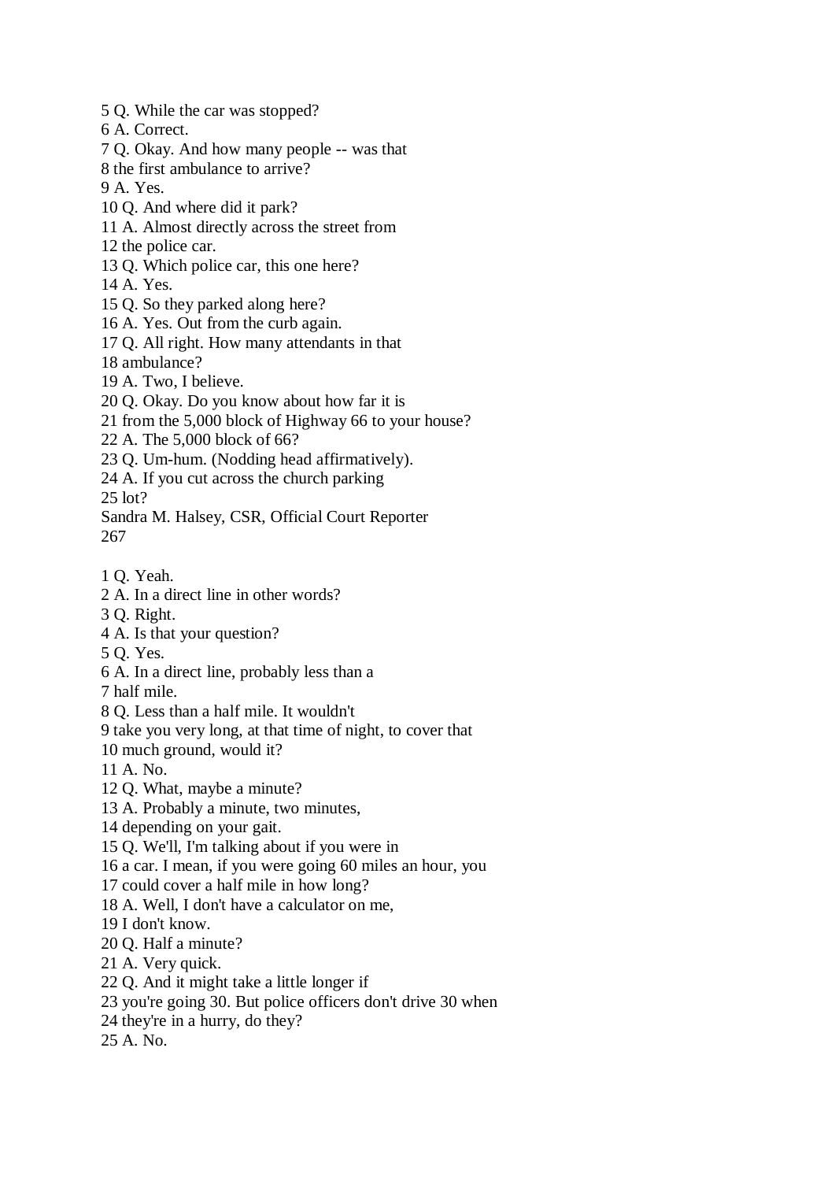5 Q. While the car was stopped?
6 A. Correct.
7 Q. Okay. And how many people -- was that
8 the first ambulance to arrive?
9 A. Yes.
10 Q. And where did it park?
11 A. Almost directly across the street from
12 the police car.
13 Q. Which police car, this one here?
14 A. Yes.
15 Q. So they parked along here?
16 A. Yes. Out from the curb again.
17 Q. All right. How many attendants in that
18 ambulance?
19 A. Two, I believe.
20 Q. Okay. Do you know about how far it is
21 from the 5,000 block of Highway 66 to your house?
22 A. The 5,000 block of 66?
23 Q. Um-hum. (Nodding head affirmatively).
24 A. If you cut across the church parking
25 lot?
Sandra M. Halsey, CSR, Official Court Reporter

1 Q. Yeah.
2 A. In a direct line in other words?
3 Q. Right.
4 A. Is that your question?
5 Q. Yes.
6 A. In a direct line, probably less than a
7 half mile.
8 Q. Less than a half mile. It wouldn't
9 take you very long, at that time of night, to cover that
10 much ground, would it?
11 A. No.
12 Q. What, maybe a minute?
13 A. Probably a minute, two minutes,
14 depending on your gait.
15 Q. We'll, I'm talking about if you were in
16 a car. I mean, if you were going 60 miles an hour, you
17 could cover a half mile in how long?
18 A. Well, I don't have a calculator on me,
19 I don't know.
20 Q. Half a minute?
21 A. Very quick.
22 Q. And it might take a little longer if
23 you're going 30. But police officers don't drive 30 when
24 they're in a hurry, do they?
25 A. No.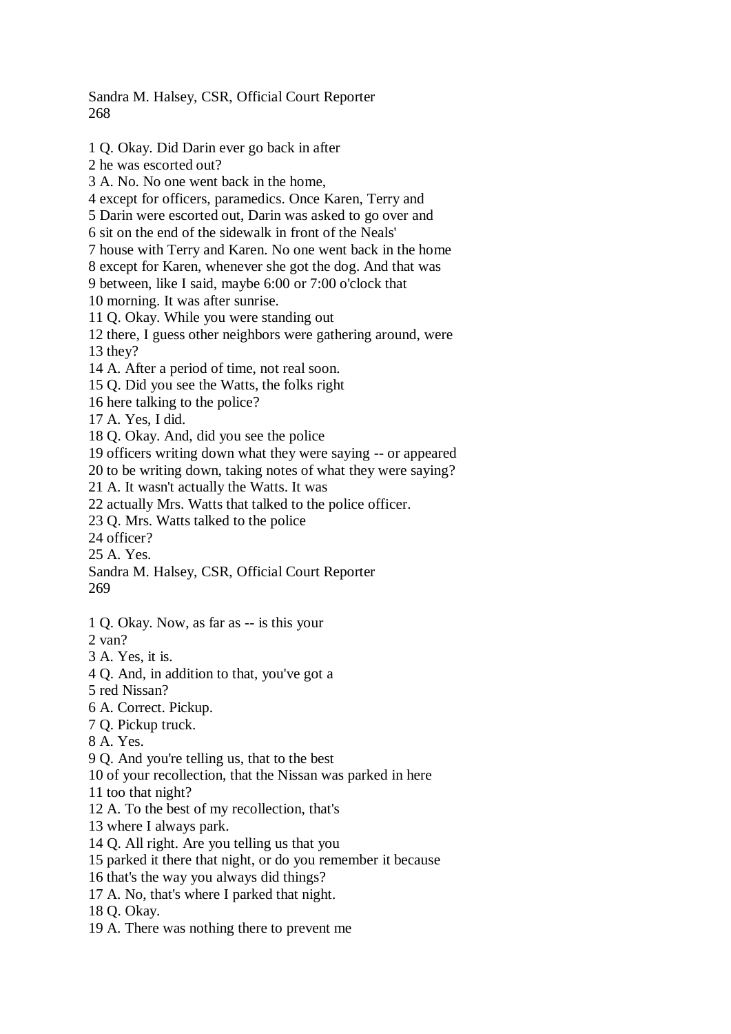1 Q. Okay. Did Darin ever go back in after
2 he was escorted out?
3 A. No. No one went back in the home,
4 except for officers, paramedics. Once Karen, Terry and
5 Darin were escorted out, Darin was asked to go over and
6 sit on the end of the sidewalk in front of the Neals'
7 house with Terry and Karen. No one went back in the home
8 except for Karen, whenever she got the dog. And that was
9 between, like I said, maybe 6:00 or 7:00 o'clock that
10 morning. It was after sunrise.
11 Q. Okay. While you were standing out
12 there, I guess other neighbors were gathering around, were
13 they?
14 A. After a period of time, not real soon.
15 Q. Did you see the Watts, the folks right
16 here talking to the police?
17 A. Yes, I did.
18 Q. Okay. And, did you see the police
19 officers writing down what they were saying -- or appeared
20 to be writing down, taking notes of what they were saying?
21 A. It wasn't actually the Watts. It was
22 actually Mrs. Watts that talked to the police officer.
23 Q. Mrs. Watts talked to the police
24 officer?
25 A. Yes.

1 Q. Okay. Now, as far as -- is this your
2 van?
3 A. Yes, it is.
4 Q. And, in addition to that, you've got a
5 red Nissan?
6 A. Correct. Pickup.
7 Q. Pickup truck.
8 A. Yes.
9 Q. And you're telling us, that to the best
10 of your recollection, that the Nissan was parked in here
11 too that night?
12 A. To the best of my recollection, that's
13 where I always park.
14 Q. All right. Are you telling us that you
15 parked it there that night, or do you remember it because
16 that's the way you always did things?
17 A. No, that's where I parked that night.
18 Q. Okay.
19 A. There was nothing there to prevent me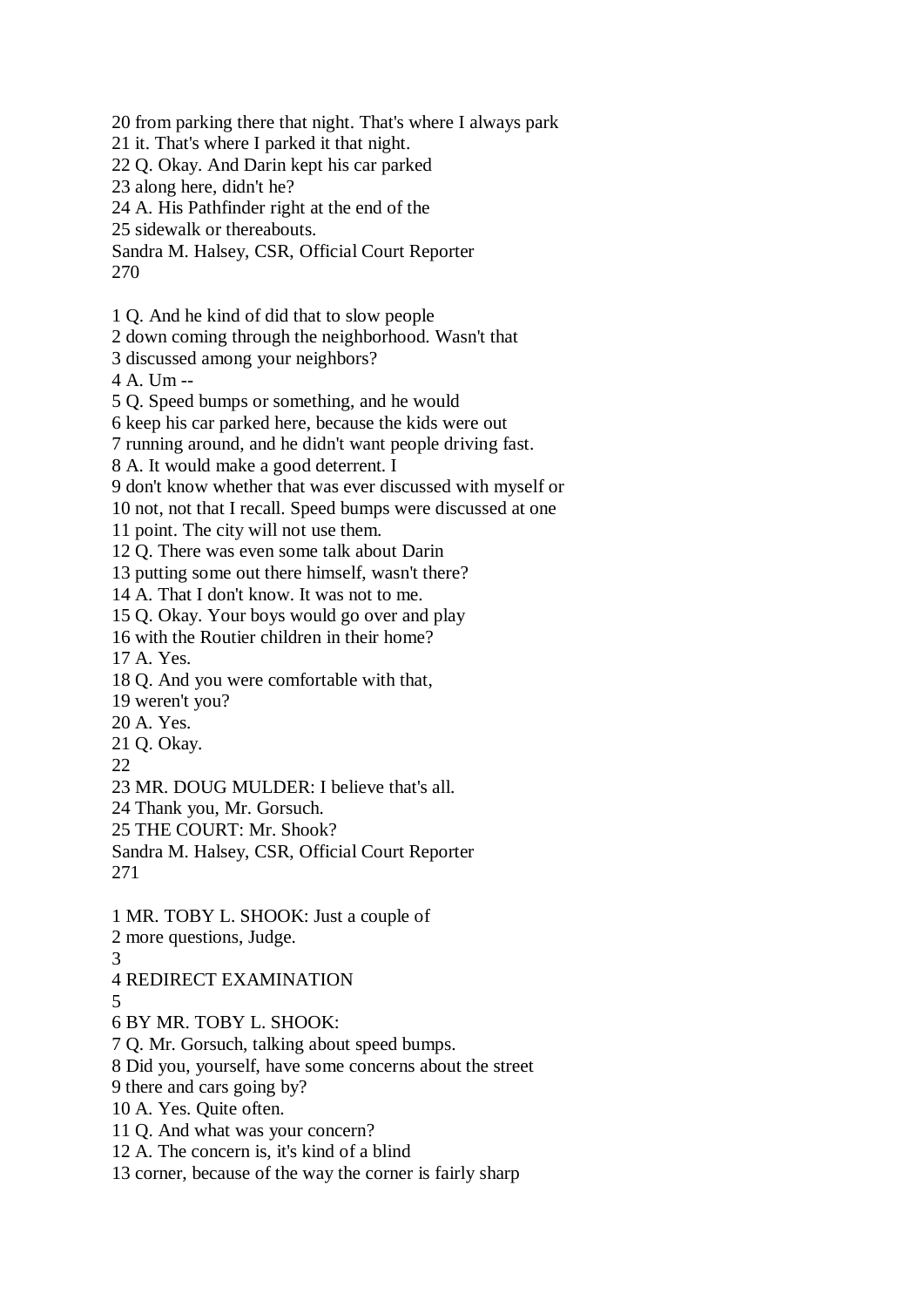20 from parking there that night. That's where I always park
21 it. That's where I parked it that night.
22 Q. Okay. And Darin kept his car parked
23 along here, didn't he?
24 A. His Pathfinder right at the end of the
25 sidewalk or thereabouts.

1 Q. And he kind of did that to slow people
2 down coming through the neighborhood. Wasn't that
3 discussed among your neighbors?
4 A. Um --
5 Q. Speed bumps or something, and he would
6 keep his car parked here, because the kids were out
7 running around, and he didn't want people driving fast.
8 A. It would make a good deterrent. I
9 don't know whether that was ever discussed with myself or
10 not, not that I recall. Speed bumps were discussed at one
11 point. The city will not use them.
12 Q. There was even some talk about Darin
13 putting some out there himself, wasn't there?
14 A. That I don't know. It was not to me.
15 Q. Okay. Your boys would go over and play
16 with the Routier children in their home?
17 A. Yes.
18 Q. And you were comfortable with that,
19 weren't you?
20 A. Yes.
21 Q. Okay.
22
23 MR. DOUG MULDER: I believe that's all.
24 Thank you, Mr. Gorsuch.
25 THE COURT: Mr. Shook?

1 MR. TOBY L. SHOOK: Just a couple of
2 more questions, Judge.
3
4 REDIRECT EXAMINATION
5
6 BY MR. TOBY L. SHOOK:
7 Q. Mr. Gorsuch, talking about speed bumps.
8 Did you, yourself, have some concerns about the street
9 there and cars going by?
10 A. Yes. Quite often.
11 Q. And what was your concern?
12 A. The concern is, it's kind of a blind
13 corner, because of the way the corner is fairly sharp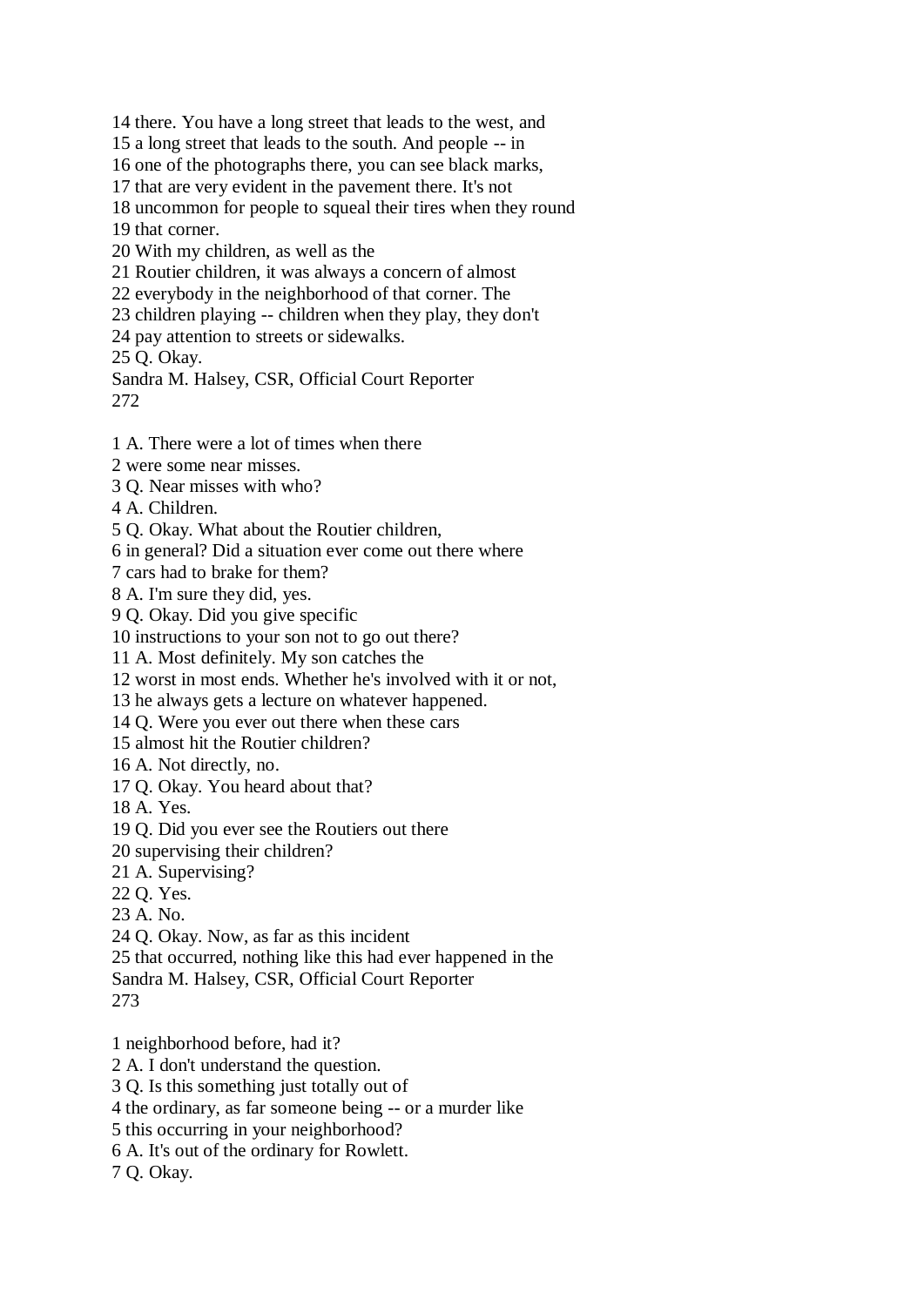14 there. You have a long street that leads to the west, and
15 a long street that leads to the south. And people -- in
16 one of the photographs there, you can see black marks,
17 that are very evident in the pavement there. It's not
18 uncommon for people to squeal their tires when they round
19 that corner.
20 With my children, as well as the
21 Routier children, it was always a concern of almost
22 everybody in the neighborhood of that corner. The
23 children playing -- children when they play, they don't
24 pay attention to streets or sidewalks.
25 Q. Okay.
Sandra M. Halsey, CSR, Official Court Reporter

1 A. There were a lot of times when there
2 were some near misses.
3 Q. Near misses with who?
4 A. Children.
5 Q. Okay. What about the Routier children,
6 in general? Did a situation ever come out there where
7 cars had to brake for them?
8 A. I'm sure they did, yes.
9 Q. Okay. Did you give specific
10 instructions to your son not to go out there?
11 A. Most definitely. My son catches the
12 worst in most ends. Whether he's involved with it or not,
13 he always gets a lecture on whatever happened.
14 Q. Were you ever out there when these cars
15 almost hit the Routier children?
16 A. Not directly, no.
17 Q. Okay. You heard about that?
18 A. Yes.
19 Q. Did you ever see the Routiers out there
20 supervising their children?
21 A. Supervising?
22 Q. Yes.
23 A. No.
24 Q. Okay. Now, as far as this incident
25 that occurred, nothing like this had ever happened in the
Sandra M. Halsey, CSR, Official Court Reporter

1 neighborhood before, had it?
2 A. I don't understand the question.
3 Q. Is this something just totally out of
4 the ordinary, as far someone being -- or a murder like
5 this occurring in your neighborhood?
6 A. It's out of the ordinary for Rowlett.
7 Q. Okay.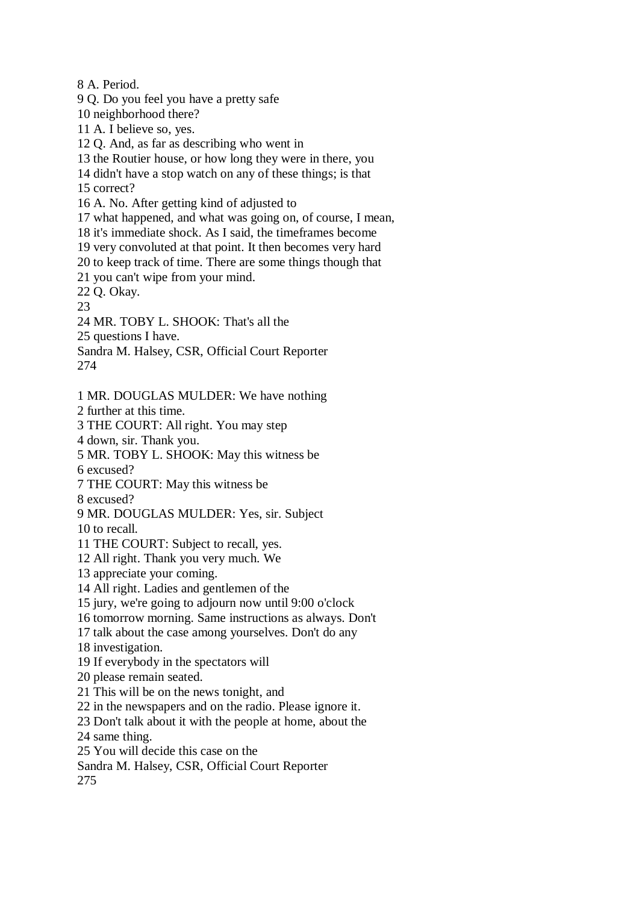8 A. Period.
9 Q. Do you feel you have a pretty safe
10 neighborhood there?
11 A. I believe so, yes.
12 Q. And, as far as describing who went in
13 the Routier house, or how long they were in there, you
14 didn't have a stop watch on any of these things; is that
15 correct?
16 A. No. After getting kind of adjusted to
17 what happened, and what was going on, of course, I mean,
18 it's immediate shock. As I said, the timeframes become
19 very convoluted at that point. It then becomes very hard
20 to keep track of time. There are some things though that
21 you can't wipe from your mind.
22 Q. Okay.
23
24 MR. TOBY L. SHOOK: That's all the
25 questions I have.
Sandra M. Halsey, CSR, Official Court Reporter

1 MR. DOUGLAS MULDER: We have nothing
2 further at this time.
3 THE COURT: All right. You may step
4 down, sir. Thank you.
5 MR. TOBY L. SHOOK: May this witness be
6 excused?
7 THE COURT: May this witness be
8 excused?
9 MR. DOUGLAS MULDER: Yes, sir. Subject
10 to recall.
11 THE COURT: Subject to recall, yes.
12 All right. Thank you very much. We
13 appreciate your coming.
14 All right. Ladies and gentlemen of the
15 jury, we're going to adjourn now until 9:00 o'clock
16 tomorrow morning. Same instructions as always. Don't
17 talk about the case among yourselves. Don't do any
18 investigation.
19 If everybody in the spectators will
20 please remain seated.
21 This will be on the news tonight, and
22 in the newspapers and on the radio. Please ignore it.
23 Don't talk about it with the people at home, about the
24 same thing.
25 You will decide this case on the
Sandra M. Halsey, CSR, Official Court Reporter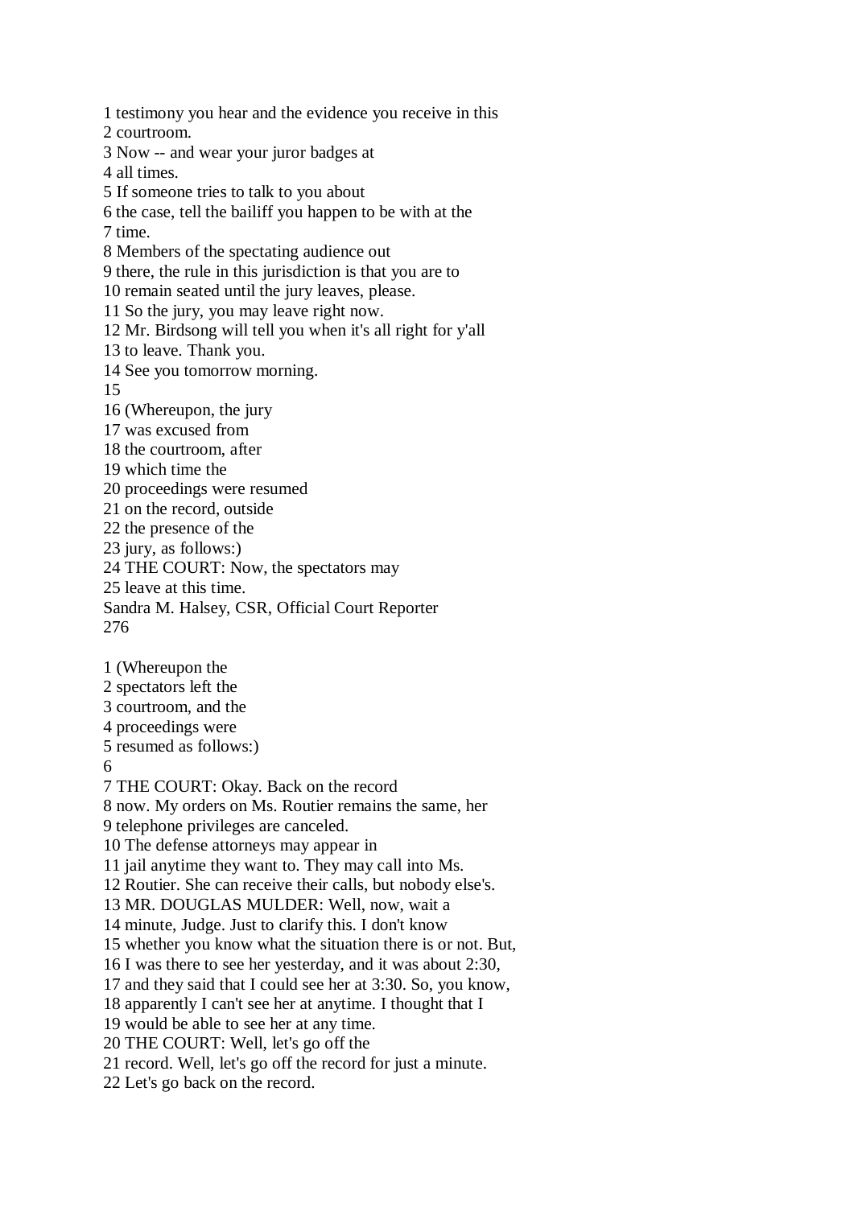1 testimony you hear and the evidence you receive in this
2 courtroom.
3 Now -- and wear your juror badges at
4 all times.
5 If someone tries to talk to you about
6 the case, tell the bailiff you happen to be with at the
7 time.
8 Members of the spectating audience out
9 there, the rule in this jurisdiction is that you are to
10 remain seated until the jury leaves, please.
11 So the jury, you may leave right now.
12 Mr. Birdsong will tell you when it's all right for y'all
13 to leave. Thank you.
14 See you tomorrow morning.
15
16 (Whereupon, the jury
17 was excused from
18 the courtroom, after
19 which time the
20 proceedings were resumed
21 on the record, outside
22 the presence of the
23 jury, as follows:)
24 THE COURT: Now, the spectators may
25 leave at this time.
Sandra M. Halsey, CSR, Official Court Reporter

1 (Whereupon the
2 spectators left the
3 courtroom, and the
4 proceedings were
5 resumed as follows:)
6
7 THE COURT: Okay. Back on the record
8 now. My orders on Ms. Routier remains the same, her
9 telephone privileges are canceled.
10 The defense attorneys may appear in
11 jail anytime they want to. They may call into Ms.
12 Routier. She can receive their calls, but nobody else's.
13 MR. DOUGLAS MULDER: Well, now, wait a
14 minute, Judge. Just to clarify this. I don't know
15 whether you know what the situation there is or not. But,
16 I was there to see her yesterday, and it was about 2:30,
17 and they said that I could see her at 3:30. So, you know,
18 apparently I can't see her at anytime. I thought that I
19 would be able to see her at any time.
20 THE COURT: Well, let's go off the
21 record. Well, let's go off the record for just a minute.
22 Let's go back on the record.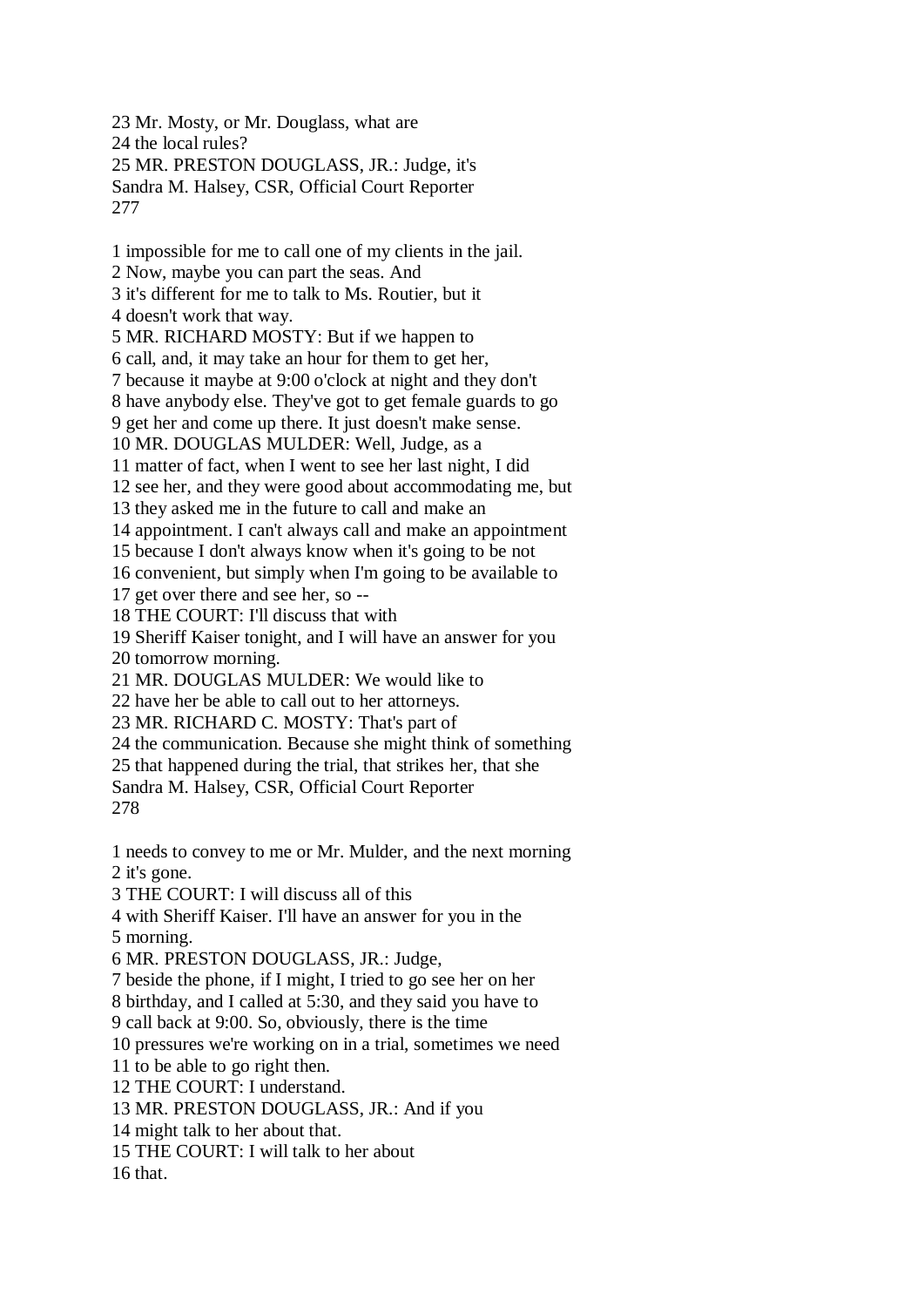23 Mr. Mosty, or Mr. Douglass, what are
24 the local rules?
25 MR. PRESTON DOUGLASS, JR.: Judge, it's

1 impossible for me to call one of my clients in the jail.
2 Now, maybe you can part the seas. And
3 it's different for me to talk to Ms. Routier, but it
4 doesn't work that way.
5 MR. RICHARD MOSTY: But if we happen to
6 call, and, it may take an hour for them to get her,
7 because it maybe at 9:00 o'clock at night and they don't
8 have anybody else. They've got to get female guards to go
9 get her and come up there. It just doesn't make sense.
10 MR. DOUGLAS MULDER: Well, Judge, as a
11 matter of fact, when I went to see her last night, I did
12 see her, and they were good about accommodating me, but
13 they asked me in the future to call and make an
14 appointment. I can't always call and make an appointment
15 because I don't always know when it's going to be not
16 convenient, but simply when I'm going to be available to
17 get over there and see her, so --
18 THE COURT: I'll discuss that with
19 Sheriff Kaiser tonight, and I will have an answer for you
20 tomorrow morning.
21 MR. DOUGLAS MULDER: We would like to
22 have her be able to call out to her attorneys.
23 MR. RICHARD C. MOSTY: That's part of
24 the communication. Because she might think of something
25 that happened during the trial, that strikes her, that she

1 needs to convey to me or Mr. Mulder, and the next morning
2 it's gone.
3 THE COURT: I will discuss all of this
4 with Sheriff Kaiser. I'll have an answer for you in the
5 morning.
6 MR. PRESTON DOUGLASS, JR.: Judge,
7 beside the phone, if I might, I tried to go see her on her
8 birthday, and I called at 5:30, and they said you have to
9 call back at 9:00. So, obviously, there is the time
10 pressures we're working on in a trial, sometimes we need
11 to be able to go right then.
12 THE COURT: I understand.
13 MR. PRESTON DOUGLASS, JR.: And if you
14 might talk to her about that.
15 THE COURT: I will talk to her about
16 that.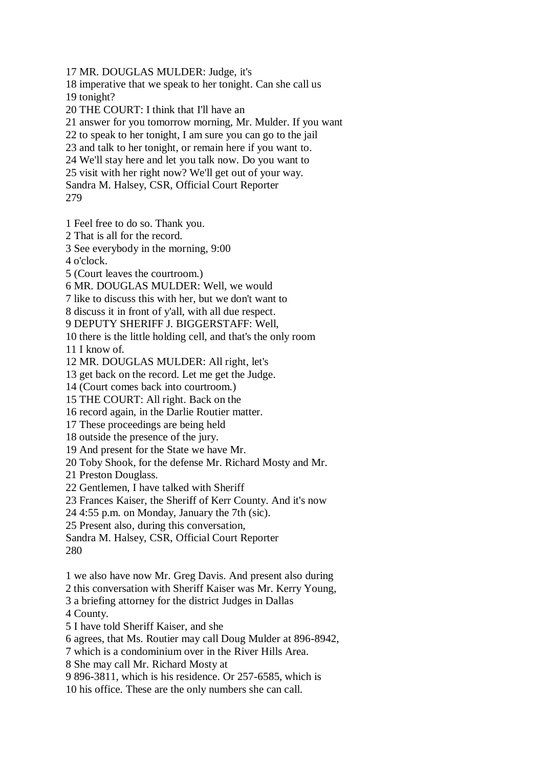17 MR. DOUGLAS MULDER: Judge, it's
18 imperative that we speak to her tonight. Can she call us
19 tonight?
20 THE COURT: I think that I'll have an
21 answer for you tomorrow morning, Mr. Mulder. If you want
22 to speak to her tonight, I am sure you can go to the jail
23 and talk to her tonight, or remain here if you want to.
24 We'll stay here and let you talk now. Do you want to
25 visit with her right now? We'll get out of your way.
Sandra M. Halsey, CSR, Official Court Reporter

1 Feel free to do so. Thank you.
2 That is all for the record.
3 See everybody in the morning, 9:00
4 o'clock.
5 (Court leaves the courtroom.)
6 MR. DOUGLAS MULDER: Well, we would
7 like to discuss this with her, but we don't want to
8 discuss it in front of y'all, with all due respect.
9 DEPUTY SHERIFF J. BIGGERSTAFF: Well,
10 there is the little holding cell, and that's the only room
11 I know of.
12 MR. DOUGLAS MULDER: All right, let's
13 get back on the record. Let me get the Judge.
14 (Court comes back into courtroom.)
15 THE COURT: All right. Back on the
16 record again, in the Darlie Routier matter.
17 These proceedings are being held
18 outside the presence of the jury.
19 And present for the State we have Mr.
20 Toby Shook, for the defense Mr. Richard Mosty and Mr.
21 Preston Douglass.
22 Gentlemen, I have talked with Sheriff
23 Frances Kaiser, the Sheriff of Kerr County. And it's now
24 4:55 p.m. on Monday, January the 7th (sic).
25 Present also, during this conversation,
Sandra M. Halsey, CSR, Official Court Reporter

1 we also have now Mr. Greg Davis. And present also during
2 this conversation with Sheriff Kaiser was Mr. Kerry Young,
3 a briefing attorney for the district Judges in Dallas
4 County.
5 I have told Sheriff Kaiser, and she
6 agrees, that Ms. Routier may call Doug Mulder at 896-8942,
7 which is a condominium over in the River Hills Area.
8 She may call Mr. Richard Mosty at
9 896-3811, which is his residence. Or 257-6585, which is
10 his office. These are the only numbers she can call.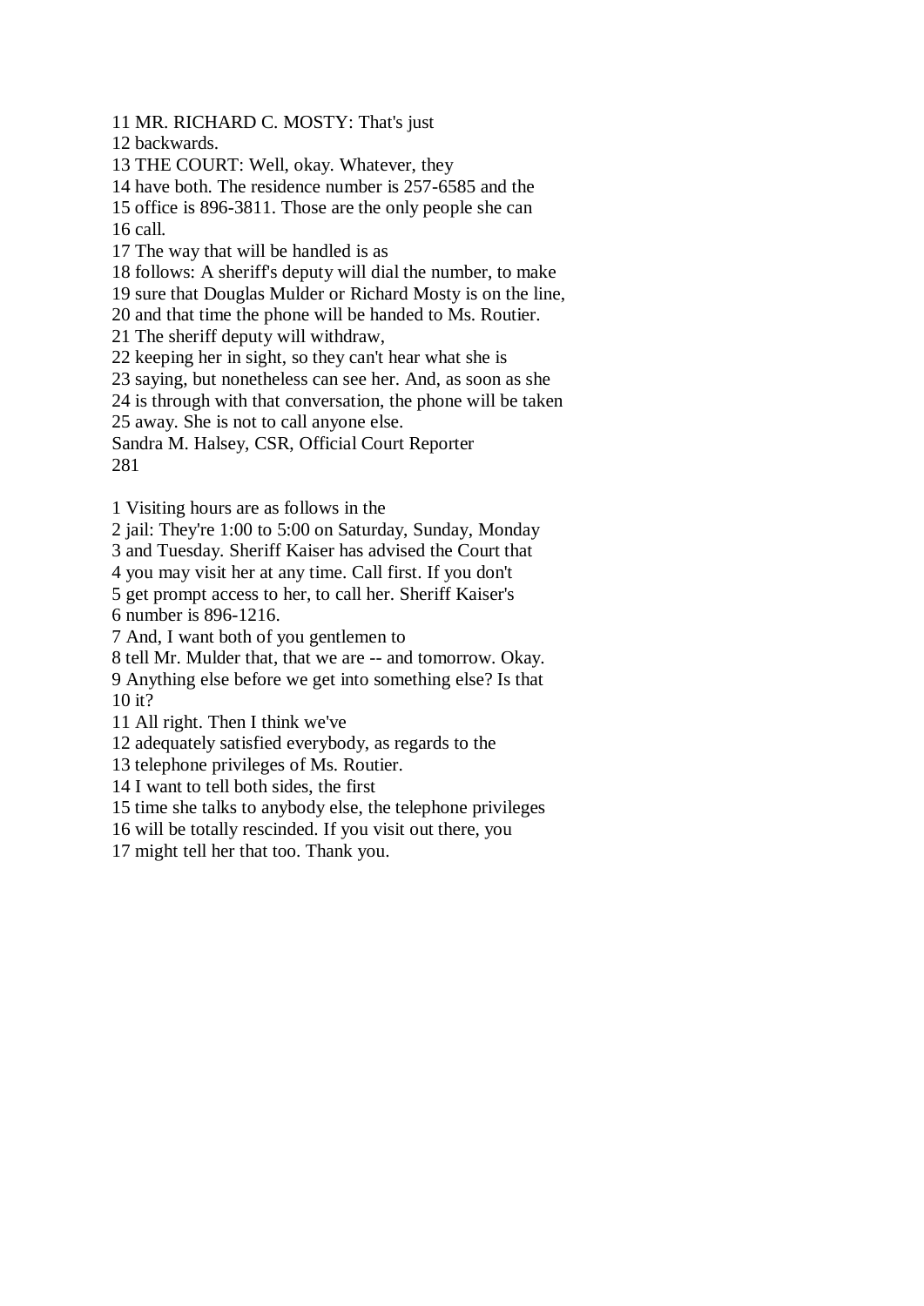11 MR. RICHARD C. MOSTY: That's just
12 backwards.
13 THE COURT: Well, okay. Whatever, they
14 have both. The residence number is 257-6585 and the
15 office is 896-3811. Those are the only people she can
16 call.
17 The way that will be handled is as
18 follows: A sheriff's deputy will dial the number, to make
19 sure that Douglas Mulder or Richard Mosty is on the line,
20 and that time the phone will be handed to Ms. Routier.
21 The sheriff deputy will withdraw,
22 keeping her in sight, so they can't hear what she is
23 saying, but nonetheless can see her. And, as soon as she
24 is through with that conversation, the phone will be taken
25 away. She is not to call anyone else.
Sandra M. Halsey, CSR, Official Court Reporter
281

1 Visiting hours are as follows in the
2 jail: They're 1:00 to 5:00 on Saturday, Sunday, Monday
3 and Tuesday. Sheriff Kaiser has advised the Court that
4 you may visit her at any time. Call first. If you don't
5 get prompt access to her, to call her. Sheriff Kaiser's
6 number is 896-1216.
7 And, I want both of you gentlemen to
8 tell Mr. Mulder that, that we are -- and tomorrow. Okay.
9 Anything else before we get into something else? Is that
10 it?
11 All right. Then I think we've
12 adequately satisfied everybody, as regards to the
13 telephone privileges of Ms. Routier.
14 I want to tell both sides, the first
15 time she talks to anybody else, the telephone privileges
16 will be totally rescinded. If you visit out there, you
17 might tell her that too. Thank you.